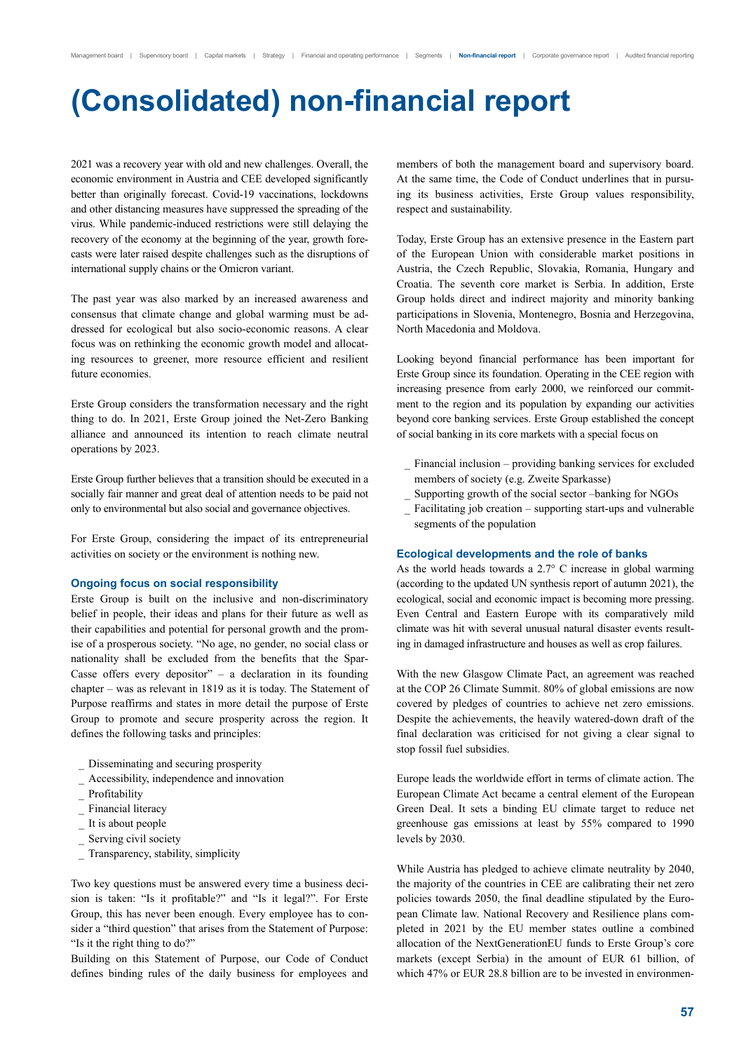# (Consolidated) non-financial report

2021 was a recovery year with old and new challenges. Overall, the economic environment in Austria and CEE developed significantly better than originally forecast. Covid-19 vaccinations, lockdowns and other distancing measures have suppressed the spreading of the virus. While pandemic-induced restrictions were still delaying the recovery of the economy at the beginning of the year, growth forecasts were later raised despite challenges such as the disruptions of international supply chains or the Omicron variant.

The past year was also marked by an increased awareness and consensus that climate change and global warming must be addressed for ecological but also socio-economic reasons. A clear focus was on rethinking the economic growth model and allocating resources to greener, more resource efficient and resilient future economies.

Erste Group considers the transformation necessary and the right thing to do. In 2021, Erste Group joined the Net-Zero Banking alliance and announced its intention to reach climate neutral operations by 2023.

Erste Group further believes that a transition should be executed in a socially fair manner and great deal of attention needs to be paid not only to environmental but also social and governance objectives.

For Erste Group, considering the impact of its entrepreneurial activities on society or the environment is nothing new.

### Ongoing focus on social responsibility

Erste Group is built on the inclusive and non-discriminatory belief in people, their ideas and plans for their future as well as their capabilities and potential for personal growth and the promise of a prosperous society. "No age, no gender, no social class or nationality shall be excluded from the benefits that the Spar-Casse offers every depositor" – a declaration in its founding chapter – was as relevant in 1819 as it is today. The Statement of Purpose reaffirms and states in more detail the purpose of Erste Group to promote and secure prosperity across the region. It defines the following tasks and principles:

- Disseminating and securing prosperity
- Accessibility, independence and innovation
- Profitability
- Financial literacy
- It is about people
- Serving civil society
- Transparency, stability, simplicity

Two key questions must be answered every time a business decision is taken: "Is it profitable?" and "Is it legal?". For Erste Group, this has never been enough. Every employee has to consider a "third question" that arises from the Statement of Purpose: "Is it the right thing to do?"

Building on this Statement of Purpose, our Code of Conduct defines binding rules of the daily business for employees and members of both the management board and supervisory board. At the same time, the Code of Conduct underlines that in pursuing its business activities, Erste Group values responsibility, respect and sustainability.

Today, Erste Group has an extensive presence in the Eastern part of the European Union with considerable market positions in Austria, the Czech Republic, Slovakia, Romania, Hungary and Croatia. The seventh core market is Serbia. In addition, Erste Group holds direct and indirect majority and minority banking participations in Slovenia, Montenegro, Bosnia and Herzegovina, North Macedonia and Moldova.

Looking beyond financial performance has been important for Erste Group since its foundation. Operating in the CEE region with increasing presence from early 2000, we reinforced our commitment to the region and its population by expanding our activities beyond core banking services. Erste Group established the concept of social banking in its core markets with a special focus on

- Financial inclusion – providing banking services for excluded members of society (e.g. Zweite Sparkasse)
- Supporting growth of the social sector –banking for NGOs
- Facilitating job creation – supporting start-ups and vulnerable segments of the population

### Ecological developments and the role of banks

As the world heads towards a 2.7° C increase in global warming (according to the updated UN synthesis report of autumn 2021), the ecological, social and economic impact is becoming more pressing. Even Central and Eastern Europe with its comparatively mild climate was hit with several unusual natural disaster events resulting in damaged infrastructure and houses as well as crop failures.

With the new Glasgow Climate Pact, an agreement was reached at the COP 26 Climate Summit. 80% of global emissions are now covered by pledges of countries to achieve net zero emissions. Despite the achievements, the heavily watered-down draft of the final declaration was criticised for not giving a clear signal to stop fossil fuel subsidies.

Europe leads the worldwide effort in terms of climate action. The European Climate Act became a central element of the European Green Deal. It sets a binding EU climate target to reduce net greenhouse gas emissions at least by 55% compared to 1990 levels by 2030.

While Austria has pledged to achieve climate neutrality by 2040, the majority of the countries in CEE are calibrating their net zero policies towards 2050, the final deadline stipulated by the European Climate law. National Recovery and Resilience plans completed in 2021 by the EU member states outline a combined allocation of the NextGenerationEU funds to Erste Group's core markets (except Serbia) in the amount of EUR 61 billion, of which 47% or EUR 28.8 billion are to be invested in environmen-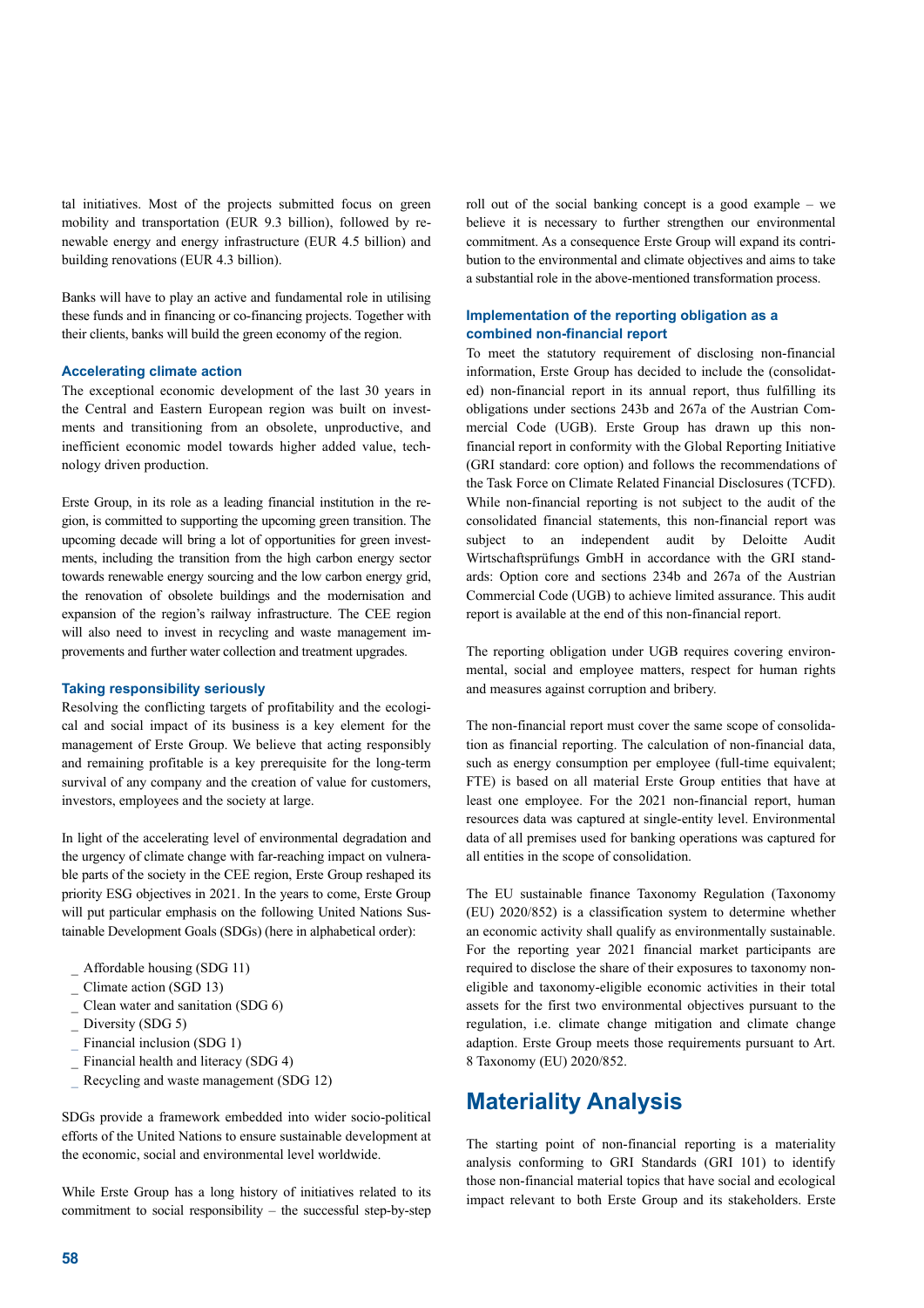tal initiatives. Most of the projects submitted focus on green mobility and transportation (EUR 9.3 billion), followed by renewable energy and energy infrastructure (EUR 4.5 billion) and building renovations (EUR 4.3 billion).

Banks will have to play an active and fundamental role in utilising these funds and in financing or co-financing projects. Together with their clients, banks will build the green economy of the region.

### Accelerating climate action

The exceptional economic development of the last 30 years in the Central and Eastern European region was built on investments and transitioning from an obsolete, unproductive, and inefficient economic model towards higher added value, technology driven production.

Erste Group, in its role as a leading financial institution in the region, is committed to supporting the upcoming green transition. The upcoming decade will bring a lot of opportunities for green investments, including the transition from the high carbon energy sector towards renewable energy sourcing and the low carbon energy grid, the renovation of obsolete buildings and the modernisation and expansion of the region's railway infrastructure. The CEE region will also need to invest in recycling and waste management improvements and further water collection and treatment upgrades.

### Taking responsibility seriously

Resolving the conflicting targets of profitability and the ecological and social impact of its business is a key element for the management of Erste Group. We believe that acting responsibly and remaining profitable is a key prerequisite for the long-term survival of any company and the creation of value for customers, investors, employees and the society at large.

In light of the accelerating level of environmental degradation and the urgency of climate change with far-reaching impact on vulnerable parts of the society in the CEE region, Erste Group reshaped its priority ESG objectives in 2021. In the years to come, Erste Group will put particular emphasis on the following United Nations Sustainable Development Goals (SDGs) (here in alphabetical order):

- Affordable housing (SDG 11)
- Climate action (SGD 13)
- Clean water and sanitation (SDG 6)
- Diversity (SDG 5)
- Financial inclusion (SDG 1)
- Financial health and literacy (SDG 4)
- Recycling and waste management (SDG 12)

SDGs provide a framework embedded into wider socio-political efforts of the United Nations to ensure sustainable development at the economic, social and environmental level worldwide.

While Erste Group has a long history of initiatives related to its commitment to social responsibility – the successful step-by-step roll out of the social banking concept is a good example – we believe it is necessary to further strengthen our environmental commitment. As a consequence Erste Group will expand its contribution to the environmental and climate objectives and aims to take a substantial role in the above-mentioned transformation process.

### Implementation of the reporting obligation as a combined non-financial report

To meet the statutory requirement of disclosing non-financial information, Erste Group has decided to include the (consolidated) non-financial report in its annual report, thus fulfilling its obligations under sections 243b and 267a of the Austrian Commercial Code (UGB). Erste Group has drawn up this non-financial report in conformity with the Global Reporting Initiative (GRI standard: core option) and follows the recommendations of the Task Force on Climate Related Financial Disclosures (TCFD). While non-financial reporting is not subject to the audit of the consolidated financial statements, this non-financial report was subject to an independent audit by Deloitte Audit Wirtschaftsprüfungs GmbH in accordance with the GRI standards: Option core and sections 234b and 267a of the Austrian Commercial Code (UGB) to achieve limited assurance. This audit report is available at the end of this non-financial report.

The reporting obligation under UGB requires covering environmental, social and employee matters, respect for human rights and measures against corruption and bribery.

The non-financial report must cover the same scope of consolidation as financial reporting. The calculation of non-financial data, such as energy consumption per employee (full-time equivalent; FTE) is based on all material Erste Group entities that have at least one employee. For the 2021 non-financial report, human resources data was captured at single-entity level. Environmental data of all premises used for banking operations was captured for all entities in the scope of consolidation.

The EU sustainable finance Taxonomy Regulation (Taxonomy (EU) 2020/852) is a classification system to determine whether an economic activity shall qualify as environmentally sustainable. For the reporting year 2021 financial market participants are required to disclose the share of their exposures to taxonomy non-eligible and taxonomy-eligible economic activities in their total assets for the first two environmental objectives pursuant to the regulation, i.e. climate change mitigation and climate change adaption. Erste Group meets those requirements pursuant to Art. 8 Taxonomy (EU) 2020/852.

## Materiality Analysis

The starting point of non-financial reporting is a materiality analysis conforming to GRI Standards (GRI 101) to identify those non-financial material topics that have social and ecological impact relevant to both Erste Group and its stakeholders. Erste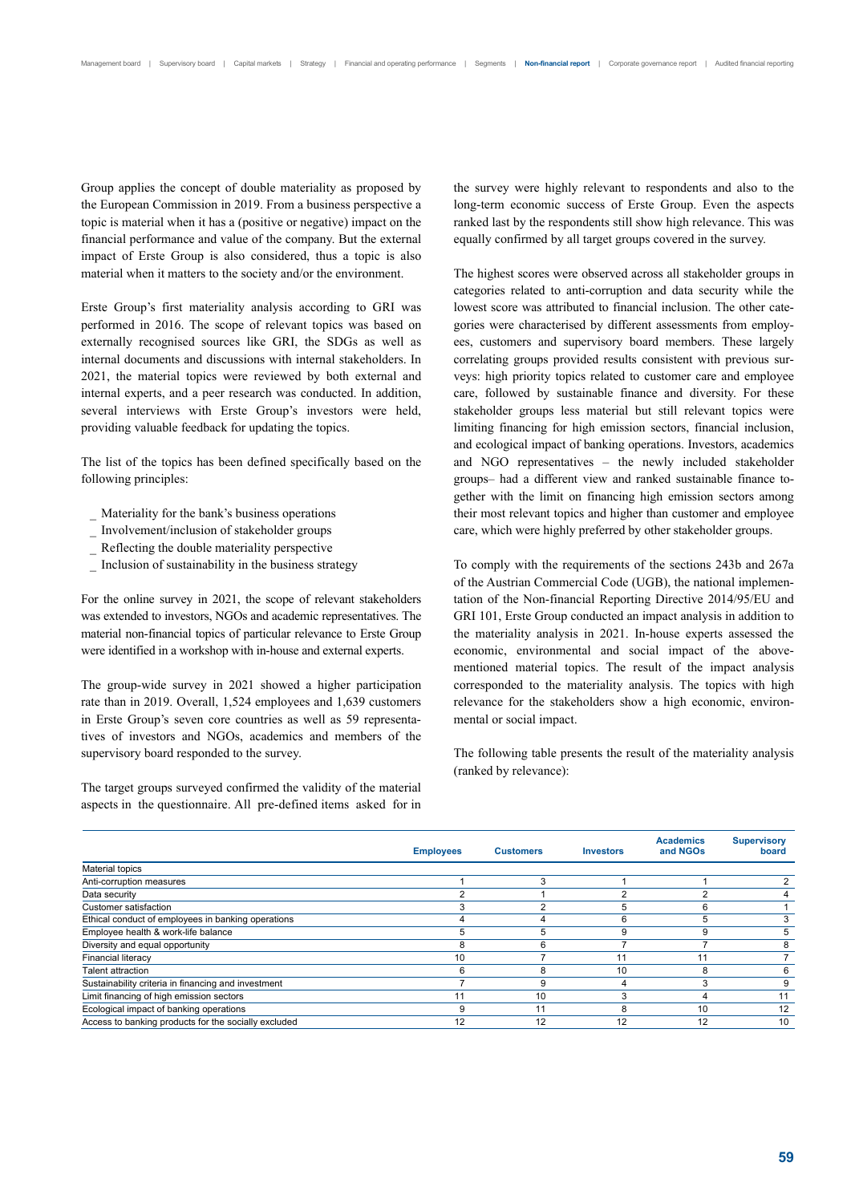Group applies the concept of double materiality as proposed by the European Commission in 2019. From a business perspective a topic is material when it has a (positive or negative) impact on the financial performance and value of the company. But the external impact of Erste Group is also considered, thus a topic is also material when it matters to the society and/or the environment.

Erste Group's first materiality analysis according to GRI was performed in 2016. The scope of relevant topics was based on externally recognised sources like GRI, the SDGs as well as internal documents and discussions with internal stakeholders. In 2021, the material topics were reviewed by both external and internal experts, and a peer research was conducted. In addition, several interviews with Erste Group's investors were held, providing valuable feedback for updating the topics.

The list of the topics has been defined specifically based on the following principles:

- Materiality for the bank's business operations
- Involvement/inclusion of stakeholder groups
- Reflecting the double materiality perspective
- Inclusion of sustainability in the business strategy

For the online survey in 2021, the scope of relevant stakeholders was extended to investors, NGOs and academic representatives. The material non-financial topics of particular relevance to Erste Group were identified in a workshop with in-house and external experts.

The group-wide survey in 2021 showed a higher participation rate than in 2019. Overall, 1,524 employees and 1,639 customers in Erste Group's seven core countries as well as 59 representatives of investors and NGOs, academics and members of the supervisory board responded to the survey.

The target groups surveyed confirmed the validity of the material aspects in the questionnaire. All pre-defined items asked for in the survey were highly relevant to respondents and also to the long-term economic success of Erste Group. Even the aspects ranked last by the respondents still show high relevance. This was equally confirmed by all target groups covered in the survey.

The highest scores were observed across all stakeholder groups in categories related to anti-corruption and data security while the lowest score was attributed to financial inclusion. The other categories were characterised by different assessments from employees, customers and supervisory board members. These largely correlating groups provided results consistent with previous surveys: high priority topics related to customer care and employee care, followed by sustainable finance and diversity. For these stakeholder groups less material but still relevant topics were limiting financing for high emission sectors, financial inclusion, and ecological impact of banking operations. Investors, academics and NGO representatives – the newly included stakeholder groups– had a different view and ranked sustainable finance together with the limit on financing high emission sectors among their most relevant topics and higher than customer and employee care, which were highly preferred by other stakeholder groups.

To comply with the requirements of the sections 243b and 267a of the Austrian Commercial Code (UGB), the national implementation of the Non-financial Reporting Directive 2014/95/EU and GRI 101, Erste Group conducted an impact analysis in addition to the materiality analysis in 2021. In-house experts assessed the economic, environmental and social impact of the above-mentioned material topics. The result of the impact analysis corresponded to the materiality analysis. The topics with high relevance for the stakeholders show a high economic, environmental or social impact.

The following table presents the result of the materiality analysis (ranked by relevance):

| | Employees | Customers | Investors | Academics and NGOs | Supervisory board |
|---|---|---|---|---|---|
| Material topics | | | | | |
| Anti-corruption measures | 1 | 3 | 1 | 1 | 2 |
| Data security | 2 | 1 | 2 | 2 | 4 |
| Customer satisfaction | 3 | 2 | 5 | 6 | 1 |
| Ethical conduct of employees in banking operations | 4 | 4 | 6 | 5 | 3 |
| Employee health & work-life balance | 5 | 5 | 9 | 9 | 5 |
| Diversity and equal opportunity | 8 | 6 | 7 | 7 | 8 |
| Financial literacy | 10 | 7 | 11 | 11 | 7 |
| Talent attraction | 6 | 8 | 10 | 8 | 6 |
| Sustainability criteria in financing and investment | 7 | 9 | 4 | 3 | 9 |
| Limit financing of high emission sectors | 11 | 10 | 3 | 4 | 11 |
| Ecological impact of banking operations | 9 | 11 | 8 | 10 | 12 |
| Access to banking products for the socially excluded | 12 | 12 | 12 | 12 | 10 |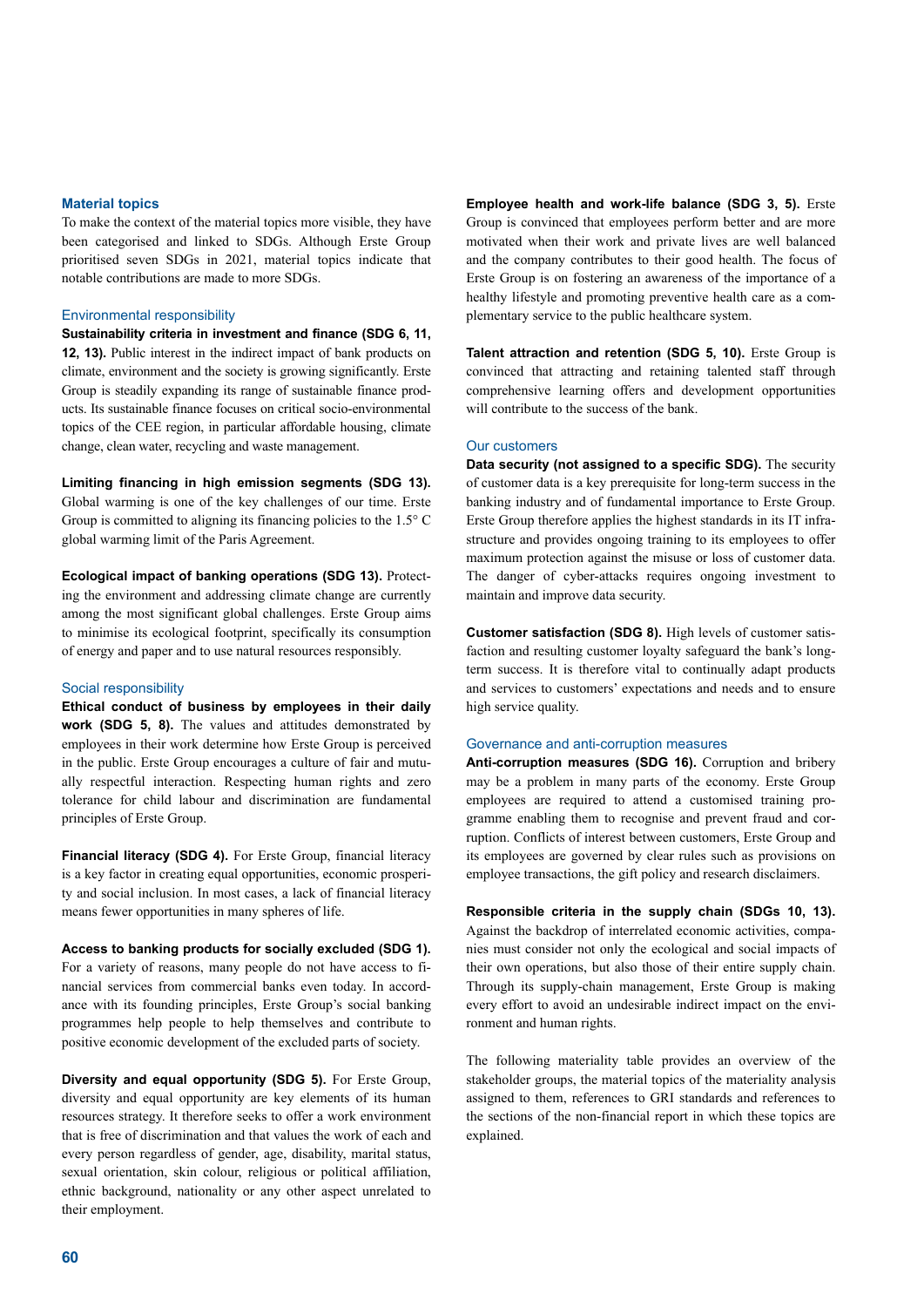## Material topics

To make the context of the material topics more visible, they have been categorised and linked to SDGs. Although Erste Group prioritised seven SDGs in 2021, material topics indicate that notable contributions are made to more SDGs.

### Environmental responsibility

**Sustainability criteria in investment and finance (SDG 6, 11, 12, 13).** Public interest in the indirect impact of bank products on climate, environment and the society is growing significantly. Erste Group is steadily expanding its range of sustainable finance products. Its sustainable finance focuses on critical socio-environmental topics of the CEE region, in particular affordable housing, climate change, clean water, recycling and waste management.

**Limiting financing in high emission segments (SDG 13).** Global warming is one of the key challenges of our time. Erste Group is committed to aligning its financing policies to the 1.5° C global warming limit of the Paris Agreement.

**Ecological impact of banking operations (SDG 13).** Protecting the environment and addressing climate change are currently among the most significant global challenges. Erste Group aims to minimise its ecological footprint, specifically its consumption of energy and paper and to use natural resources responsibly.

### Social responsibility

**Ethical conduct of business by employees in their daily work (SDG 5, 8).** The values and attitudes demonstrated by employees in their work determine how Erste Group is perceived in the public. Erste Group encourages a culture of fair and mutually respectful interaction. Respecting human rights and zero tolerance for child labour and discrimination are fundamental principles of Erste Group.

**Financial literacy (SDG 4).** For Erste Group, financial literacy is a key factor in creating equal opportunities, economic prosperity and social inclusion. In most cases, a lack of financial literacy means fewer opportunities in many spheres of life.

**Access to banking products for socially excluded (SDG 1).** For a variety of reasons, many people do not have access to financial services from commercial banks even today. In accordance with its founding principles, Erste Group's social banking programmes help people to help themselves and contribute to positive economic development of the excluded parts of society.

**Diversity and equal opportunity (SDG 5).** For Erste Group, diversity and equal opportunity are key elements of its human resources strategy. It therefore seeks to offer a work environment that is free of discrimination and that values the work of each and every person regardless of gender, age, disability, marital status, sexual orientation, skin colour, religious or political affiliation, ethnic background, nationality or any other aspect unrelated to their employment.

**Employee health and work-life balance (SDG 3, 5).** Erste Group is convinced that employees perform better and are more motivated when their work and private lives are well balanced and the company contributes to their good health. The focus of Erste Group is on fostering an awareness of the importance of a healthy lifestyle and promoting preventive health care as a complementary service to the public healthcare system.

**Talent attraction and retention (SDG 5, 10).** Erste Group is convinced that attracting and retaining talented staff through comprehensive learning offers and development opportunities will contribute to the success of the bank.

### Our customers

**Data security (not assigned to a specific SDG).** The security of customer data is a key prerequisite for long-term success in the banking industry and of fundamental importance to Erste Group. Erste Group therefore applies the highest standards in its IT infrastructure and provides ongoing training to its employees to offer maximum protection against the misuse or loss of customer data. The danger of cyber-attacks requires ongoing investment to maintain and improve data security.

**Customer satisfaction (SDG 8).** High levels of customer satisfaction and resulting customer loyalty safeguard the bank's long-term success. It is therefore vital to continually adapt products and services to customers' expectations and needs and to ensure high service quality.

### Governance and anti-corruption measures

**Anti-corruption measures (SDG 16).** Corruption and bribery may be a problem in many parts of the economy. Erste Group employees are required to attend a customised training programme enabling them to recognise and prevent fraud and corruption. Conflicts of interest between customers, Erste Group and its employees are governed by clear rules such as provisions on employee transactions, the gift policy and research disclaimers.

**Responsible criteria in the supply chain (SDGs 10, 13).** Against the backdrop of interrelated economic activities, companies must consider not only the ecological and social impacts of their own operations, but also those of their entire supply chain. Through its supply-chain management, Erste Group is making every effort to avoid an undesirable indirect impact on the environment and human rights.

The following materiality table provides an overview of the stakeholder groups, the material topics of the materiality analysis assigned to them, references to GRI standards and references to the sections of the non-financial report in which these topics are explained.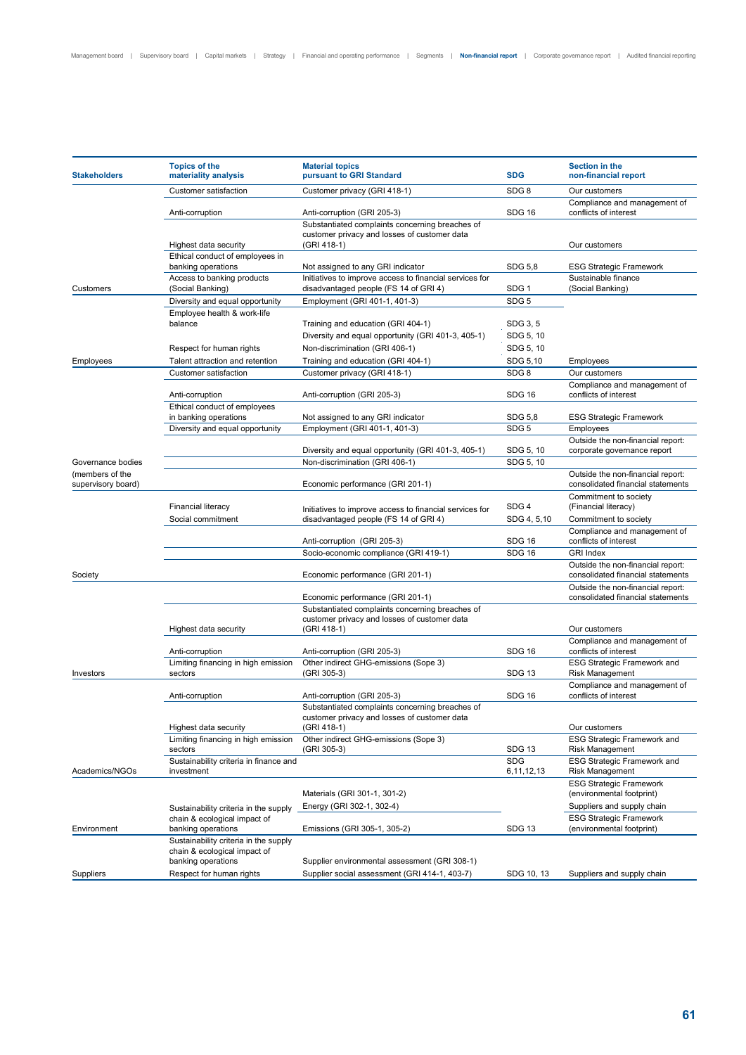| Stakeholders | Topics of the materiality analysis | Material topics pursuant to GRI Standard | SDG | Section in the non-financial report |
|---|---|---|---|---|
| | Customer satisfaction | Customer privacy (GRI 418-1) | SDG 8 | Our customers |
| | Anti-corruption | Anti-corruption (GRI 205-3) | SDG 16 | Compliance and management of conflicts of interest |
| | Highest data security | Substantiated complaints concerning breaches of customer privacy and losses of customer data (GRI 418-1) | | Our customers |
| | Ethical conduct of employees in banking operations | Not assigned to any GRI indicator | SDG 5,8 | ESG Strategic Framework |
| Customers | Access to banking products (Social Banking) | Initiatives to improve access to financial services for disadvantaged people (FS 14 of GRI 4) | SDG 1 | Sustainable finance (Social Banking) |
| | Diversity and equal opportunity | Employment (GRI 401-1, 401-3) | SDG 5 | |
| | Employee health & work-life balance | Training and education (GRI 404-1) | SDG 3, 5 | |
| | | Diversity and equal opportunity (GRI 401-3, 405-1) | SDG 5, 10 | |
| | Respect for human rights | Non-discrimination (GRI 406-1) | SDG 5, 10 | |
| Employees | Talent attraction and retention | Training and education (GRI 404-1) | SDG 5,10 | Employees |
| | Customer satisfaction | Customer privacy (GRI 418-1) | SDG 8 | Our customers |
| | Anti-corruption | Anti-corruption (GRI 205-3) | SDG 16 | Compliance and management of conflicts of interest |
| | Ethical conduct of employees in banking operations | Not assigned to any GRI indicator | SDG 5,8 | ESG Strategic Framework |
| | Diversity and equal opportunity | Employment (GRI 401-1, 401-3) | SDG 5 | Employees |
| | | Diversity and equal opportunity (GRI 401-3, 405-1) | SDG 5, 10 | Outside the non-financial report: corporate governance report |
| Governance bodies | | Non-discrimination (GRI 406-1) | SDG 5, 10 | |
| (members of the supervisory board) | | Economic performance (GRI 201-1) | | Outside the non-financial report: consolidated financial statements |
| | Financial literacy | Initiatives to improve access to financial services for disadvantaged people (FS 14 of GRI 4) | SDG 4 | Commitment to society (Financial literacy) |
| | Social commitment | | SDG 4, 5,10 | Commitment to society |
| | | Anti-corruption (GRI 205-3) | SDG 16 | Compliance and management of conflicts of interest |
| | | Socio-economic compliance (GRI 419-1) | SDG 16 | GRI Index |
| Society | | Economic performance (GRI 201-1) | | Outside the non-financial report: consolidated financial statements |
| | | Economic performance (GRI 201-1) | | Outside the non-financial report: consolidated financial statements |
| | Highest data security | Substantiated complaints concerning breaches of customer privacy and losses of customer data (GRI 418-1) | | Our customers |
| | Anti-corruption | Anti-corruption (GRI 205-3) | SDG 16 | Compliance and management of conflicts of interest |
| Investors | Limiting financing in high emission sectors | Other indirect GHG-emissions (Sope 3) (GRI 305-3) | SDG 13 | ESG Strategic Framework and Risk Management |
| | Anti-corruption | Anti-corruption (GRI 205-3) | SDG 16 | Compliance and management of conflicts of interest |
| | Highest data security | Substantiated complaints concerning breaches of customer privacy and losses of customer data (GRI 418-1) | | Our customers |
| | Limiting financing in high emission sectors | Other indirect GHG-emissions (Sope 3) (GRI 305-3) | SDG 13 | ESG Strategic Framework and Risk Management |
| Academics/NGOs | Sustainability criteria in finance and investment | | SDG 6,11,12,13 | ESG Strategic Framework and Risk Management |
| | | Materials (GRI 301-1, 301-2) | | ESG Strategic Framework (environmental footprint) |
| | Sustainability criteria in the supply chain & ecological impact of banking operations | Energy (GRI 302-1, 302-4) | | Suppliers and supply chain |
| Environment | | Emissions (GRI 305-1, 305-2) | SDG 13 | ESG Strategic Framework (environmental footprint) |
| | Sustainability criteria in the supply chain & ecological impact of banking operations | Supplier environmental assessment (GRI 308-1) | | |
| Suppliers | Respect for human rights | Supplier social assessment (GRI 414-1, 403-7) | SDG 10, 13 | Suppliers and supply chain |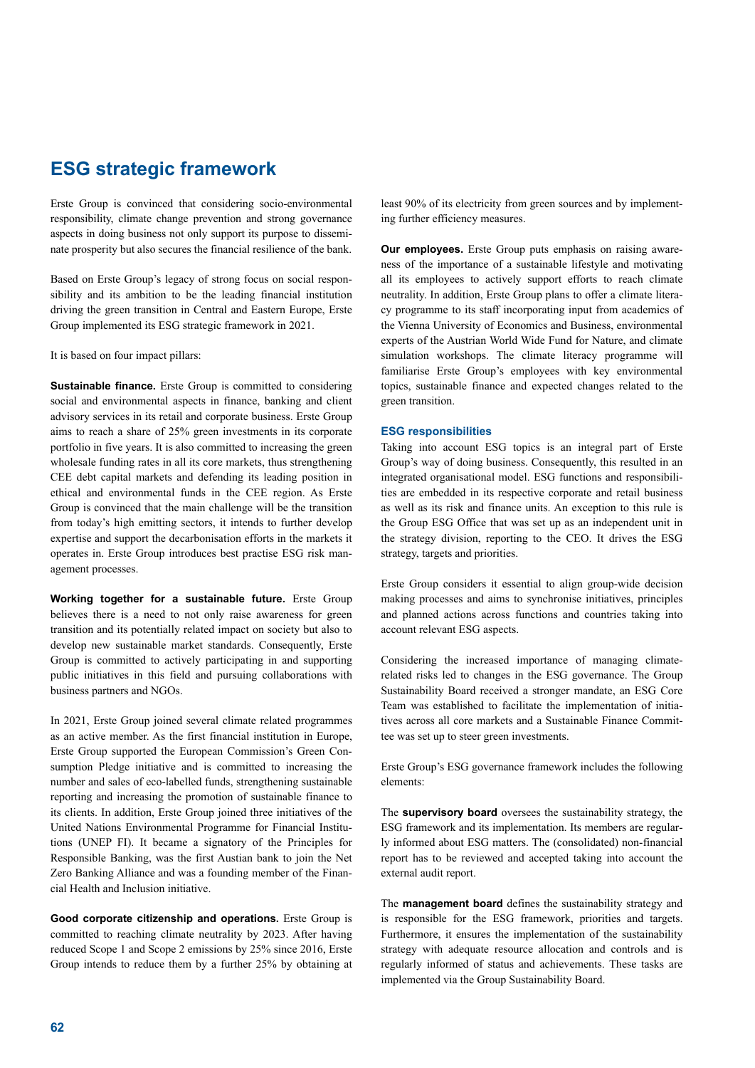## ESG strategic framework

Erste Group is convinced that considering socio-environmental responsibility, climate change prevention and strong governance aspects in doing business not only support its purpose to disseminate prosperity but also secures the financial resilience of the bank.

Based on Erste Group's legacy of strong focus on social responsibility and its ambition to be the leading financial institution driving the green transition in Central and Eastern Europe, Erste Group implemented its ESG strategic framework in 2021.

It is based on four impact pillars:

**Sustainable finance.** Erste Group is committed to considering social and environmental aspects in finance, banking and client advisory services in its retail and corporate business. Erste Group aims to reach a share of 25% green investments in its corporate portfolio in five years. It is also committed to increasing the green wholesale funding rates in all its core markets, thus strengthening CEE debt capital markets and defending its leading position in ethical and environmental funds in the CEE region. As Erste Group is convinced that the main challenge will be the transition from today's high emitting sectors, it intends to further develop expertise and support the decarbonisation efforts in the markets it operates in. Erste Group introduces best practise ESG risk management processes.

**Working together for a sustainable future.** Erste Group believes there is a need to not only raise awareness for green transition and its potentially related impact on society but also to develop new sustainable market standards. Consequently, Erste Group is committed to actively participating in and supporting public initiatives in this field and pursuing collaborations with business partners and NGOs.

In 2021, Erste Group joined several climate related programmes as an active member. As the first financial institution in Europe, Erste Group supported the European Commission's Green Consumption Pledge initiative and is committed to increasing the number and sales of eco-labelled funds, strengthening sustainable reporting and increasing the promotion of sustainable finance to its clients. In addition, Erste Group joined three initiatives of the United Nations Environmental Programme for Financial Institutions (UNEP FI). It became a signatory of the Principles for Responsible Banking, was the first Austian bank to join the Net Zero Banking Alliance and was a founding member of the Financial Health and Inclusion initiative.

**Good corporate citizenship and operations.** Erste Group is committed to reaching climate neutrality by 2023. After having reduced Scope 1 and Scope 2 emissions by 25% since 2016, Erste Group intends to reduce them by a further 25% by obtaining at least 90% of its electricity from green sources and by implementing further efficiency measures.

**Our employees.** Erste Group puts emphasis on raising awareness of the importance of a sustainable lifestyle and motivating all its employees to actively support efforts to reach climate neutrality. In addition, Erste Group plans to offer a climate literacy programme to its staff incorporating input from academics of the Vienna University of Economics and Business, environmental experts of the Austrian World Wide Fund for Nature, and climate simulation workshops. The climate literacy programme will familiarise Erste Group's employees with key environmental topics, sustainable finance and expected changes related to the green transition.

### ESG responsibilities

Taking into account ESG topics is an integral part of Erste Group's way of doing business. Consequently, this resulted in an integrated organisational model. ESG functions and responsibilities are embedded in its respective corporate and retail business as well as its risk and finance units. An exception to this rule is the Group ESG Office that was set up as an independent unit in the strategy division, reporting to the CEO. It drives the ESG strategy, targets and priorities.

Erste Group considers it essential to align group-wide decision making processes and aims to synchronise initiatives, principles and planned actions across functions and countries taking into account relevant ESG aspects.

Considering the increased importance of managing climate-related risks led to changes in the ESG governance. The Group Sustainability Board received a stronger mandate, an ESG Core Team was established to facilitate the implementation of initiatives across all core markets and a Sustainable Finance Committee was set up to steer green investments.

Erste Group's ESG governance framework includes the following elements:

The **supervisory board** oversees the sustainability strategy, the ESG framework and its implementation. Its members are regularly informed about ESG matters. The (consolidated) non-financial report has to be reviewed and accepted taking into account the external audit report.

The **management board** defines the sustainability strategy and is responsible for the ESG framework, priorities and targets. Furthermore, it ensures the implementation of the sustainability strategy with adequate resource allocation and controls and is regularly informed of status and achievements. These tasks are implemented via the Group Sustainability Board.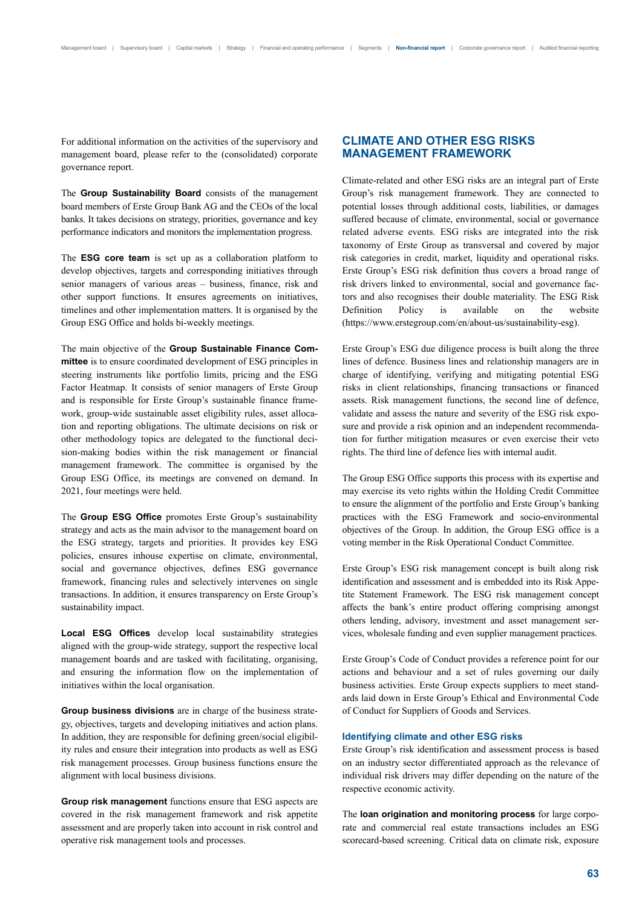For additional information on the activities of the supervisory and management board, please refer to the (consolidated) corporate governance report.

The **Group Sustainability Board** consists of the management board members of Erste Group Bank AG and the CEOs of the local banks. It takes decisions on strategy, priorities, governance and key performance indicators and monitors the implementation progress.

The **ESG core team** is set up as a collaboration platform to develop objectives, targets and corresponding initiatives through senior managers of various areas – business, finance, risk and other support functions. It ensures agreements on initiatives, timelines and other implementation matters. It is organised by the Group ESG Office and holds bi-weekly meetings.

The main objective of the **Group Sustainable Finance Committee** is to ensure coordinated development of ESG principles in steering instruments like portfolio limits, pricing and the ESG Factor Heatmap. It consists of senior managers of Erste Group and is responsible for Erste Group's sustainable finance framework, group-wide sustainable asset eligibility rules, asset allocation and reporting obligations. The ultimate decisions on risk or other methodology topics are delegated to the functional decision-making bodies within the risk management or financial management framework. The committee is organised by the Group ESG Office, its meetings are convened on demand. In 2021, four meetings were held.

The **Group ESG Office** promotes Erste Group's sustainability strategy and acts as the main advisor to the management board on the ESG strategy, targets and priorities. It provides key ESG policies, ensures inhouse expertise on climate, environmental, social and governance objectives, defines ESG governance framework, financing rules and selectively intervenes on single transactions. In addition, it ensures transparency on Erste Group's sustainability impact.

**Local ESG Offices** develop local sustainability strategies aligned with the group-wide strategy, support the respective local management boards and are tasked with facilitating, organising, and ensuring the information flow on the implementation of initiatives within the local organisation.

**Group business divisions** are in charge of the business strategy, objectives, targets and developing initiatives and action plans. In addition, they are responsible for defining green/social eligibility rules and ensure their integration into products as well as ESG risk management processes. Group business functions ensure the alignment with local business divisions.

**Group risk management** functions ensure that ESG aspects are covered in the risk management framework and risk appetite assessment and are properly taken into account in risk control and operative risk management tools and processes.

## CLIMATE AND OTHER ESG RISKS MANAGEMENT FRAMEWORK

Climate-related and other ESG risks are an integral part of Erste Group's risk management framework. They are connected to potential losses through additional costs, liabilities, or damages suffered because of climate, environmental, social or governance related adverse events. ESG risks are integrated into the risk taxonomy of Erste Group as transversal and covered by major risk categories in credit, market, liquidity and operational risks. Erste Group's ESG risk definition thus covers a broad range of risk drivers linked to environmental, social and governance factors and also recognises their double materiality. The ESG Risk Definition Policy is available on the website (https://www.erstegroup.com/en/about-us/sustainability-esg).

Erste Group's ESG due diligence process is built along the three lines of defence. Business lines and relationship managers are in charge of identifying, verifying and mitigating potential ESG risks in client relationships, financing transactions or financed assets. Risk management functions, the second line of defence, validate and assess the nature and severity of the ESG risk exposure and provide a risk opinion and an independent recommendation for further mitigation measures or even exercise their veto rights. The third line of defence lies with internal audit.

The Group ESG Office supports this process with its expertise and may exercise its veto rights within the Holding Credit Committee to ensure the alignment of the portfolio and Erste Group's banking practices with the ESG Framework and socio-environmental objectives of the Group. In addition, the Group ESG office is a voting member in the Risk Operational Conduct Committee.

Erste Group's ESG risk management concept is built along risk identification and assessment and is embedded into its Risk Appetite Statement Framework. The ESG risk management concept affects the bank's entire product offering comprising amongst others lending, advisory, investment and asset management services, wholesale funding and even supplier management practices.

Erste Group's Code of Conduct provides a reference point for our actions and behaviour and a set of rules governing our daily business activities. Erste Group expects suppliers to meet standards laid down in Erste Group's Ethical and Environmental Code of Conduct for Suppliers of Goods and Services.

### Identifying climate and other ESG risks

Erste Group's risk identification and assessment process is based on an industry sector differentiated approach as the relevance of individual risk drivers may differ depending on the nature of the respective economic activity.

The **loan origination and monitoring process** for large corporate and commercial real estate transactions includes an ESG scorecard-based screening. Critical data on climate risk, exposure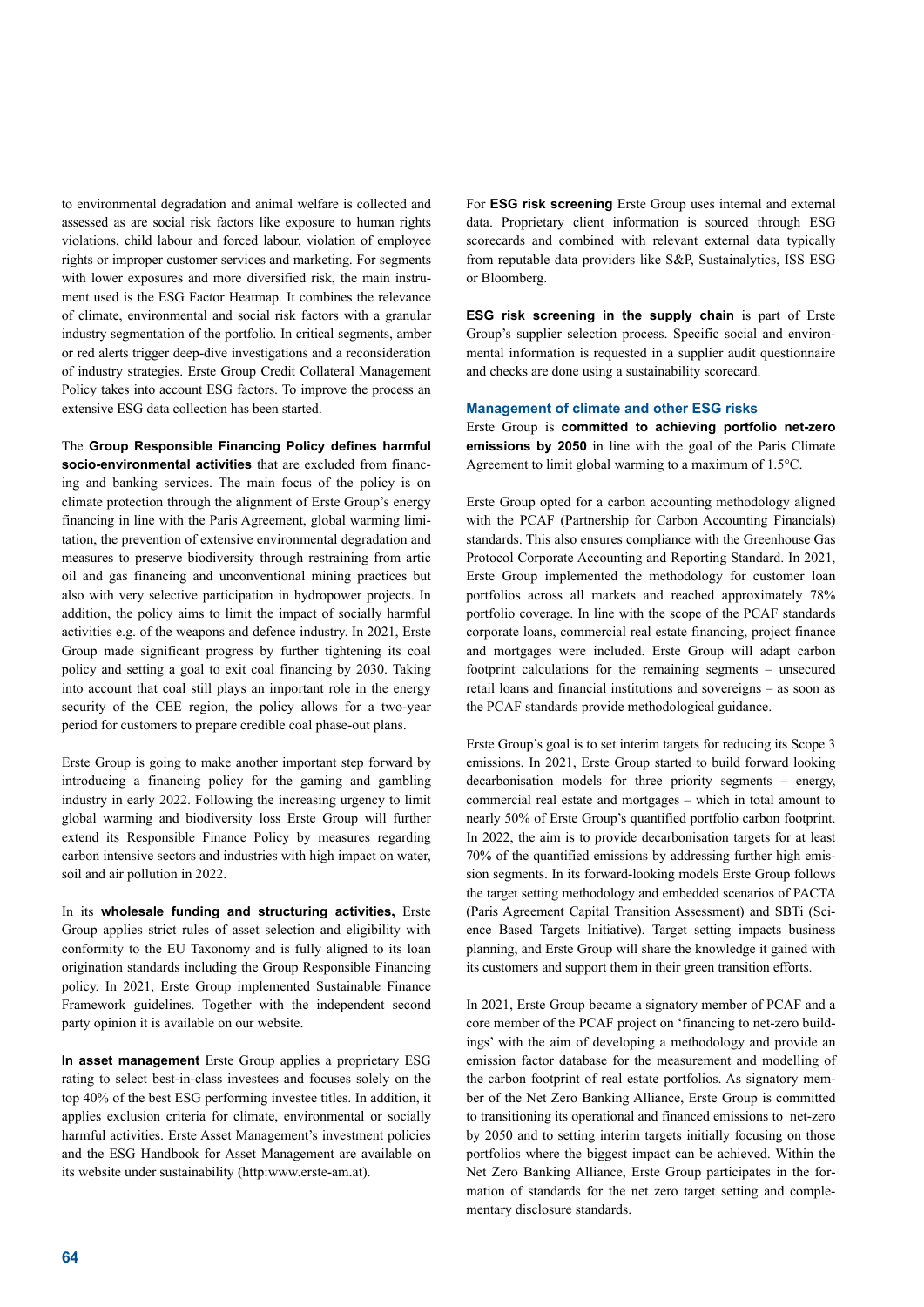to environmental degradation and animal welfare is collected and assessed as are social risk factors like exposure to human rights violations, child labour and forced labour, violation of employee rights or improper customer services and marketing. For segments with lower exposures and more diversified risk, the main instrument used is the ESG Factor Heatmap. It combines the relevance of climate, environmental and social risk factors with a granular industry segmentation of the portfolio. In critical segments, amber or red alerts trigger deep-dive investigations and a reconsideration of industry strategies. Erste Group Credit Collateral Management Policy takes into account ESG factors. To improve the process an extensive ESG data collection has been started.

The **Group Responsible Financing Policy defines harmful socio-environmental activities** that are excluded from financing and banking services. The main focus of the policy is on climate protection through the alignment of Erste Group's energy financing in line with the Paris Agreement, global warming limitation, the prevention of extensive environmental degradation and measures to preserve biodiversity through restraining from artic oil and gas financing and unconventional mining practices but also with very selective participation in hydropower projects. In addition, the policy aims to limit the impact of socially harmful activities e.g. of the weapons and defence industry. In 2021, Erste Group made significant progress by further tightening its coal policy and setting a goal to exit coal financing by 2030. Taking into account that coal still plays an important role in the energy security of the CEE region, the policy allows for a two-year period for customers to prepare credible coal phase-out plans.

Erste Group is going to make another important step forward by introducing a financing policy for the gaming and gambling industry in early 2022. Following the increasing urgency to limit global warming and biodiversity loss Erste Group will further extend its Responsible Finance Policy by measures regarding carbon intensive sectors and industries with high impact on water, soil and air pollution in 2022.

In its **wholesale funding and structuring activities,** Erste Group applies strict rules of asset selection and eligibility with conformity to the EU Taxonomy and is fully aligned to its loan origination standards including the Group Responsible Financing policy. In 2021, Erste Group implemented Sustainable Finance Framework guidelines. Together with the independent second party opinion it is available on our website.

**In asset management** Erste Group applies a proprietary ESG rating to select best-in-class investees and focuses solely on the top 40% of the best ESG performing investee titles. In addition, it applies exclusion criteria for climate, environmental or socially harmful activities. Erste Asset Management's investment policies and the ESG Handbook for Asset Management are available on its website under sustainability (http:www.erste-am.at).

For **ESG risk screening** Erste Group uses internal and external data. Proprietary client information is sourced through ESG scorecards and combined with relevant external data typically from reputable data providers like S&P, Sustainalytics, ISS ESG or Bloomberg.

**ESG risk screening in the supply chain** is part of Erste Group's supplier selection process. Specific social and environmental information is requested in a supplier audit questionnaire and checks are done using a sustainability scorecard.

### Management of climate and other ESG risks

Erste Group is **committed to achieving portfolio net-zero emissions by 2050** in line with the goal of the Paris Climate Agreement to limit global warming to a maximum of 1.5°C.

Erste Group opted for a carbon accounting methodology aligned with the PCAF (Partnership for Carbon Accounting Financials) standards. This also ensures compliance with the Greenhouse Gas Protocol Corporate Accounting and Reporting Standard. In 2021, Erste Group implemented the methodology for customer loan portfolios across all markets and reached approximately 78% portfolio coverage. In line with the scope of the PCAF standards corporate loans, commercial real estate financing, project finance and mortgages were included. Erste Group will adapt carbon footprint calculations for the remaining segments – unsecured retail loans and financial institutions and sovereigns – as soon as the PCAF standards provide methodological guidance.

Erste Group's goal is to set interim targets for reducing its Scope 3 emissions. In 2021, Erste Group started to build forward looking decarbonisation models for three priority segments – energy, commercial real estate and mortgages – which in total amount to nearly 50% of Erste Group's quantified portfolio carbon footprint. In 2022, the aim is to provide decarbonisation targets for at least 70% of the quantified emissions by addressing further high emission segments. In its forward-looking models Erste Group follows the target setting methodology and embedded scenarios of PACTA (Paris Agreement Capital Transition Assessment) and SBTi (Science Based Targets Initiative). Target setting impacts business planning, and Erste Group will share the knowledge it gained with its customers and support them in their green transition efforts.

In 2021, Erste Group became a signatory member of PCAF and a core member of the PCAF project on 'financing to net-zero buildings' with the aim of developing a methodology and provide an emission factor database for the measurement and modelling of the carbon footprint of real estate portfolios. As signatory member of the Net Zero Banking Alliance, Erste Group is committed to transitioning its operational and financed emissions to net-zero by 2050 and to setting interim targets initially focusing on those portfolios where the biggest impact can be achieved. Within the Net Zero Banking Alliance, Erste Group participates in the formation of standards for the net zero target setting and complementary disclosure standards.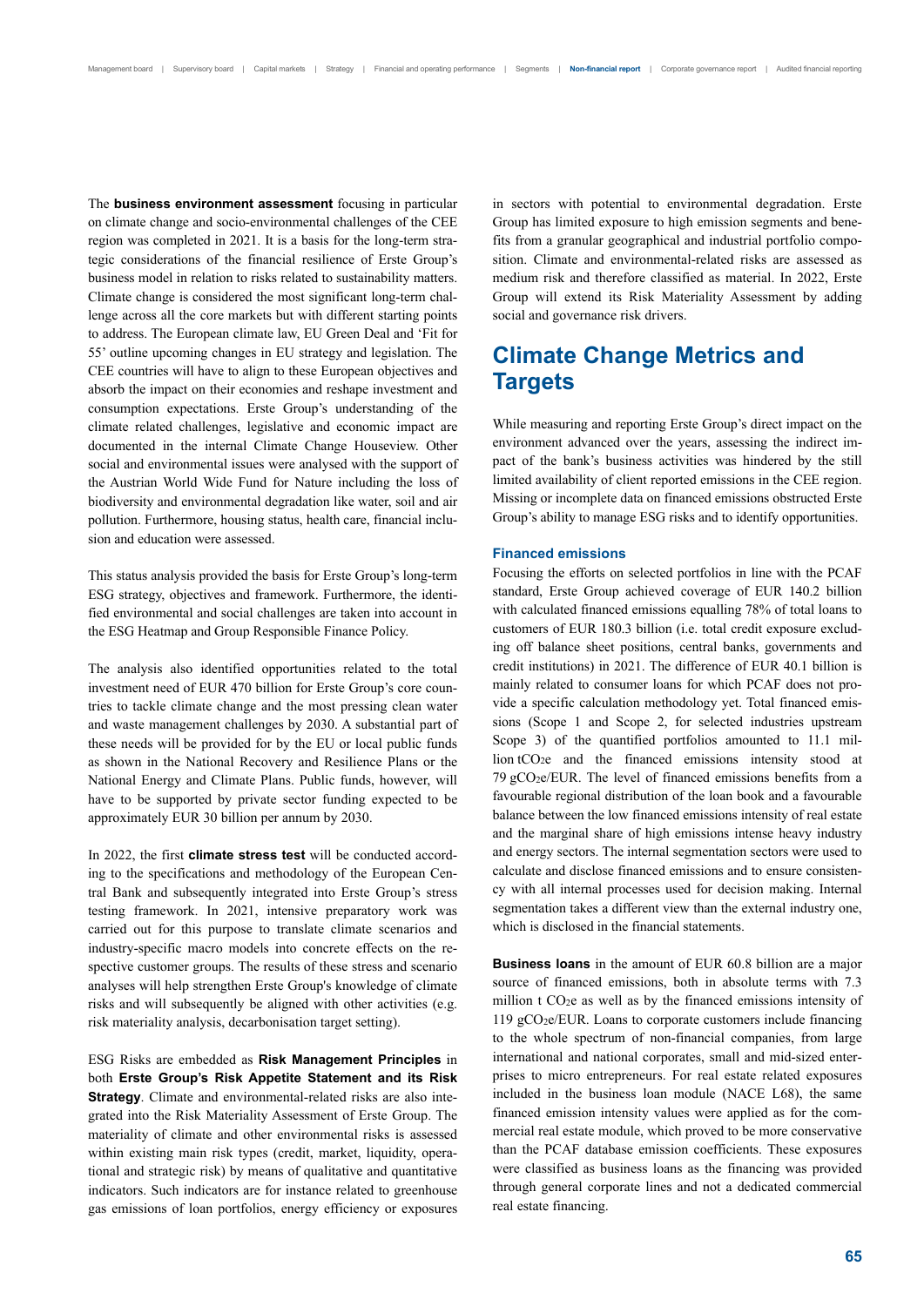The **business environment assessment** focusing in particular on climate change and socio-environmental challenges of the CEE region was completed in 2021. It is a basis for the long-term strategic considerations of the financial resilience of Erste Group's business model in relation to risks related to sustainability matters. Climate change is considered the most significant long-term challenge across all the core markets but with different starting points to address. The European climate law, EU Green Deal and 'Fit for 55' outline upcoming changes in EU strategy and legislation. The CEE countries will have to align to these European objectives and absorb the impact on their economies and reshape investment and consumption expectations. Erste Group's understanding of the climate related challenges, legislative and economic impact are documented in the internal Climate Change Houseview. Other social and environmental issues were analysed with the support of the Austrian World Wide Fund for Nature including the loss of biodiversity and environmental degradation like water, soil and air pollution. Furthermore, housing status, health care, financial inclusion and education were assessed.

This status analysis provided the basis for Erste Group's long-term ESG strategy, objectives and framework. Furthermore, the identified environmental and social challenges are taken into account in the ESG Heatmap and Group Responsible Finance Policy.

The analysis also identified opportunities related to the total investment need of EUR 470 billion for Erste Group's core countries to tackle climate change and the most pressing clean water and waste management challenges by 2030. A substantial part of these needs will be provided for by the EU or local public funds as shown in the National Recovery and Resilience Plans or the National Energy and Climate Plans. Public funds, however, will have to be supported by private sector funding expected to be approximately EUR 30 billion per annum by 2030.

In 2022, the first **climate stress test** will be conducted according to the specifications and methodology of the European Central Bank and subsequently integrated into Erste Group's stress testing framework. In 2021, intensive preparatory work was carried out for this purpose to translate climate scenarios and industry-specific macro models into concrete effects on the respective customer groups. The results of these stress and scenario analyses will help strengthen Erste Group's knowledge of climate risks and will subsequently be aligned with other activities (e.g. risk materiality analysis, decarbonisation target setting).

ESG Risks are embedded as **Risk Management Principles** in both **Erste Group's Risk Appetite Statement and its Risk Strategy**. Climate and environmental-related risks are also integrated into the Risk Materiality Assessment of Erste Group. The materiality of climate and other environmental risks is assessed within existing main risk types (credit, market, liquidity, operational and strategic risk) by means of qualitative and quantitative indicators. Such indicators are for instance related to greenhouse gas emissions of loan portfolios, energy efficiency or exposures in sectors with potential to environmental degradation. Erste Group has limited exposure to high emission segments and benefits from a granular geographical and industrial portfolio composition. Climate and environmental-related risks are assessed as medium risk and therefore classified as material. In 2022, Erste Group will extend its Risk Materiality Assessment by adding social and governance risk drivers.

## Climate Change Metrics and Targets

While measuring and reporting Erste Group's direct impact on the environment advanced over the years, assessing the indirect impact of the bank's business activities was hindered by the still limited availability of client reported emissions in the CEE region. Missing or incomplete data on financed emissions obstructed Erste Group's ability to manage ESG risks and to identify opportunities.

### Financed emissions

Focusing the efforts on selected portfolios in line with the PCAF standard, Erste Group achieved coverage of EUR 140.2 billion with calculated financed emissions equalling 78% of total loans to customers of EUR 180.3 billion (i.e. total credit exposure excluding off balance sheet positions, central banks, governments and credit institutions) in 2021. The difference of EUR 40.1 billion is mainly related to consumer loans for which PCAF does not provide a specific calculation methodology yet. Total financed emissions (Scope 1 and Scope 2, for selected industries upstream Scope 3) of the quantified portfolios amounted to 11.1 million $tCO_2e$ and the financed emissions intensity stood at 79 $gCO_2e$/EUR. The level of financed emissions benefits from a favourable regional distribution of the loan book and a favourable balance between the low financed emissions intensity of real estate and the marginal share of high emissions intense heavy industry and energy sectors. The internal segmentation sectors were used to calculate and disclose financed emissions and to ensure consistency with all internal processes used for decision making. Internal segmentation takes a different view than the external industry one, which is disclosed in the financial statements.

**Business loans** in the amount of EUR 60.8 billion are a major source of financed emissions, both in absolute terms with 7.3 million t $CO_2e$ as well as by the financed emissions intensity of 119 $gCO_2e$/EUR. Loans to corporate customers include financing to the whole spectrum of non-financial companies, from large international and national corporates, small and mid-sized enterprises to micro entrepreneurs. For real estate related exposures included in the business loan module (NACE L68), the same financed emission intensity values were applied as for the commercial real estate module, which proved to be more conservative than the PCAF database emission coefficients. These exposures were classified as business loans as the financing was provided through general corporate lines and not a dedicated commercial real estate financing.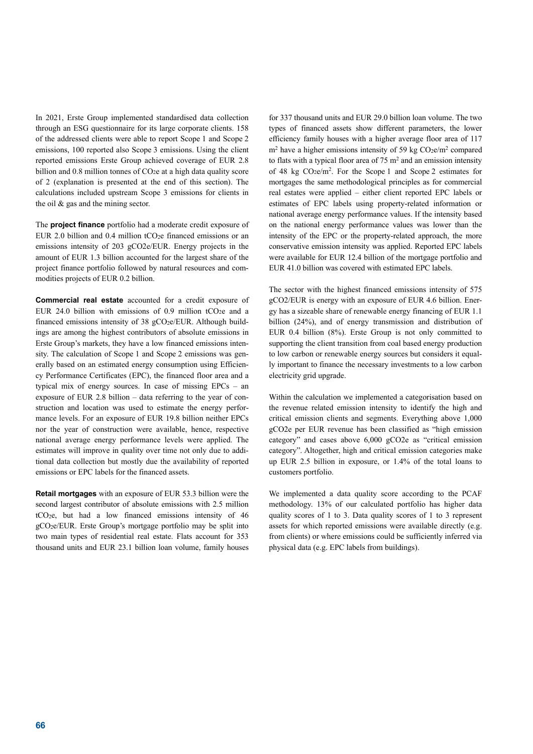In 2021, Erste Group implemented standardised data collection through an ESG questionnaire for its large corporate clients. 158 of the addressed clients were able to report Scope 1 and Scope 2 emissions, 100 reported also Scope 3 emissions. Using the client reported emissions Erste Group achieved coverage of EUR 2.8 billion and 0.8 million tonnes of $CO_2e$ at a high data quality score of 2 (explanation is presented at the end of this section). The calculations included upstream Scope 3 emissions for clients in the oil & gas and the mining sector.

The **project finance** portfolio had a moderate credit exposure of EUR 2.0 billion and 0.4 million $tCO_2e$ financed emissions or an emissions intensity of 203 gCO2e/EUR. Energy projects in the amount of EUR 1.3 billion accounted for the largest share of the project finance portfolio followed by natural resources and commodities projects of EUR 0.2 billion.

**Commercial real estate** accounted for a credit exposure of EUR 24.0 billion with emissions of 0.9 million $tCO_2e$ and a financed emissions intensity of 38 $gCO_2e$/EUR. Although buildings are among the highest contributors of absolute emissions in Erste Group's markets, they have a low financed emissions intensity. The calculation of Scope 1 and Scope 2 emissions was generally based on an estimated energy consumption using Efficiency Performance Certificates (EPC), the financed floor area and a typical mix of energy sources. In case of missing EPCs – an exposure of EUR 2.8 billion – data referring to the year of construction and location was used to estimate the energy performance levels. For an exposure of EUR 19.8 billion neither EPCs nor the year of construction were available, hence, respective national average energy performance levels were applied. The estimates will improve in quality over time not only due to additional data collection but mostly due the availability of reported emissions or EPC labels for the financed assets.

**Retail mortgages** with an exposure of EUR 53.3 billion were the second largest contributor of absolute emissions with 2.5 million $tCO_2e$, but had a low financed emissions intensity of 46 $gCO_2e$/EUR. Erste Group's mortgage portfolio may be split into two main types of residential real estate. Flats account for 353 thousand units and EUR 23.1 billion loan volume, family houses for 337 thousand units and EUR 29.0 billion loan volume. The two types of financed assets show different parameters, the lower efficiency family houses with a higher average floor area of 117 $m^2$ have a higher emissions intensity of 59 kg $CO_2e/m^2$ compared to flats with a typical floor area of 75 $m^2$ and an emission intensity of 48 kg $CO_2e/m^2$. For the Scope 1 and Scope 2 estimates for mortgages the same methodological principles as for commercial real estates were applied – either client reported EPC labels or estimates of EPC labels using property-related information or national average energy performance values. If the intensity based on the national average energy performance values was lower than the intensity of the EPC or the property-related approach, the more conservative emission intensity was applied. Reported EPC labels were available for EUR 12.4 billion of the mortgage portfolio and EUR 41.0 billion was covered with estimated EPC labels.

The sector with the highest financed emissions intensity of 575 gCO2/EUR is energy with an exposure of EUR 4.6 billion. Energy has a sizeable share of renewable energy financing of EUR 1.1 billion (24%), and of energy transmission and distribution of EUR 0.4 billion (8%). Erste Group is not only committed to supporting the client transition from coal based energy production to low carbon or renewable energy sources but considers it equally important to finance the necessary investments to a low carbon electricity grid upgrade.

Within the calculation we implemented a categorisation based on the revenue related emission intensity to identify the high and critical emission clients and segments. Everything above 1,000 gCO2e per EUR revenue has been classified as "high emission category" and cases above 6,000 gCO2e as "critical emission category". Altogether, high and critical emission categories make up EUR 2.5 billion in exposure, or 1.4% of the total loans to customers portfolio.

We implemented a data quality score according to the PCAF methodology. 13% of our calculated portfolio has higher data quality scores of 1 to 3. Data quality scores of 1 to 3 represent assets for which reported emissions were available directly (e.g. from clients) or where emissions could be sufficiently inferred via physical data (e.g. EPC labels from buildings).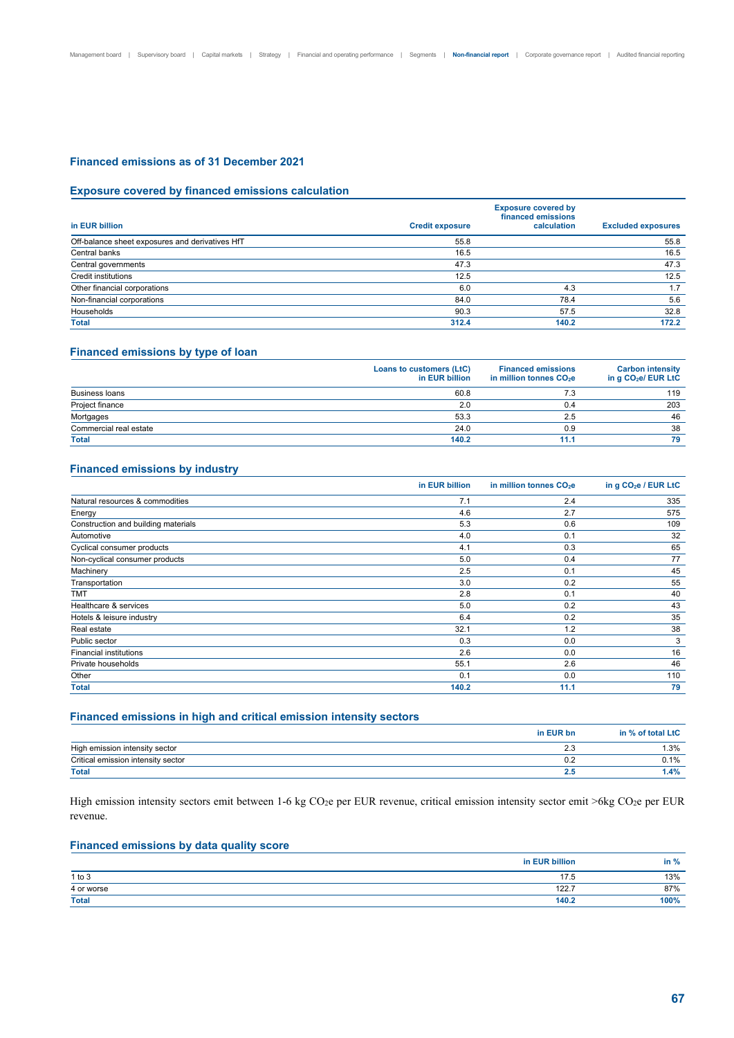## Financed emissions as of 31 December 2021

### Exposure covered by financed emissions calculation

| in EUR billion | Credit exposure | Exposure covered by financed emissions calculation | Excluded exposures |
|---|---|---|---|
| Off-balance sheet exposures and derivatives HfT | 55.8 | | 55.8 |
| Central banks | 16.5 | | 16.5 |
| Central governments | 47.3 | | 47.3 |
| Credit institutions | 12.5 | | 12.5 |
| Other financial corporations | 6.0 | 4.3 | 1.7 |
| Non-financial corporations | 84.0 | 78.4 | 5.6 |
| Households | 90.3 | 57.5 | 32.8 |
| **Total** | **312.4** | **140.2** | **172.2** |

### Financed emissions by type of loan

| | Loans to customers (LtC) in EUR billion | Financed emissions in million tonnes $CO_2e$ | Carbon intensity in g $CO_2e$/ EUR LtC |
|---|---|---|---|
| Business loans | 60.8 | 7.3 | 119 |
| Project finance | 2.0 | 0.4 | 203 |
| Mortgages | 53.3 | 2.5 | 46 |
| Commercial real estate | 24.0 | 0.9 | 38 |
| **Total** | **140.2** | **11.1** | **79** |

### Financed emissions by industry

| | in EUR billion | in million tonnes $CO_2e$ | in g $CO_2e$ / EUR LtC |
|---|---|---|---|
| Natural resources & commodities | 7.1 | 2.4 | 335 |
| Energy | 4.6 | 2.7 | 575 |
| Construction and building materials | 5.3 | 0.6 | 109 |
| Automotive | 4.0 | 0.1 | 32 |
| Cyclical consumer products | 4.1 | 0.3 | 65 |
| Non-cyclical consumer products | 5.0 | 0.4 | 77 |
| Machinery | 2.5 | 0.1 | 45 |
| Transportation | 3.0 | 0.2 | 55 |
| TMT | 2.8 | 0.1 | 40 |
| Healthcare & services | 5.0 | 0.2 | 43 |
| Hotels & leisure industry | 6.4 | 0.2 | 35 |
| Real estate | 32.1 | 1.2 | 38 |
| Public sector | 0.3 | 0.0 | 3 |
| Financial institutions | 2.6 | 0.0 | 16 |
| Private households | 55.1 | 2.6 | 46 |
| Other | 0.1 | 0.0 | 110 |
| **Total** | **140.2** | **11.1** | **79** |

### Financed emissions in high and critical emission intensity sectors

| | in EUR bn | in % of total LtC |
|---|---|---|
| High emission intensity sector | 2.3 | 1.3% |
| Critical emission intensity sector | 0.2 | 0.1% |
| **Total** | **2.5** | **1.4%** |

High emission intensity sectors emit between 1-6 kg $CO_2e$ per EUR revenue, critical emission intensity sector emit >6kg $CO_2e$ per EUR revenue.

### Financed emissions by data quality score

| | in EUR billion | in % |
|---|---|---|
| 1 to 3 | 17.5 | 13% |
| 4 or worse | 122.7 | 87% |
| **Total** | **140.2** | **100%** |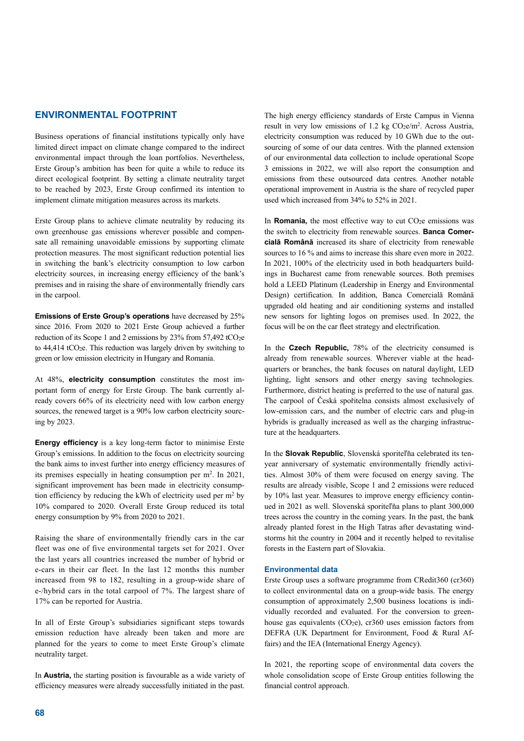## ENVIRONMENTAL FOOTPRINT

Business operations of financial institutions typically only have limited direct impact on climate change compared to the indirect environmental impact through the loan portfolios. Nevertheless, Erste Group's ambition has been for quite a while to reduce its direct ecological footprint. By setting a climate neutrality target to be reached by 2023, Erste Group confirmed its intention to implement climate mitigation measures across its markets.

Erste Group plans to achieve climate neutrality by reducing its own greenhouse gas emissions wherever possible and compensate all remaining unavoidable emissions by supporting climate protection measures. The most significant reduction potential lies in switching the bank's electricity consumption to low carbon electricity sources, in increasing energy efficiency of the bank's premises and in raising the share of environmentally friendly cars in the carpool.

**Emissions of Erste Group's operations** have decreased by 25% since 2016. From 2020 to 2021 Erste Group achieved a further reduction of its Scope 1 and 2 emissions by 23% from 57,492 $tCO_2e$ to 44,414 $tCO_2e$. This reduction was largely driven by switching to green or low emission electricity in Hungary and Romania.

At 48%, **electricity consumption** constitutes the most important form of energy for Erste Group. The bank currently already covers 66% of its electricity need with low carbon energy sources, the renewed target is a 90% low carbon electricity sourcing by 2023.

**Energy efficiency** is a key long-term factor to minimise Erste Group's emissions. In addition to the focus on electricity sourcing the bank aims to invest further into energy efficiency measures of its premises especially in heating consumption per $m^2$. In 2021, significant improvement has been made in electricity consumption efficiency by reducing the kWh of electricity used per $m^2$ by 10% compared to 2020. Overall Erste Group reduced its total energy consumption by 9% from 2020 to 2021.

Raising the share of environmentally friendly cars in the car fleet was one of five environmental targets set for 2021. Over the last years all countries increased the number of hybrid or e-cars in their car fleet. In the last 12 months this number increased from 98 to 182, resulting in a group-wide share of e-/hybrid cars in the total carpool of 7%. The largest share of 17% can be reported for Austria.

In all of Erste Group's subsidiaries significant steps towards emission reduction have already been taken and more are planned for the years to come to meet Erste Group's climate neutrality target.

In **Austria,** the starting position is favourable as a wide variety of efficiency measures were already successfully initiated in the past. The high energy efficiency standards of Erste Campus in Vienna result in very low emissions of 1.2 kg $CO_2e/m^2$. Across Austria, electricity consumption was reduced by 10 GWh due to the outsourcing of some of our data centres. With the planned extension of our environmental data collection to include operational Scope 3 emissions in 2022, we will also report the consumption and emissions from these outsourced data centres. Another notable operational improvement in Austria is the share of recycled paper used which increased from 34% to 52% in 2021.

In **Romania,** the most effective way to cut $CO_2e$ emissions was the switch to electricity from renewable sources. **Banca Comercială Română** increased its share of electricity from renewable sources to 16 % and aims to increase this share even more in 2022. In 2021, 100% of the electricity used in both headquarters buildings in Bucharest came from renewable sources. Both premises hold a LEED Platinum (Leadership in Energy and Environmental Design) certification. In addition, Banca Comercială Română upgraded old heating and air conditioning systems and installed new sensors for lighting logos on premises used. In 2022, the focus will be on the car fleet strategy and electrification.

In the **Czech Republic,** 78% of the electricity consumed is already from renewable sources. Wherever viable at the headquarters or branches, the bank focuses on natural daylight, LED lighting, light sensors and other energy saving technologies. Furthermore, district heating is preferred to the use of natural gas. The carpool of Česká spořitelna consists almost exclusively of low-emission cars, and the number of electric cars and plug-in hybrids is gradually increased as well as the charging infrastructure at the headquarters.

In the **Slovak Republic**, Slovenská sporiteľňa celebrated its ten-year anniversary of systematic environmentally friendly activities. Almost 30% of them were focused on energy saving. The results are already visible, Scope 1 and 2 emissions were reduced by 10% last year. Measures to improve energy efficiency continued in 2021 as well. Slovenská sporiteľňa plans to plant 300,000 trees across the country in the coming years. In the past, the bank already planted forest in the High Tatras after devastating windstorms hit the country in 2004 and it recently helped to revitalise forests in the Eastern part of Slovakia.

### Environmental data

Erste Group uses a software programme from CRedit360 (cr360) to collect environmental data on a group-wide basis. The energy consumption of approximately 2,500 business locations is individually recorded and evaluated. For the conversion to greenhouse gas equivalents ($CO_2e$), cr360 uses emission factors from DEFRA (UK Department for Environment, Food & Rural Affairs) and the IEA (International Energy Agency).

In 2021, the reporting scope of environmental data covers the whole consolidation scope of Erste Group entities following the financial control approach.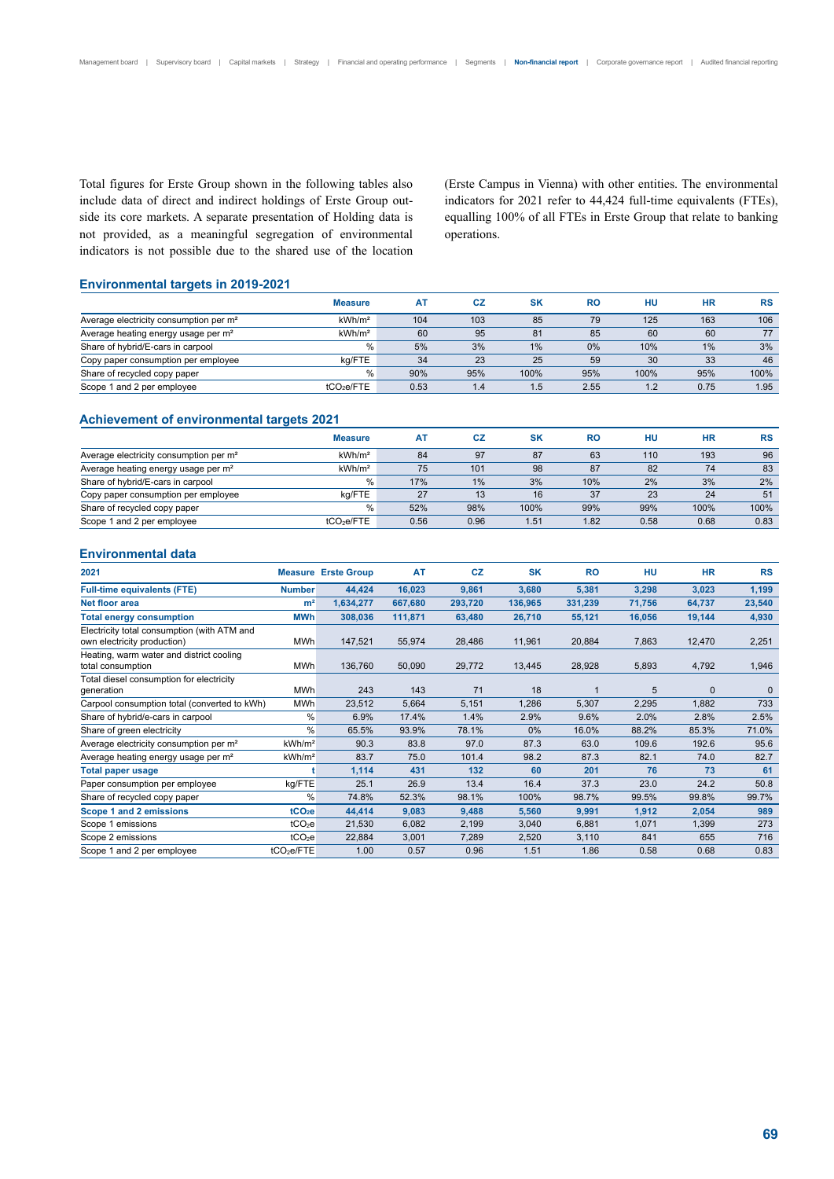Total figures for Erste Group shown in the following tables also include data of direct and indirect holdings of Erste Group outside its core markets. A separate presentation of Holding data is not provided, as a meaningful segregation of environmental indicators is not possible due to the shared use of the location (Erste Campus in Vienna) with other entities. The environmental indicators for 2021 refer to 44,424 full-time equivalents (FTEs), equalling 100% of all FTEs in Erste Group that relate to banking operations.

## Environmental targets in 2019-2021

| | Measure | AT | CZ | SK | RO | HU | HR | RS |
|---|---|---|---|---|---|---|---|---|
| Average electricity consumption per m² | kWh/m² | 104 | 103 | 85 | 79 | 125 | 163 | 106 |
| Average heating energy usage per m² | kWh/m² | 60 | 95 | 81 | 85 | 60 | 60 | 77 |
| Share of hybrid/E-cars in carpool | % | 5% | 3% | 1% | 0% | 10% | 1% | 3% |
| Copy paper consumption per employee | kg/FTE | 34 | 23 | 25 | 59 | 30 | 33 | 46 |
| Share of recycled copy paper | % | 90% | 95% | 100% | 95% | 100% | 95% | 100% |
| Scope 1 and 2 per employee | $tCO_2e$/FTE | 0.53 | 1.4 | 1.5 | 2.55 | 1.2 | 0.75 | 1.95 |

## Achievement of environmental targets 2021

| | Measure | AT | CZ | SK | RO | HU | HR | RS |
|---|---|---|---|---|---|---|---|---|
| Average electricity consumption per m² | kWh/m² | 84 | 97 | 87 | 63 | 110 | 193 | 96 |
| Average heating energy usage per m² | kWh/m² | 75 | 101 | 98 | 87 | 82 | 74 | 83 |
| Share of hybrid/E-cars in carpool | % | 17% | 1% | 3% | 10% | 2% | 3% | 2% |
| Copy paper consumption per employee | kg/FTE | 27 | 13 | 16 | 37 | 23 | 24 | 51 |
| Share of recycled copy paper | % | 52% | 98% | 100% | 99% | 99% | 100% | 100% |
| Scope 1 and 2 per employee | $tCO_2e$/FTE | 0.56 | 0.96 | 1.51 | 1.82 | 0.58 | 0.68 | 0.83 |

## Environmental data

| 2021 | Measure | Erste Group | AT | CZ | SK | RO | HU | HR | RS |
|---|---|---|---|---|---|---|---|---|---|
| **Full-time equivalents (FTE)** | **Number** | **44,424** | **16,023** | **9,861** | **3,680** | **5,381** | **3,298** | **3,023** | **1,199** |
| **Net floor area** | **m²** | **1,634,277** | **667,680** | **293,720** | **136,965** | **331,239** | **71,756** | **64,737** | **23,540** |
| **Total energy consumption** | **MWh** | **308,036** | **111,871** | **63,480** | **26,710** | **55,121** | **16,056** | **19,144** | **4,930** |
| Electricity total consumption (with ATM and own electricity production) | MWh | 147,521 | 55,974 | 28,486 | 11,961 | 20,884 | 7,863 | 12,470 | 2,251 |
| Heating, warm water and district cooling total consumption | MWh | 136,760 | 50,090 | 29,772 | 13,445 | 28,928 | 5,893 | 4,792 | 1,946 |
| Total diesel consumption for electricity generation | MWh | 243 | 143 | 71 | 18 | 1 | 5 | 0 | 0 |
| Carpool consumption total (converted to kWh) | MWh | 23,512 | 5,664 | 5,151 | 1,286 | 5,307 | 2,295 | 1,882 | 733 |
| Share of hybrid/e-cars in carpool | % | 6.9% | 17.4% | 1.4% | 2.9% | 9.6% | 2.0% | 2.8% | 2.5% |
| Share of green electricity | % | 65.5% | 93.9% | 78.1% | 0% | 16.0% | 88.2% | 85.3% | 71.0% |
| Average electricity consumption per m² | kWh/m² | 90.3 | 83.8 | 97.0 | 87.3 | 63.0 | 109.6 | 192.6 | 95.6 |
| Average heating energy usage per m² | kWh/m² | 83.7 | 75.0 | 101.4 | 98.2 | 87.3 | 82.1 | 74.0 | 82.7 |
| **Total paper usage** | **t** | **1,114** | **431** | **132** | **60** | **201** | **76** | **73** | **61** |
| Paper consumption per employee | kg/FTE | 25.1 | 26.9 | 13.4 | 16.4 | 37.3 | 23.0 | 24.2 | 50.8 |
| Share of recycled copy paper | % | 74.8% | 52.3% | 98.1% | 100% | 98.7% | 99.5% | 99.8% | 99.7% |
| **Scope 1 and 2 emissions** | **$tCO_2e$** | **44,414** | **9,083** | **9,488** | **5,560** | **9,991** | **1,912** | **2,054** | **989** |
| Scope 1 emissions | $tCO_2e$ | 21,530 | 6,082 | 2,199 | 3,040 | 6,881 | 1,071 | 1,399 | 273 |
| Scope 2 emissions | $tCO_2e$ | 22,884 | 3,001 | 7,289 | 2,520 | 3,110 | 841 | 655 | 716 |
| Scope 1 and 2 per employee | $tCO_2e$/FTE | 1.00 | 0.57 | 0.96 | 1.51 | 1.86 | 0.58 | 0.68 | 0.83 |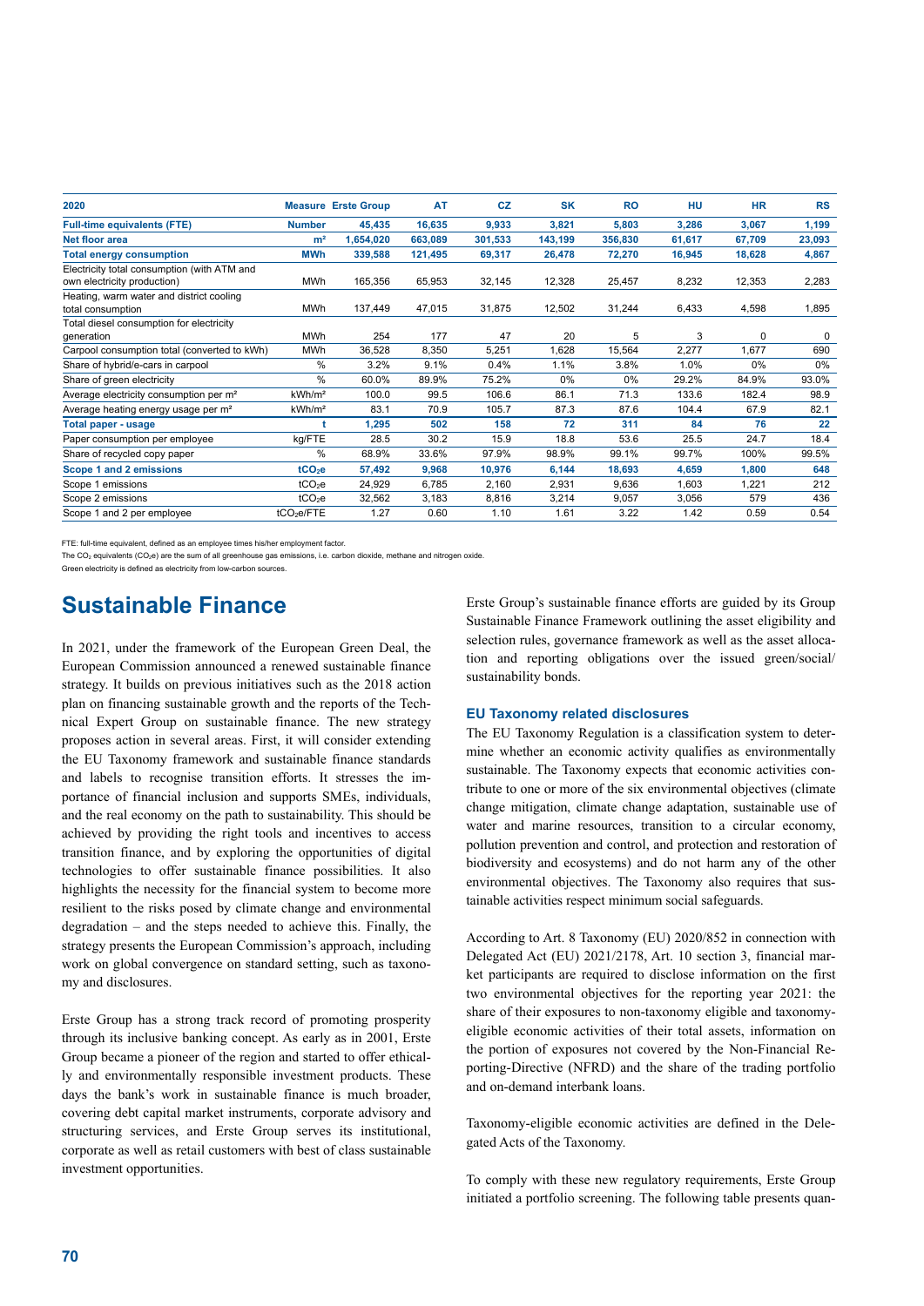| 2020 | Measure | Erste Group | AT | CZ | SK | RO | HU | HR | RS |
|---|---|---|---|---|---|---|---|---|---|
| **Full-time equivalents (FTE)** | **Number** | **45,435** | **16,635** | **9,933** | **3,821** | **5,803** | **3,286** | **3,067** | **1,199** |
| **Net floor area** | **m²** | **1,654,020** | **663,089** | **301,533** | **143,199** | **356,830** | **61,617** | **67,709** | **23,093** |
| **Total energy consumption** | **MWh** | **339,588** | **121,495** | **69,317** | **26,478** | **72,270** | **16,945** | **18,628** | **4,867** |
| Electricity total consumption (with ATM and own electricity production) | MWh | 165,356 | 65,953 | 32,145 | 12,328 | 25,457 | 8,232 | 12,353 | 2,283 |
| Heating, warm water and district cooling total consumption | MWh | 137,449 | 47,015 | 31,875 | 12,502 | 31,244 | 6,433 | 4,598 | 1,895 |
| Total diesel consumption for electricity generation | MWh | 254 | 177 | 47 | 20 | 5 | 3 | 0 | 0 |
| Carpool consumption total (converted to kWh) | MWh | 36,528 | 8,350 | 5,251 | 1,628 | 15,564 | 2,277 | 1,677 | 690 |
| Share of hybrid/e-cars in carpool | % | 3.2% | 9.1% | 0.4% | 1.1% | 3.8% | 1.0% | 0% | 0% |
| Share of green electricity | % | 60.0% | 89.9% | 75.2% | 0% | 0% | 29.2% | 84.9% | 93.0% |
| Average electricity consumption per m² | kWh/m² | 100.0 | 99.5 | 106.6 | 86.1 | 71.3 | 133.6 | 182.4 | 98.9 |
| Average heating energy usage per m² | kWh/m² | 83.1 | 70.9 | 105.7 | 87.3 | 87.6 | 104.4 | 67.9 | 82.1 |
| **Total paper - usage** | **t** | **1,295** | **502** | **158** | **72** | **311** | **84** | **76** | **22** |
| Paper consumption per employee | kg/FTE | 28.5 | 30.2 | 15.9 | 18.8 | 53.6 | 25.5 | 24.7 | 18.4 |
| Share of recycled copy paper | % | 68.9% | 33.6% | 97.9% | 98.9% | 99.1% | 99.7% | 100% | 99.5% |
| **Scope 1 and 2 emissions** | **$tCO_2e$** | **57,492** | **9,968** | **10,976** | **6,144** | **18,693** | **4,659** | **1,800** | **648** |
| Scope 1 emissions | $tCO_2e$ | 24,929 | 6,785 | 2,160 | 2,931 | 9,636 | 1,603 | 1,221 | 212 |
| Scope 2 emissions | $tCO_2e$ | 32,562 | 3,183 | 8,816 | 3,214 | 9,057 | 3,056 | 579 | 436 |
| Scope 1 and 2 per employee | $tCO_2e$/FTE | 1.27 | 0.60 | 1.10 | 1.61 | 3.22 | 1.42 | 0.59 | 0.54 |

FTE: full-time equivalent, defined as an employee times his/her employment factor.
The $CO_2$ equivalents ($CO_2e$) are the sum of all greenhouse gas emissions, i.e. carbon dioxide, methane and nitrogen oxide.
Green electricity is defined as electricity from low-carbon sources.

# Sustainable Finance

In 2021, under the framework of the European Green Deal, the European Commission announced a renewed sustainable finance strategy. It builds on previous initiatives such as the 2018 action plan on financing sustainable growth and the reports of the Technical Expert Group on sustainable finance. The new strategy proposes action in several areas. First, it will consider extending the EU Taxonomy framework and sustainable finance standards and labels to recognise transition efforts. It stresses the importance of financial inclusion and supports SMEs, individuals, and the real economy on the path to sustainability. This should be achieved by providing the right tools and incentives to access transition finance, and by exploring the opportunities of digital technologies to offer sustainable finance possibilities. It also highlights the necessity for the financial system to become more resilient to the risks posed by climate change and environmental degradation – and the steps needed to achieve this. Finally, the strategy presents the European Commission's approach, including work on global convergence on standard setting, such as taxonomy and disclosures.

Erste Group has a strong track record of promoting prosperity through its inclusive banking concept. As early as in 2001, Erste Group became a pioneer of the region and started to offer ethically and environmentally responsible investment products. These days the bank's work in sustainable finance is much broader, covering debt capital market instruments, corporate advisory and structuring services, and Erste Group serves its institutional, corporate as well as retail customers with best of class sustainable investment opportunities.

Erste Group's sustainable finance efforts are guided by its Group Sustainable Finance Framework outlining the asset eligibility and selection rules, governance framework as well as the asset allocation and reporting obligations over the issued green/social/sustainability bonds.

### EU Taxonomy related disclosures

The EU Taxonomy Regulation is a classification system to determine whether an economic activity qualifies as environmentally sustainable. The Taxonomy expects that economic activities contribute to one or more of the six environmental objectives (climate change mitigation, climate change adaptation, sustainable use of water and marine resources, transition to a circular economy, pollution prevention and control, and protection and restoration of biodiversity and ecosystems) and do not harm any of the other environmental objectives. The Taxonomy also requires that sustainable activities respect minimum social safeguards.

According to Art. 8 Taxonomy (EU) 2020/852 in connection with Delegated Act (EU) 2021/2178, Art. 10 section 3, financial market participants are required to disclose information on the first two environmental objectives for the reporting year 2021: the share of their exposures to non-taxonomy eligible and taxonomy-eligible economic activities of their total assets, information on the portion of exposures not covered by the Non-Financial Reporting-Directive (NFRD) and the share of the trading portfolio and on-demand interbank loans.

Taxonomy-eligible economic activities are defined in the Delegated Acts of the Taxonomy.

To comply with these new regulatory requirements, Erste Group initiated a portfolio screening. The following table presents quan-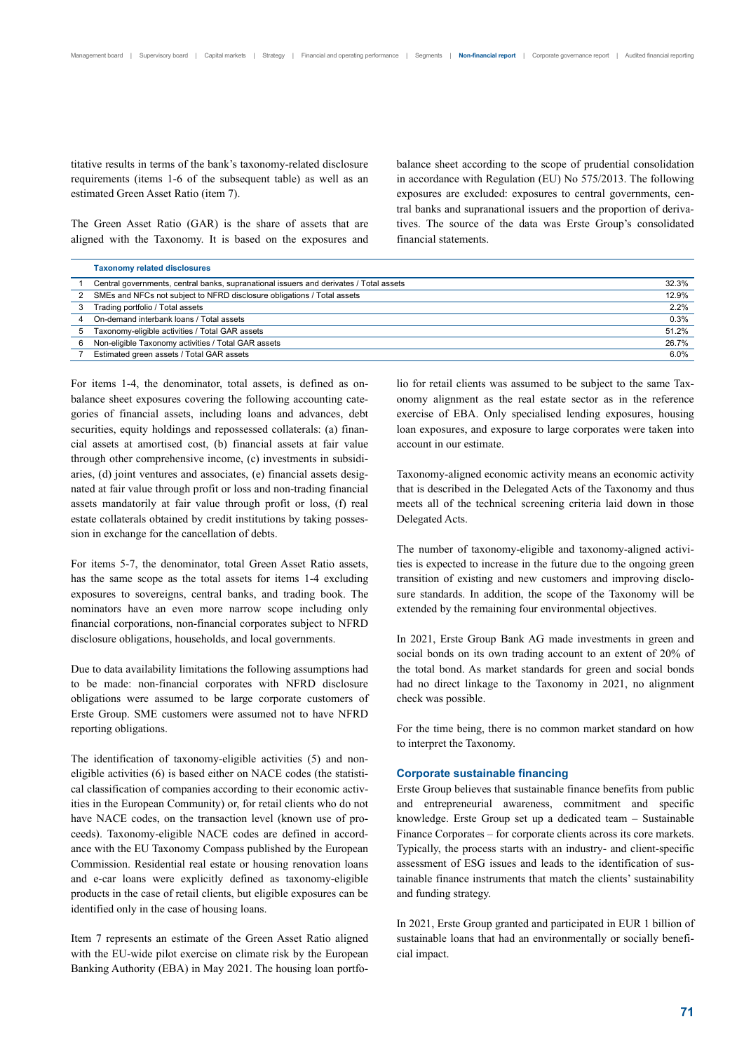titative results in terms of the bank's taxonomy-related disclosure requirements (items 1-6 of the subsequent table) as well as an estimated Green Asset Ratio (item 7).

The Green Asset Ratio (GAR) is the share of assets that are aligned with the Taxonomy. It is based on the exposures and balance sheet according to the scope of prudential consolidation in accordance with Regulation (EU) No 575/2013. The following exposures are excluded: exposures to central governments, central banks and supranational issuers and the proportion of derivatives. The source of the data was Erste Group's consolidated financial statements.

| | Taxonomy related disclosures | |
|---|---|---|
| 1 | Central governments, central banks, supranational issuers and derivates / Total assets | 32.3% |
| 2 | SMEs and NFCs not subject to NFRD disclosure obligations / Total assets | 12.9% |
| 3 | Trading portfolio / Total assets | 2.2% |
| 4 | On-demand interbank loans / Total assets | 0.3% |
| 5 | Taxonomy-eligible activities / Total GAR assets | 51.2% |
| 6 | Non-eligible Taxonomy activities / Total GAR assets | 26.7% |
| 7 | Estimated green assets / Total GAR assets | 6.0% |

For items 1-4, the denominator, total assets, is defined as on-balance sheet exposures covering the following accounting categories of financial assets, including loans and advances, debt securities, equity holdings and repossessed collaterals: (a) financial assets at amortised cost, (b) financial assets at fair value through other comprehensive income, (c) investments in subsidiaries, (d) joint ventures and associates, (e) financial assets designated at fair value through profit or loss and non-trading financial assets mandatorily at fair value through profit or loss, (f) real estate collaterals obtained by credit institutions by taking possession in exchange for the cancellation of debts.

For items 5-7, the denominator, total Green Asset Ratio assets, has the same scope as the total assets for items 1-4 excluding exposures to sovereigns, central banks, and trading book. The nominators have an even more narrow scope including only financial corporations, non-financial corporates subject to NFRD disclosure obligations, households, and local governments.

Due to data availability limitations the following assumptions had to be made: non-financial corporates with NFRD disclosure obligations were assumed to be large corporate customers of Erste Group. SME customers were assumed not to have NFRD reporting obligations.

The identification of taxonomy-eligible activities (5) and non-eligible activities (6) is based either on NACE codes (the statistical classification of companies according to their economic activities in the European Community) or, for retail clients who do not have NACE codes, on the transaction level (known use of proceeds). Taxonomy-eligible NACE codes are defined in accordance with the EU Taxonomy Compass published by the European Commission. Residential real estate or housing renovation loans and e-car loans were explicitly defined as taxonomy-eligible products in the case of retail clients, but eligible exposures can be identified only in the case of housing loans.

Item 7 represents an estimate of the Green Asset Ratio aligned with the EU-wide pilot exercise on climate risk by the European Banking Authority (EBA) in May 2021. The housing loan portfolio for retail clients was assumed to be subject to the same Taxonomy alignment as the real estate sector as in the reference exercise of EBA. Only specialised lending exposures, housing loan exposures, and exposure to large corporates were taken into account in our estimate.

Taxonomy-aligned economic activity means an economic activity that is described in the Delegated Acts of the Taxonomy and thus meets all of the technical screening criteria laid down in those Delegated Acts.

The number of taxonomy-eligible and taxonomy-aligned activities is expected to increase in the future due to the ongoing green transition of existing and new customers and improving disclosure standards. In addition, the scope of the Taxonomy will be extended by the remaining four environmental objectives.

In 2021, Erste Group Bank AG made investments in green and social bonds on its own trading account to an extent of 20% of the total bond. As market standards for green and social bonds had no direct linkage to the Taxonomy in 2021, no alignment check was possible.

For the time being, there is no common market standard on how to interpret the Taxonomy.

### Corporate sustainable financing

Erste Group believes that sustainable finance benefits from public and entrepreneurial awareness, commitment and specific knowledge. Erste Group set up a dedicated team – Sustainable Finance Corporates – for corporate clients across its core markets. Typically, the process starts with an industry- and client-specific assessment of ESG issues and leads to the identification of sustainable finance instruments that match the clients' sustainability and funding strategy.

In 2021, Erste Group granted and participated in EUR 1 billion of sustainable loans that had an environmentally or socially beneficial impact.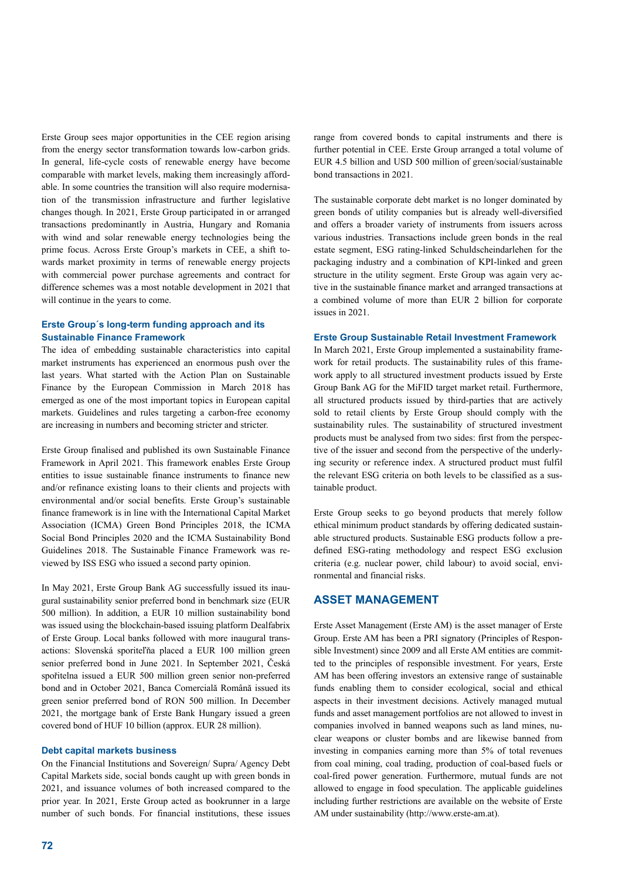Erste Group sees major opportunities in the CEE region arising from the energy sector transformation towards low-carbon grids. In general, life-cycle costs of renewable energy have become comparable with market levels, making them increasingly affordable. In some countries the transition will also require modernisation of the transmission infrastructure and further legislative changes though. In 2021, Erste Group participated in or arranged transactions predominantly in Austria, Hungary and Romania with wind and solar renewable energy technologies being the prime focus. Across Erste Group's markets in CEE, a shift towards market proximity in terms of renewable energy projects with commercial power purchase agreements and contract for difference schemes was a most notable development in 2021 that will continue in the years to come.

### Erste Group´s long-term funding approach and its Sustainable Finance Framework

The idea of embedding sustainable characteristics into capital market instruments has experienced an enormous push over the last years. What started with the Action Plan on Sustainable Finance by the European Commission in March 2018 has emerged as one of the most important topics in European capital markets. Guidelines and rules targeting a carbon-free economy are increasing in numbers and becoming stricter and stricter.

Erste Group finalised and published its own Sustainable Finance Framework in April 2021. This framework enables Erste Group entities to issue sustainable finance instruments to finance new and/or refinance existing loans to their clients and projects with environmental and/or social benefits. Erste Group's sustainable finance framework is in line with the International Capital Market Association (ICMA) Green Bond Principles 2018, the ICMA Social Bond Principles 2020 and the ICMA Sustainability Bond Guidelines 2018. The Sustainable Finance Framework was reviewed by ISS ESG who issued a second party opinion.

In May 2021, Erste Group Bank AG successfully issued its inaugural sustainability senior preferred bond in benchmark size (EUR 500 million). In addition, a EUR 10 million sustainability bond was issued using the blockchain-based issuing platform Dealfabrix of Erste Group. Local banks followed with more inaugural transactions: Slovenská sporiteľňa placed a EUR 100 million green senior preferred bond in June 2021. In September 2021, Česká spořitelna issued a EUR 500 million green senior non-preferred bond and in October 2021, Banca Comercială Română issued its green senior preferred bond of RON 500 million. In December 2021, the mortgage bank of Erste Bank Hungary issued a green covered bond of HUF 10 billion (approx. EUR 28 million).

### Debt capital markets business

On the Financial Institutions and Sovereign/ Supra/ Agency Debt Capital Markets side, social bonds caught up with green bonds in 2021, and issuance volumes of both increased compared to the prior year. In 2021, Erste Group acted as bookrunner in a large number of such bonds. For financial institutions, these issues range from covered bonds to capital instruments and there is further potential in CEE. Erste Group arranged a total volume of EUR 4.5 billion and USD 500 million of green/social/sustainable bond transactions in 2021.

The sustainable corporate debt market is no longer dominated by green bonds of utility companies but is already well-diversified and offers a broader variety of instruments from issuers across various industries. Transactions include green bonds in the real estate segment, ESG rating-linked Schuldscheindarlehen for the packaging industry and a combination of KPI-linked and green structure in the utility segment. Erste Group was again very active in the sustainable finance market and arranged transactions at a combined volume of more than EUR 2 billion for corporate issues in 2021.

### Erste Group Sustainable Retail Investment Framework

In March 2021, Erste Group implemented a sustainability framework for retail products. The sustainability rules of this framework apply to all structured investment products issued by Erste Group Bank AG for the MiFID target market retail. Furthermore, all structured products issued by third-parties that are actively sold to retail clients by Erste Group should comply with the sustainability rules. The sustainability of structured investment products must be analysed from two sides: first from the perspective of the issuer and second from the perspective of the underlying security or reference index. A structured product must fulfil the relevant ESG criteria on both levels to be classified as a sustainable product.

Erste Group seeks to go beyond products that merely follow ethical minimum product standards by offering dedicated sustainable structured products. Sustainable ESG products follow a predefined ESG-rating methodology and respect ESG exclusion criteria (e.g. nuclear power, child labour) to avoid social, environmental and financial risks.

## ASSET MANAGEMENT

Erste Asset Management (Erste AM) is the asset manager of Erste Group. Erste AM has been a PRI signatory (Principles of Responsible Investment) since 2009 and all Erste AM entities are committed to the principles of responsible investment. For years, Erste AM has been offering investors an extensive range of sustainable funds enabling them to consider ecological, social and ethical aspects in their investment decisions. Actively managed mutual funds and asset management portfolios are not allowed to invest in companies involved in banned weapons such as land mines, nuclear weapons or cluster bombs and are likewise banned from investing in companies earning more than 5% of total revenues from coal mining, coal trading, production of coal-based fuels or coal-fired power generation. Furthermore, mutual funds are not allowed to engage in food speculation. The applicable guidelines including further restrictions are available on the website of Erste AM under sustainability (http://www.erste-am.at).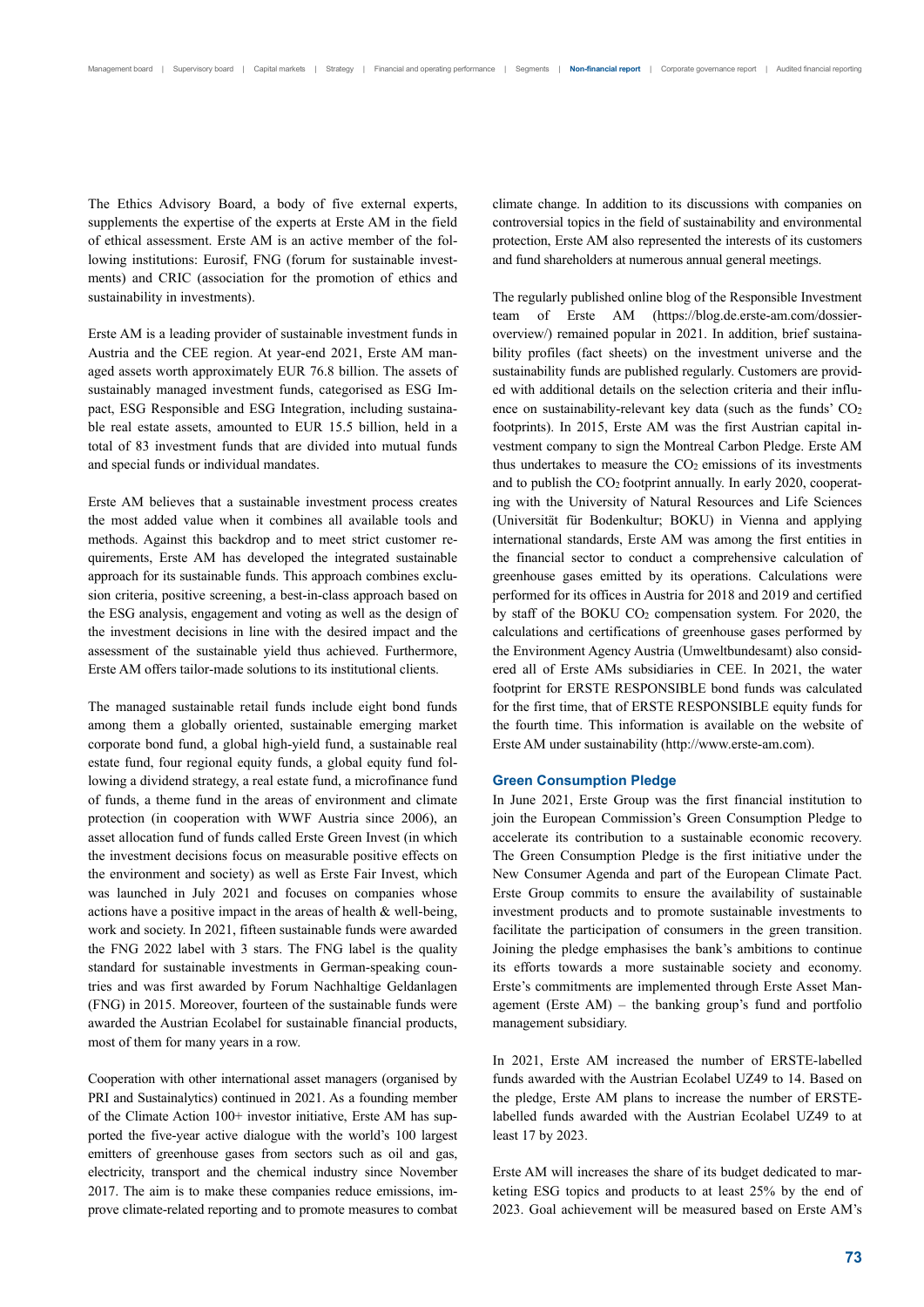The Ethics Advisory Board, a body of five external experts, supplements the expertise of the experts at Erste AM in the field of ethical assessment. Erste AM is an active member of the following institutions: Eurosif, FNG (forum for sustainable investments) and CRIC (association for the promotion of ethics and sustainability in investments).

Erste AM is a leading provider of sustainable investment funds in Austria and the CEE region. At year-end 2021, Erste AM managed assets worth approximately EUR 76.8 billion. The assets of sustainably managed investment funds, categorised as ESG Impact, ESG Responsible and ESG Integration, including sustainable real estate assets, amounted to EUR 15.5 billion, held in a total of 83 investment funds that are divided into mutual funds and special funds or individual mandates.

Erste AM believes that a sustainable investment process creates the most added value when it combines all available tools and methods. Against this backdrop and to meet strict customer requirements, Erste AM has developed the integrated sustainable approach for its sustainable funds. This approach combines exclusion criteria, positive screening, a best-in-class approach based on the ESG analysis, engagement and voting as well as the design of the investment decisions in line with the desired impact and the assessment of the sustainable yield thus achieved. Furthermore, Erste AM offers tailor-made solutions to its institutional clients.

The managed sustainable retail funds include eight bond funds among them a globally oriented, sustainable emerging market corporate bond fund, a global high-yield fund, a sustainable real estate fund, four regional equity funds, a global equity fund following a dividend strategy, a real estate fund, a microfinance fund of funds, a theme fund in the areas of environment and climate protection (in cooperation with WWF Austria since 2006), an asset allocation fund of funds called Erste Green Invest (in which the investment decisions focus on measurable positive effects on the environment and society) as well as Erste Fair Invest, which was launched in July 2021 and focuses on companies whose actions have a positive impact in the areas of health & well-being, work and society. In 2021, fifteen sustainable funds were awarded the FNG 2022 label with 3 stars. The FNG label is the quality standard for sustainable investments in German-speaking countries and was first awarded by Forum Nachhaltige Geldanlagen (FNG) in 2015. Moreover, fourteen of the sustainable funds were awarded the Austrian Ecolabel for sustainable financial products, most of them for many years in a row.

Cooperation with other international asset managers (organised by PRI and Sustainalytics) continued in 2021. As a founding member of the Climate Action 100+ investor initiative, Erste AM has supported the five-year active dialogue with the world's 100 largest emitters of greenhouse gases from sectors such as oil and gas, electricity, transport and the chemical industry since November 2017. The aim is to make these companies reduce emissions, improve climate-related reporting and to promote measures to combat climate change. In addition to its discussions with companies on controversial topics in the field of sustainability and environmental protection, Erste AM also represented the interests of its customers and fund shareholders at numerous annual general meetings.

The regularly published online blog of the Responsible Investment team of Erste AM (https://blog.de.erste-am.com/dossier-overview/) remained popular in 2021. In addition, brief sustainability profiles (fact sheets) on the investment universe and the sustainability funds are published regularly. Customers are provided with additional details on the selection criteria and their influence on sustainability-relevant key data (such as the funds' $CO_2$ footprints). In 2015, Erste AM was the first Austrian capital investment company to sign the Montreal Carbon Pledge. Erste AM thus undertakes to measure the $CO_2$ emissions of its investments and to publish the $CO_2$ footprint annually. In early 2020, cooperating with the University of Natural Resources and Life Sciences (Universität für Bodenkultur; BOKU) in Vienna and applying international standards, Erste AM was among the first entities in the financial sector to conduct a comprehensive calculation of greenhouse gases emitted by its operations. Calculations were performed for its offices in Austria for 2018 and 2019 and certified by staff of the BOKU $CO_2$ compensation system. For 2020, the calculations and certifications of greenhouse gases performed by the Environment Agency Austria (Umweltbundesamt) also considered all of Erste AMs subsidiaries in CEE. In 2021, the water footprint for ERSTE RESPONSIBLE bond funds was calculated for the first time, that of ERSTE RESPONSIBLE equity funds for the fourth time. This information is available on the website of Erste AM under sustainability (http://www.erste-am.com).

### Green Consumption Pledge

In June 2021, Erste Group was the first financial institution to join the European Commission's Green Consumption Pledge to accelerate its contribution to a sustainable economic recovery. The Green Consumption Pledge is the first initiative under the New Consumer Agenda and part of the European Climate Pact. Erste Group commits to ensure the availability of sustainable investment products and to promote sustainable investments to facilitate the participation of consumers in the green transition. Joining the pledge emphasises the bank's ambitions to continue its efforts towards a more sustainable society and economy. Erste's commitments are implemented through Erste Asset Management (Erste AM) – the banking group's fund and portfolio management subsidiary.

In 2021, Erste AM increased the number of ERSTE-labelled funds awarded with the Austrian Ecolabel UZ49 to 14. Based on the pledge, Erste AM plans to increase the number of ERSTE-labelled funds awarded with the Austrian Ecolabel UZ49 to at least 17 by 2023.

Erste AM will increases the share of its budget dedicated to marketing ESG topics and products to at least 25% by the end of 2023. Goal achievement will be measured based on Erste AM's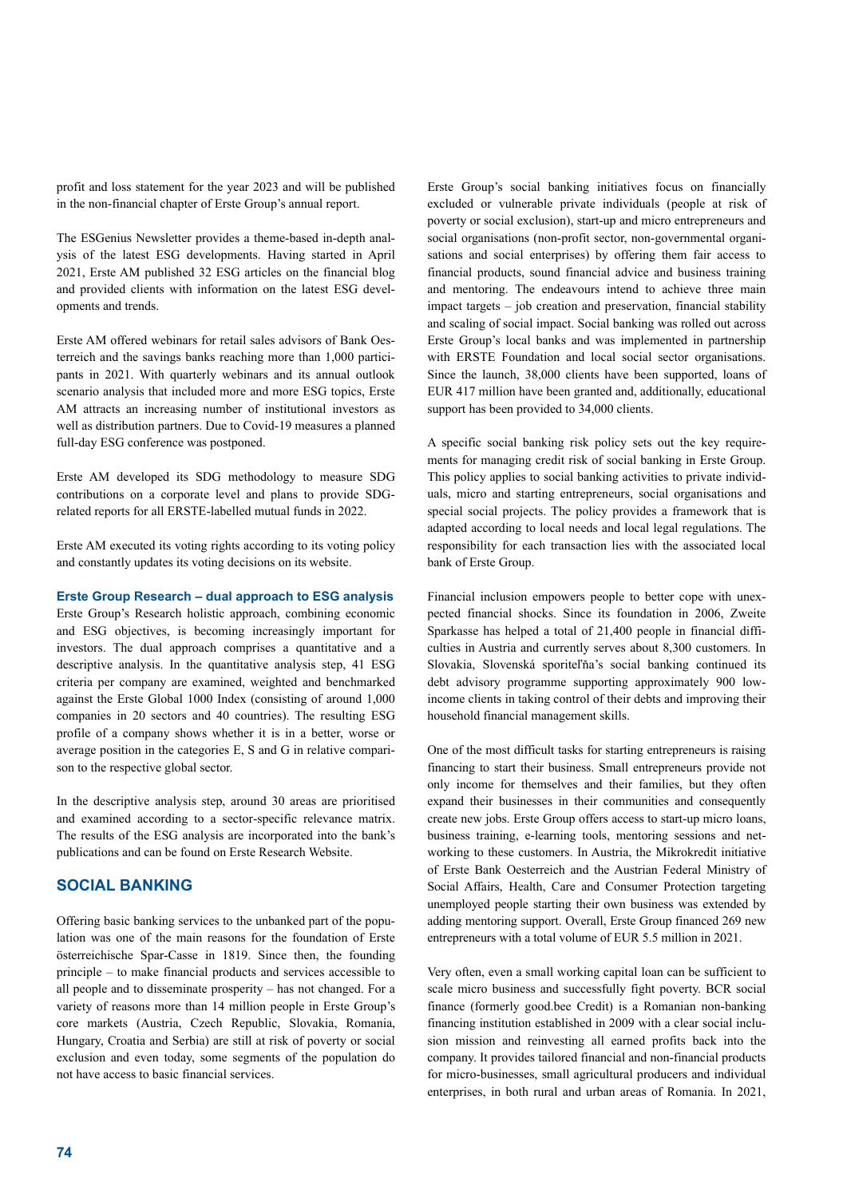profit and loss statement for the year 2023 and will be published in the non-financial chapter of Erste Group's annual report.

The ESGenius Newsletter provides a theme-based in-depth analysis of the latest ESG developments. Having started in April 2021, Erste AM published 32 ESG articles on the financial blog and provided clients with information on the latest ESG developments and trends.

Erste AM offered webinars for retail sales advisors of Bank Oesterreich and the savings banks reaching more than 1,000 participants in 2021. With quarterly webinars and its annual outlook scenario analysis that included more and more ESG topics, Erste AM attracts an increasing number of institutional investors as well as distribution partners. Due to Covid-19 measures a planned full-day ESG conference was postponed.

Erste AM developed its SDG methodology to measure SDG contributions on a corporate level and plans to provide SDG-related reports for all ERSTE-labelled mutual funds in 2022.

Erste AM executed its voting rights according to its voting policy and constantly updates its voting decisions on its website.

### Erste Group Research – dual approach to ESG analysis

Erste Group's Research holistic approach, combining economic and ESG objectives, is becoming increasingly important for investors. The dual approach comprises a quantitative and a descriptive analysis. In the quantitative analysis step, 41 ESG criteria per company are examined, weighted and benchmarked against the Erste Global 1000 Index (consisting of around 1,000 companies in 20 sectors and 40 countries). The resulting ESG profile of a company shows whether it is in a better, worse or average position in the categories E, S and G in relative comparison to the respective global sector.

In the descriptive analysis step, around 30 areas are prioritised and examined according to a sector-specific relevance matrix. The results of the ESG analysis are incorporated into the bank's publications and can be found on Erste Research Website.

## SOCIAL BANKING

Offering basic banking services to the unbanked part of the population was one of the main reasons for the foundation of Erste österreichische Spar-Casse in 1819. Since then, the founding principle – to make financial products and services accessible to all people and to disseminate prosperity – has not changed. For a variety of reasons more than 14 million people in Erste Group's core markets (Austria, Czech Republic, Slovakia, Romania, Hungary, Croatia and Serbia) are still at risk of poverty or social exclusion and even today, some segments of the population do not have access to basic financial services.

Erste Group's social banking initiatives focus on financially excluded or vulnerable private individuals (people at risk of poverty or social exclusion), start-up and micro entrepreneurs and social organisations (non-profit sector, non-governmental organisations and social enterprises) by offering them fair access to financial products, sound financial advice and business training and mentoring. The endeavours intend to achieve three main impact targets – job creation and preservation, financial stability and scaling of social impact. Social banking was rolled out across Erste Group's local banks and was implemented in partnership with ERSTE Foundation and local social sector organisations. Since the launch, 38,000 clients have been supported, loans of EUR 417 million have been granted and, additionally, educational support has been provided to 34,000 clients.

A specific social banking risk policy sets out the key requirements for managing credit risk of social banking in Erste Group. This policy applies to social banking activities to private individuals, micro and starting entrepreneurs, social organisations and special social projects. The policy provides a framework that is adapted according to local needs and local legal regulations. The responsibility for each transaction lies with the associated local bank of Erste Group.

Financial inclusion empowers people to better cope with unexpected financial shocks. Since its foundation in 2006, Zweite Sparkasse has helped a total of 21,400 people in financial difficulties in Austria and currently serves about 8,300 customers. In Slovakia, Slovenská sporiteľňa's social banking continued its debt advisory programme supporting approximately 900 low-income clients in taking control of their debts and improving their household financial management skills.

One of the most difficult tasks for starting entrepreneurs is raising financing to start their business. Small entrepreneurs provide not only income for themselves and their families, but they often expand their businesses in their communities and consequently create new jobs. Erste Group offers access to start-up micro loans, business training, e-learning tools, mentoring sessions and networking to these customers. In Austria, the Mikrokredit initiative of Erste Bank Oesterreich and the Austrian Federal Ministry of Social Affairs, Health, Care and Consumer Protection targeting unemployed people starting their own business was extended by adding mentoring support. Overall, Erste Group financed 269 new entrepreneurs with a total volume of EUR 5.5 million in 2021.

Very often, even a small working capital loan can be sufficient to scale micro business and successfully fight poverty. BCR social finance (formerly good.bee Credit) is a Romanian non-banking financing institution established in 2009 with a clear social inclusion mission and reinvesting all earned profits back into the company. It provides tailored financial and non-financial products for micro-businesses, small agricultural producers and individual enterprises, in both rural and urban areas of Romania. In 2021,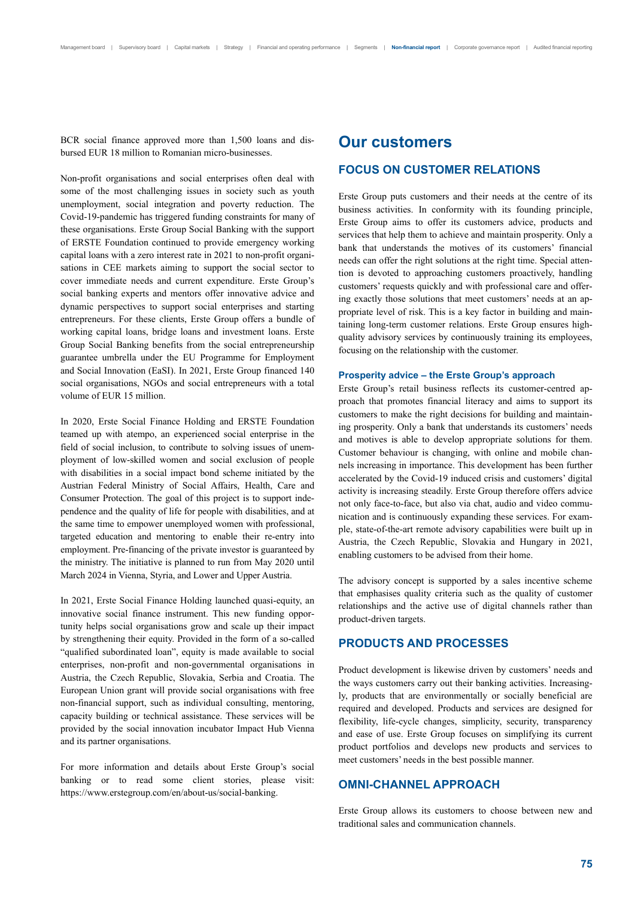BCR social finance approved more than 1,500 loans and disbursed EUR 18 million to Romanian micro-businesses.

Non-profit organisations and social enterprises often deal with some of the most challenging issues in society such as youth unemployment, social integration and poverty reduction. The Covid-19-pandemic has triggered funding constraints for many of these organisations. Erste Group Social Banking with the support of ERSTE Foundation continued to provide emergency working capital loans with a zero interest rate in 2021 to non-profit organisations in CEE markets aiming to support the social sector to cover immediate needs and current expenditure. Erste Group's social banking experts and mentors offer innovative advice and dynamic perspectives to support social enterprises and starting entrepreneurs. For these clients, Erste Group offers a bundle of working capital loans, bridge loans and investment loans. Erste Group Social Banking benefits from the social entrepreneurship guarantee umbrella under the EU Programme for Employment and Social Innovation (EaSI). In 2021, Erste Group financed 140 social organisations, NGOs and social entrepreneurs with a total volume of EUR 15 million.

In 2020, Erste Social Finance Holding and ERSTE Foundation teamed up with atempo, an experienced social enterprise in the field of social inclusion, to contribute to solving issues of unemployment of low-skilled women and social exclusion of people with disabilities in a social impact bond scheme initiated by the Austrian Federal Ministry of Social Affairs, Health, Care and Consumer Protection. The goal of this project is to support independence and the quality of life for people with disabilities, and at the same time to empower unemployed women with professional, targeted education and mentoring to enable their re-entry into employment. Pre-financing of the private investor is guaranteed by the ministry. The initiative is planned to run from May 2020 until March 2024 in Vienna, Styria, and Lower and Upper Austria.

In 2021, Erste Social Finance Holding launched quasi-equity, an innovative social finance instrument. This new funding opportunity helps social organisations grow and scale up their impact by strengthening their equity. Provided in the form of a so-called "qualified subordinated loan", equity is made available to social enterprises, non-profit and non-governmental organisations in Austria, the Czech Republic, Slovakia, Serbia and Croatia. The European Union grant will provide social organisations with free non-financial support, such as individual consulting, mentoring, capacity building or technical assistance. These services will be provided by the social innovation incubator Impact Hub Vienna and its partner organisations.

For more information and details about Erste Group's social banking or to read some client stories, please visit: https://www.erstegroup.com/en/about-us/social-banking.

# Our customers

## FOCUS ON CUSTOMER RELATIONS

Erste Group puts customers and their needs at the centre of its business activities. In conformity with its founding principle, Erste Group aims to offer its customers advice, products and services that help them to achieve and maintain prosperity. Only a bank that understands the motives of its customers' financial needs can offer the right solutions at the right time. Special attention is devoted to approaching customers proactively, handling customers' requests quickly and with professional care and offering exactly those solutions that meet customers' needs at an appropriate level of risk. This is a key factor in building and maintaining long-term customer relations. Erste Group ensures high-quality advisory services by continuously training its employees, focusing on the relationship with the customer.

### Prosperity advice – the Erste Group's approach

Erste Group's retail business reflects its customer-centred approach that promotes financial literacy and aims to support its customers to make the right decisions for building and maintaining prosperity. Only a bank that understands its customers' needs and motives is able to develop appropriate solutions for them. Customer behaviour is changing, with online and mobile channels increasing in importance. This development has been further accelerated by the Covid-19 induced crisis and customers' digital activity is increasing steadily. Erste Group therefore offers advice not only face-to-face, but also via chat, audio and video communication and is continuously expanding these services. For example, state-of-the-art remote advisory capabilities were built up in Austria, the Czech Republic, Slovakia and Hungary in 2021, enabling customers to be advised from their home.

The advisory concept is supported by a sales incentive scheme that emphasises quality criteria such as the quality of customer relationships and the active use of digital channels rather than product-driven targets.

## PRODUCTS AND PROCESSES

Product development is likewise driven by customers' needs and the ways customers carry out their banking activities. Increasingly, products that are environmentally or socially beneficial are required and developed. Products and services are designed for flexibility, life-cycle changes, simplicity, security, transparency and ease of use. Erste Group focuses on simplifying its current product portfolios and develops new products and services to meet customers' needs in the best possible manner.

## OMNI-CHANNEL APPROACH

Erste Group allows its customers to choose between new and traditional sales and communication channels.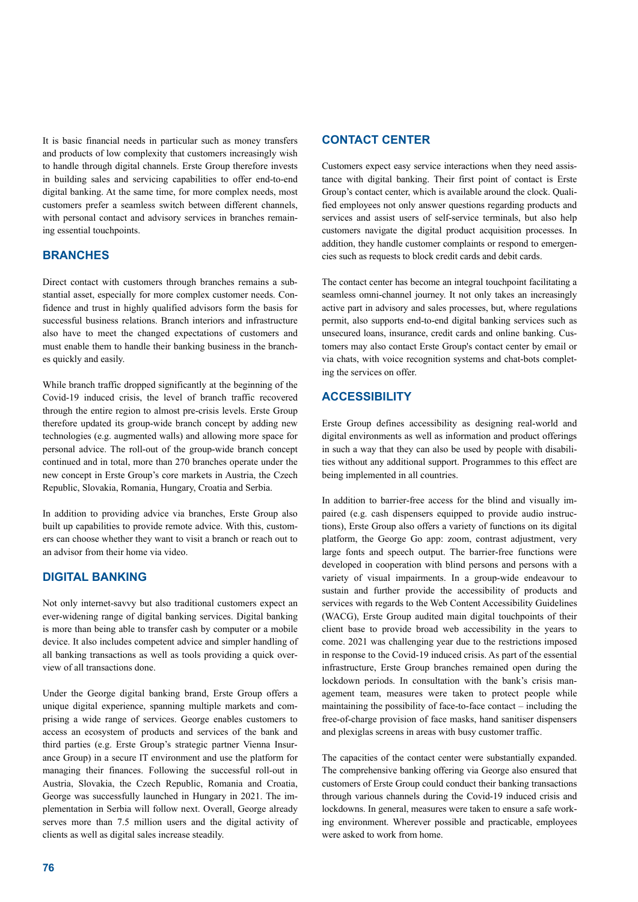It is basic financial needs in particular such as money transfers and products of low complexity that customers increasingly wish to handle through digital channels. Erste Group therefore invests in building sales and servicing capabilities to offer end-to-end digital banking. At the same time, for more complex needs, most customers prefer a seamless switch between different channels, with personal contact and advisory services in branches remaining essential touchpoints.

## BRANCHES

Direct contact with customers through branches remains a substantial asset, especially for more complex customer needs. Confidence and trust in highly qualified advisors form the basis for successful business relations. Branch interiors and infrastructure also have to meet the changed expectations of customers and must enable them to handle their banking business in the branches quickly and easily.

While branch traffic dropped significantly at the beginning of the Covid-19 induced crisis, the level of branch traffic recovered through the entire region to almost pre-crisis levels. Erste Group therefore updated its group-wide branch concept by adding new technologies (e.g. augmented walls) and allowing more space for personal advice. The roll-out of the group-wide branch concept continued and in total, more than 270 branches operate under the new concept in Erste Group's core markets in Austria, the Czech Republic, Slovakia, Romania, Hungary, Croatia and Serbia.

In addition to providing advice via branches, Erste Group also built up capabilities to provide remote advice. With this, customers can choose whether they want to visit a branch or reach out to an advisor from their home via video.

## DIGITAL BANKING

Not only internet-savvy but also traditional customers expect an ever-widening range of digital banking services. Digital banking is more than being able to transfer cash by computer or a mobile device. It also includes competent advice and simpler handling of all banking transactions as well as tools providing a quick overview of all transactions done.

Under the George digital banking brand, Erste Group offers a unique digital experience, spanning multiple markets and comprising a wide range of services. George enables customers to access an ecosystem of products and services of the bank and third parties (e.g. Erste Group's strategic partner Vienna Insurance Group) in a secure IT environment and use the platform for managing their finances. Following the successful roll-out in Austria, Slovakia, the Czech Republic, Romania and Croatia, George was successfully launched in Hungary in 2021. The implementation in Serbia will follow next. Overall, George already serves more than 7.5 million users and the digital activity of clients as well as digital sales increase steadily.

## CONTACT CENTER

Customers expect easy service interactions when they need assistance with digital banking. Their first point of contact is Erste Group's contact center, which is available around the clock. Qualified employees not only answer questions regarding products and services and assist users of self-service terminals, but also help customers navigate the digital product acquisition processes. In addition, they handle customer complaints or respond to emergencies such as requests to block credit cards and debit cards.

The contact center has become an integral touchpoint facilitating a seamless omni-channel journey. It not only takes an increasingly active part in advisory and sales processes, but, where regulations permit, also supports end-to-end digital banking services such as unsecured loans, insurance, credit cards and online banking. Customers may also contact Erste Group's contact center by email or via chats, with voice recognition systems and chat-bots completing the services on offer.

## ACCESSIBILITY

Erste Group defines accessibility as designing real-world and digital environments as well as information and product offerings in such a way that they can also be used by people with disabilities without any additional support. Programmes to this effect are being implemented in all countries.

In addition to barrier-free access for the blind and visually impaired (e.g. cash dispensers equipped to provide audio instructions), Erste Group also offers a variety of functions on its digital platform, the George Go app: zoom, contrast adjustment, very large fonts and speech output. The barrier-free functions were developed in cooperation with blind persons and persons with a variety of visual impairments. In a group-wide endeavour to sustain and further provide the accessibility of products and services with regards to the Web Content Accessibility Guidelines (WACG), Erste Group audited main digital touchpoints of their client base to provide broad web accessibility in the years to come. 2021 was challenging year due to the restrictions imposed in response to the Covid-19 induced crisis. As part of the essential infrastructure, Erste Group branches remained open during the lockdown periods. In consultation with the bank's crisis management team, measures were taken to protect people while maintaining the possibility of face-to-face contact – including the free-of-charge provision of face masks, hand sanitiser dispensers and plexiglas screens in areas with busy customer traffic.

The capacities of the contact center were substantially expanded. The comprehensive banking offering via George also ensured that customers of Erste Group could conduct their banking transactions through various channels during the Covid-19 induced crisis and lockdowns. In general, measures were taken to ensure a safe working environment. Wherever possible and practicable, employees were asked to work from home.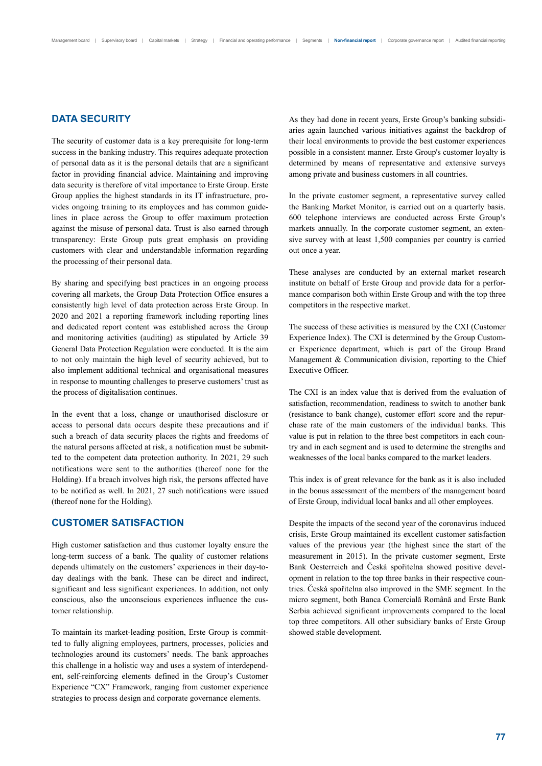## DATA SECURITY

The security of customer data is a key prerequisite for long-term success in the banking industry. This requires adequate protection of personal data as it is the personal details that are a significant factor in providing financial advice. Maintaining and improving data security is therefore of vital importance to Erste Group. Erste Group applies the highest standards in its IT infrastructure, provides ongoing training to its employees and has common guidelines in place across the Group to offer maximum protection against the misuse of personal data. Trust is also earned through transparency: Erste Group puts great emphasis on providing customers with clear and understandable information regarding the processing of their personal data.

By sharing and specifying best practices in an ongoing process covering all markets, the Group Data Protection Office ensures a consistently high level of data protection across Erste Group. In 2020 and 2021 a reporting framework including reporting lines and dedicated report content was established across the Group and monitoring activities (auditing) as stipulated by Article 39 General Data Protection Regulation were conducted. It is the aim to not only maintain the high level of security achieved, but to also implement additional technical and organisational measures in response to mounting challenges to preserve customers' trust as the process of digitalisation continues.

In the event that a loss, change or unauthorised disclosure or access to personal data occurs despite these precautions and if such a breach of data security places the rights and freedoms of the natural persons affected at risk, a notification must be submitted to the competent data protection authority. In 2021, 29 such notifications were sent to the authorities (thereof none for the Holding). If a breach involves high risk, the persons affected have to be notified as well. In 2021, 27 such notifications were issued (thereof none for the Holding).

## CUSTOMER SATISFACTION

High customer satisfaction and thus customer loyalty ensure the long-term success of a bank. The quality of customer relations depends ultimately on the customers' experiences in their day-to-day dealings with the bank. These can be direct and indirect, significant and less significant experiences. In addition, not only conscious, also the unconscious experiences influence the customer relationship.

To maintain its market-leading position, Erste Group is committed to fully aligning employees, partners, processes, policies and technologies around its customers' needs. The bank approaches this challenge in a holistic way and uses a system of interdependent, self-reinforcing elements defined in the Group's Customer Experience "CX" Framework, ranging from customer experience strategies to process design and corporate governance elements.

As they had done in recent years, Erste Group's banking subsidiaries again launched various initiatives against the backdrop of their local environments to provide the best customer experiences possible in a consistent manner. Erste Group's customer loyalty is determined by means of representative and extensive surveys among private and business customers in all countries.

In the private customer segment, a representative survey called the Banking Market Monitor, is carried out on a quarterly basis. 600 telephone interviews are conducted across Erste Group's markets annually. In the corporate customer segment, an extensive survey with at least 1,500 companies per country is carried out once a year.

These analyses are conducted by an external market research institute on behalf of Erste Group and provide data for a performance comparison both within Erste Group and with the top three competitors in the respective market.

The success of these activities is measured by the CXI (Customer Experience Index). The CXI is determined by the Group Customer Experience department, which is part of the Group Brand Management & Communication division, reporting to the Chief Executive Officer.

The CXI is an index value that is derived from the evaluation of satisfaction, recommendation, readiness to switch to another bank (resistance to bank change), customer effort score and the repurchase rate of the main customers of the individual banks. This value is put in relation to the three best competitors in each country and in each segment and is used to determine the strengths and weaknesses of the local banks compared to the market leaders.

This index is of great relevance for the bank as it is also included in the bonus assessment of the members of the management board of Erste Group, individual local banks and all other employees.

Despite the impacts of the second year of the coronavirus induced crisis, Erste Group maintained its excellent customer satisfaction values of the previous year (the highest since the start of the measurement in 2015). In the private customer segment, Erste Bank Oesterreich and Česká spořitelna showed positive development in relation to the top three banks in their respective countries. Česká spořitelna also improved in the SME segment. In the micro segment, both Banca Comercială Română and Erste Bank Serbia achieved significant improvements compared to the local top three competitors. All other subsidiary banks of Erste Group showed stable development.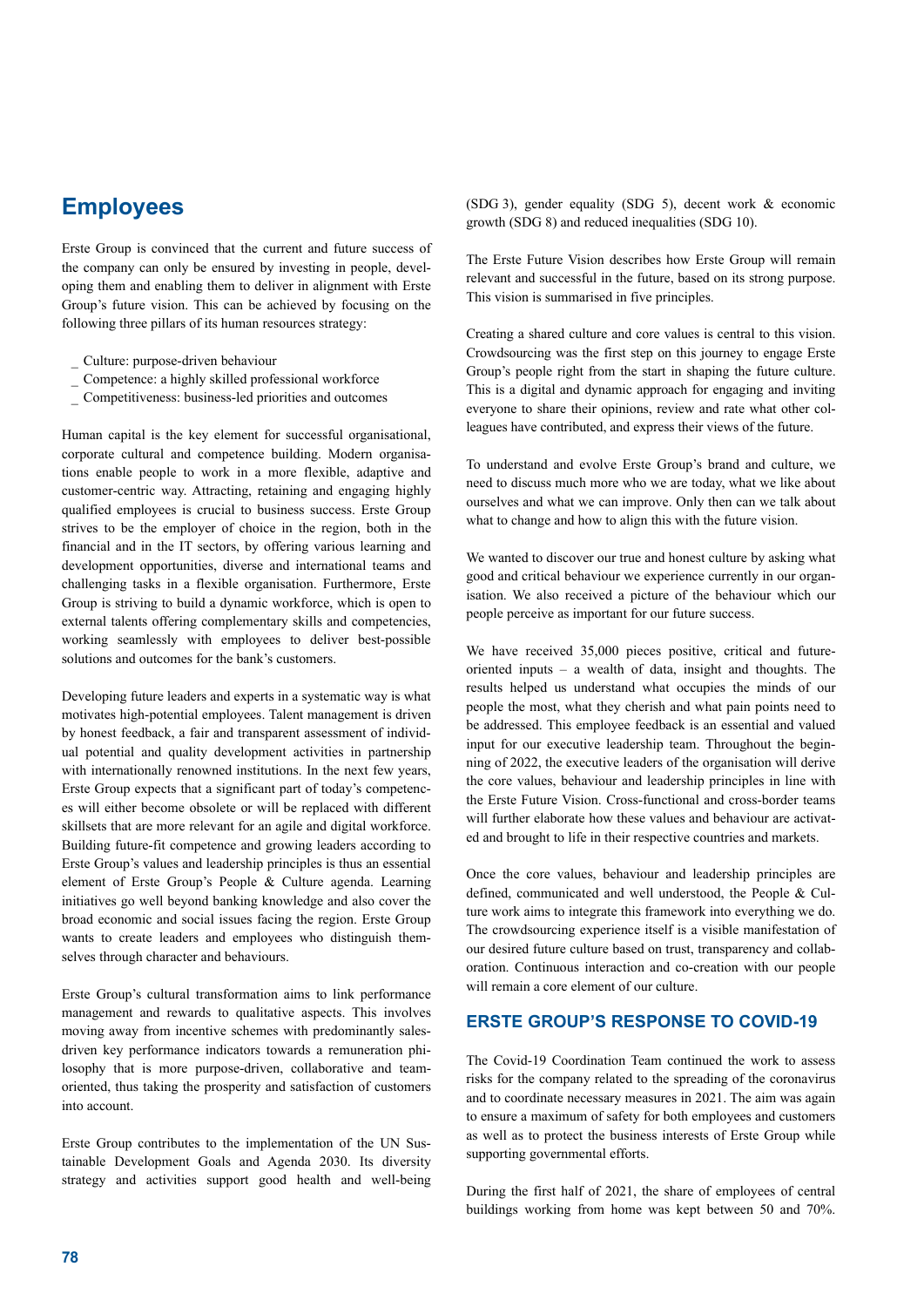# Employees

Erste Group is convinced that the current and future success of the company can only be ensured by investing in people, developing them and enabling them to deliver in alignment with Erste Group's future vision. This can be achieved by focusing on the following three pillars of its human resources strategy:

- Culture: purpose-driven behaviour
- Competence: a highly skilled professional workforce
- Competitiveness: business-led priorities and outcomes

Human capital is the key element for successful organisational, corporate cultural and competence building. Modern organisations enable people to work in a more flexible, adaptive and customer-centric way. Attracting, retaining and engaging highly qualified employees is crucial to business success. Erste Group strives to be the employer of choice in the region, both in the financial and in the IT sectors, by offering various learning and development opportunities, diverse and international teams and challenging tasks in a flexible organisation. Furthermore, Erste Group is striving to build a dynamic workforce, which is open to external talents offering complementary skills and competencies, working seamlessly with employees to deliver best-possible solutions and outcomes for the bank's customers.

Developing future leaders and experts in a systematic way is what motivates high-potential employees. Talent management is driven by honest feedback, a fair and transparent assessment of individual potential and quality development activities in partnership with internationally renowned institutions. In the next few years, Erste Group expects that a significant part of today's competences will either become obsolete or will be replaced with different skillsets that are more relevant for an agile and digital workforce. Building future-fit competence and growing leaders according to Erste Group's values and leadership principles is thus an essential element of Erste Group's People & Culture agenda. Learning initiatives go well beyond banking knowledge and also cover the broad economic and social issues facing the region. Erste Group wants to create leaders and employees who distinguish themselves through character and behaviours.

Erste Group's cultural transformation aims to link performance management and rewards to qualitative aspects. This involves moving away from incentive schemes with predominantly sales-driven key performance indicators towards a remuneration philosophy that is more purpose-driven, collaborative and team-oriented, thus taking the prosperity and satisfaction of customers into account.

Erste Group contributes to the implementation of the UN Sustainable Development Goals and Agenda 2030. Its diversity strategy and activities support good health and well-being (SDG 3), gender equality (SDG 5), decent work & economic growth (SDG 8) and reduced inequalities (SDG 10).

The Erste Future Vision describes how Erste Group will remain relevant and successful in the future, based on its strong purpose. This vision is summarised in five principles.

Creating a shared culture and core values is central to this vision. Crowdsourcing was the first step on this journey to engage Erste Group's people right from the start in shaping the future culture. This is a digital and dynamic approach for engaging and inviting everyone to share their opinions, review and rate what other colleagues have contributed, and express their views of the future.

To understand and evolve Erste Group's brand and culture, we need to discuss much more who we are today, what we like about ourselves and what we can improve. Only then can we talk about what to change and how to align this with the future vision.

We wanted to discover our true and honest culture by asking what good and critical behaviour we experience currently in our organisation. We also received a picture of the behaviour which our people perceive as important for our future success.

We have received 35,000 pieces positive, critical and future-oriented inputs – a wealth of data, insight and thoughts. The results helped us understand what occupies the minds of our people the most, what they cherish and what pain points need to be addressed. This employee feedback is an essential and valued input for our executive leadership team. Throughout the beginning of 2022, the executive leaders of the organisation will derive the core values, behaviour and leadership principles in line with the Erste Future Vision. Cross-functional and cross-border teams will further elaborate how these values and behaviour are activated and brought to life in their respective countries and markets.

Once the core values, behaviour and leadership principles are defined, communicated and well understood, the People & Culture work aims to integrate this framework into everything we do. The crowdsourcing experience itself is a visible manifestation of our desired future culture based on trust, transparency and collaboration. Continuous interaction and co-creation with our people will remain a core element of our culture.

## ERSTE GROUP'S RESPONSE TO COVID-19

The Covid-19 Coordination Team continued the work to assess risks for the company related to the spreading of the coronavirus and to coordinate necessary measures in 2021. The aim was again to ensure a maximum of safety for both employees and customers as well as to protect the business interests of Erste Group while supporting governmental efforts.

During the first half of 2021, the share of employees of central buildings working from home was kept between 50 and 70%.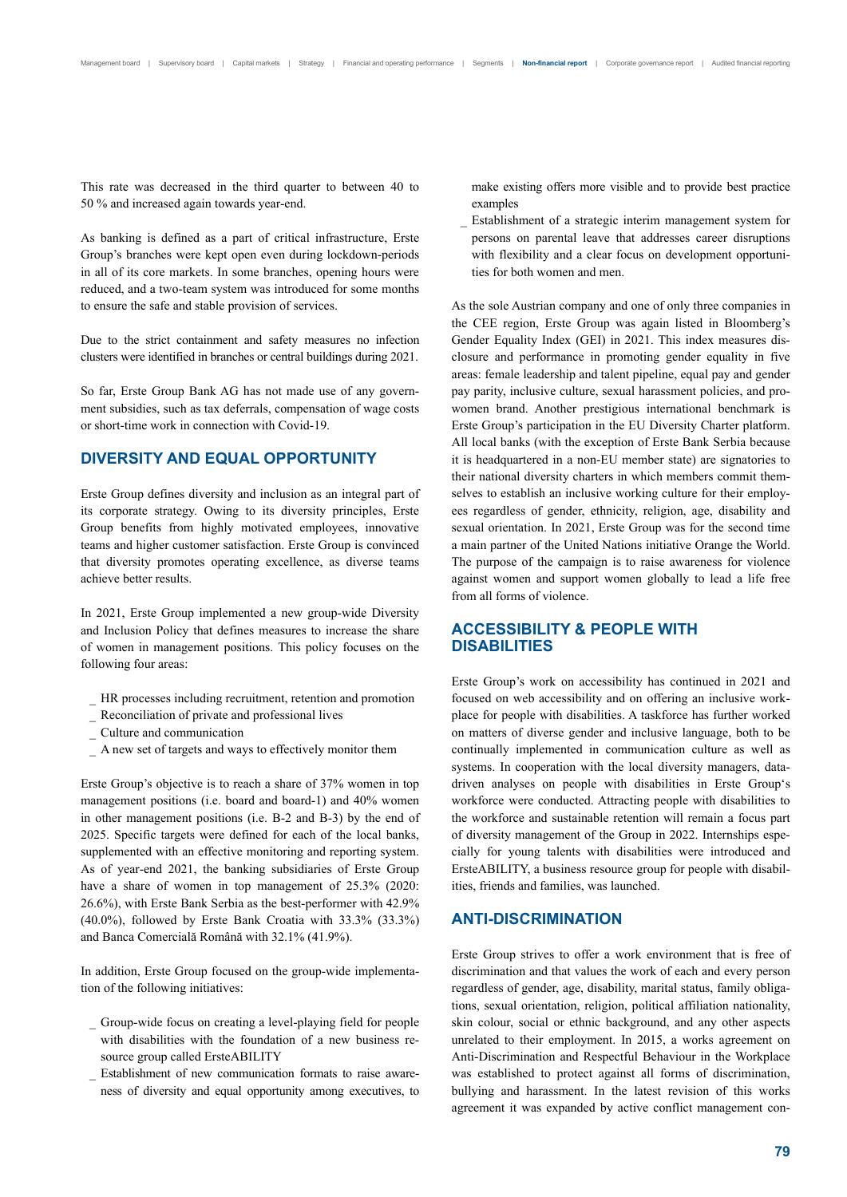This rate was decreased in the third quarter to between 40 to 50 % and increased again towards year-end.

As banking is defined as a part of critical infrastructure, Erste Group's branches were kept open even during lockdown-periods in all of its core markets. In some branches, opening hours were reduced, and a two-team system was introduced for some months to ensure the safe and stable provision of services.

Due to the strict containment and safety measures no infection clusters were identified in branches or central buildings during 2021.

So far, Erste Group Bank AG has not made use of any government subsidies, such as tax deferrals, compensation of wage costs or short-time work in connection with Covid-19.

## DIVERSITY AND EQUAL OPPORTUNITY

Erste Group defines diversity and inclusion as an integral part of its corporate strategy. Owing to its diversity principles, Erste Group benefits from highly motivated employees, innovative teams and higher customer satisfaction. Erste Group is convinced that diversity promotes operating excellence, as diverse teams achieve better results.

In 2021, Erste Group implemented a new group-wide Diversity and Inclusion Policy that defines measures to increase the share of women in management positions. This policy focuses on the following four areas:

- HR processes including recruitment, retention and promotion
- Reconciliation of private and professional lives
- Culture and communication
- A new set of targets and ways to effectively monitor them

Erste Group's objective is to reach a share of 37% women in top management positions (i.e. board and board-1) and 40% women in other management positions (i.e. B-2 and B-3) by the end of 2025. Specific targets were defined for each of the local banks, supplemented with an effective monitoring and reporting system. As of year-end 2021, the banking subsidiaries of Erste Group have a share of women in top management of 25.3% (2020: 26.6%), with Erste Bank Serbia as the best-performer with 42.9% (40.0%), followed by Erste Bank Croatia with 33.3% (33.3%) and Banca Comercială Română with 32.1% (41.9%).

In addition, Erste Group focused on the group-wide implementation of the following initiatives:

- Group-wide focus on creating a level-playing field for people with disabilities with the foundation of a new business resource group called ErsteABILITY
- Establishment of new communication formats to raise awareness of diversity and equal opportunity among executives, to make existing offers more visible and to provide best practice examples
- Establishment of a strategic interim management system for persons on parental leave that addresses career disruptions with flexibility and a clear focus on development opportunities for both women and men.

As the sole Austrian company and one of only three companies in the CEE region, Erste Group was again listed in Bloomberg's Gender Equality Index (GEI) in 2021. This index measures disclosure and performance in promoting gender equality in five areas: female leadership and talent pipeline, equal pay and gender pay parity, inclusive culture, sexual harassment policies, and pro-women brand. Another prestigious international benchmark is Erste Group's participation in the EU Diversity Charter platform. All local banks (with the exception of Erste Bank Serbia because it is headquartered in a non-EU member state) are signatories to their national diversity charters in which members commit themselves to establish an inclusive working culture for their employees regardless of gender, ethnicity, religion, age, disability and sexual orientation. In 2021, Erste Group was for the second time a main partner of the United Nations initiative Orange the World. The purpose of the campaign is to raise awareness for violence against women and support women globally to lead a life free from all forms of violence.

## ACCESSIBILITY & PEOPLE WITH DISABILITIES

Erste Group's work on accessibility has continued in 2021 and focused on web accessibility and on offering an inclusive workplace for people with disabilities. A taskforce has further worked on matters of diverse gender and inclusive language, both to be continually implemented in communication culture as well as systems. In cooperation with the local diversity managers, data-driven analyses on people with disabilities in Erste Group's workforce were conducted. Attracting people with disabilities to the workforce and sustainable retention will remain a focus part of diversity management of the Group in 2022. Internships especially for young talents with disabilities were introduced and ErsteABILITY, a business resource group for people with disabilities, friends and families, was launched.

## ANTI-DISCRIMINATION

Erste Group strives to offer a work environment that is free of discrimination and that values the work of each and every person regardless of gender, age, disability, marital status, family obligations, sexual orientation, religion, political affiliation nationality, skin colour, social or ethnic background, and any other aspects unrelated to their employment. In 2015, a works agreement on Anti-Discrimination and Respectful Behaviour in the Workplace was established to protect against all forms of discrimination, bullying and harassment. In the latest revision of this works agreement it was expanded by active conflict management con-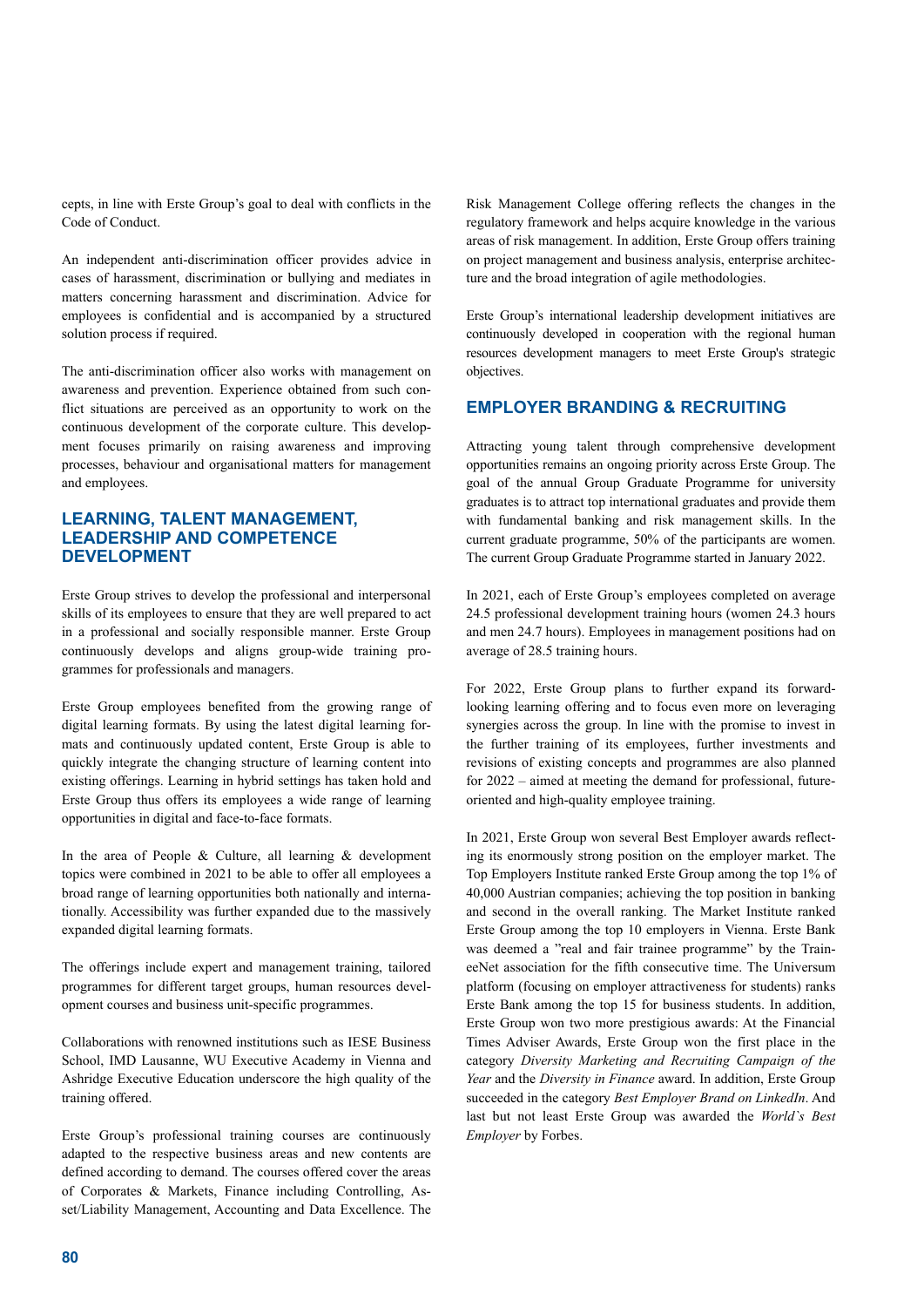cepts, in line with Erste Group's goal to deal with conflicts in the Code of Conduct.

An independent anti-discrimination officer provides advice in cases of harassment, discrimination or bullying and mediates in matters concerning harassment and discrimination. Advice for employees is confidential and is accompanied by a structured solution process if required.

The anti-discrimination officer also works with management on awareness and prevention. Experience obtained from such conflict situations are perceived as an opportunity to work on the continuous development of the corporate culture. This development focuses primarily on raising awareness and improving processes, behaviour and organisational matters for management and employees.

## LEARNING, TALENT MANAGEMENT, LEADERSHIP AND COMPETENCE DEVELOPMENT

Erste Group strives to develop the professional and interpersonal skills of its employees to ensure that they are well prepared to act in a professional and socially responsible manner. Erste Group continuously develops and aligns group-wide training programmes for professionals and managers.

Erste Group employees benefited from the growing range of digital learning formats. By using the latest digital learning formats and continuously updated content, Erste Group is able to quickly integrate the changing structure of learning content into existing offerings. Learning in hybrid settings has taken hold and Erste Group thus offers its employees a wide range of learning opportunities in digital and face-to-face formats.

In the area of People & Culture, all learning & development topics were combined in 2021 to be able to offer all employees a broad range of learning opportunities both nationally and internationally. Accessibility was further expanded due to the massively expanded digital learning formats.

The offerings include expert and management training, tailored programmes for different target groups, human resources development courses and business unit-specific programmes.

Collaborations with renowned institutions such as IESE Business School, IMD Lausanne, WU Executive Academy in Vienna and Ashridge Executive Education underscore the high quality of the training offered.

Erste Group's professional training courses are continuously adapted to the respective business areas and new contents are defined according to demand. The courses offered cover the areas of Corporates & Markets, Finance including Controlling, Asset/Liability Management, Accounting and Data Excellence. The Risk Management College offering reflects the changes in the regulatory framework and helps acquire knowledge in the various areas of risk management. In addition, Erste Group offers training on project management and business analysis, enterprise architecture and the broad integration of agile methodologies.

Erste Group's international leadership development initiatives are continuously developed in cooperation with the regional human resources development managers to meet Erste Group's strategic objectives.

## EMPLOYER BRANDING & RECRUITING

Attracting young talent through comprehensive development opportunities remains an ongoing priority across Erste Group. The goal of the annual Group Graduate Programme for university graduates is to attract top international graduates and provide them with fundamental banking and risk management skills. In the current graduate programme, 50% of the participants are women. The current Group Graduate Programme started in January 2022.

In 2021, each of Erste Group's employees completed on average 24.5 professional development training hours (women 24.3 hours and men 24.7 hours). Employees in management positions had on average of 28.5 training hours.

For 2022, Erste Group plans to further expand its forward-looking learning offering and to focus even more on leveraging synergies across the group. In line with the promise to invest in the further training of its employees, further investments and revisions of existing concepts and programmes are also planned for 2022 – aimed at meeting the demand for professional, future-oriented and high-quality employee training.

In 2021, Erste Group won several Best Employer awards reflecting its enormously strong position on the employer market. The Top Employers Institute ranked Erste Group among the top 1% of 40,000 Austrian companies; achieving the top position in banking and second in the overall ranking. The Market Institute ranked Erste Group among the top 10 employers in Vienna. Erste Bank was deemed a "real and fair trainee programme" by the TraineeNet association for the fifth consecutive time. The Universum platform (focusing on employer attractiveness for students) ranks Erste Bank among the top 15 for business students. In addition, Erste Group won two more prestigious awards: At the Financial Times Adviser Awards, Erste Group won the first place in the category *Diversity Marketing and Recruiting Campaign of the Year* and the *Diversity in Finance* award. In addition, Erste Group succeeded in the category *Best Employer Brand on LinkedIn*. And last but not least Erste Group was awarded the *World`s Best Employer* by Forbes.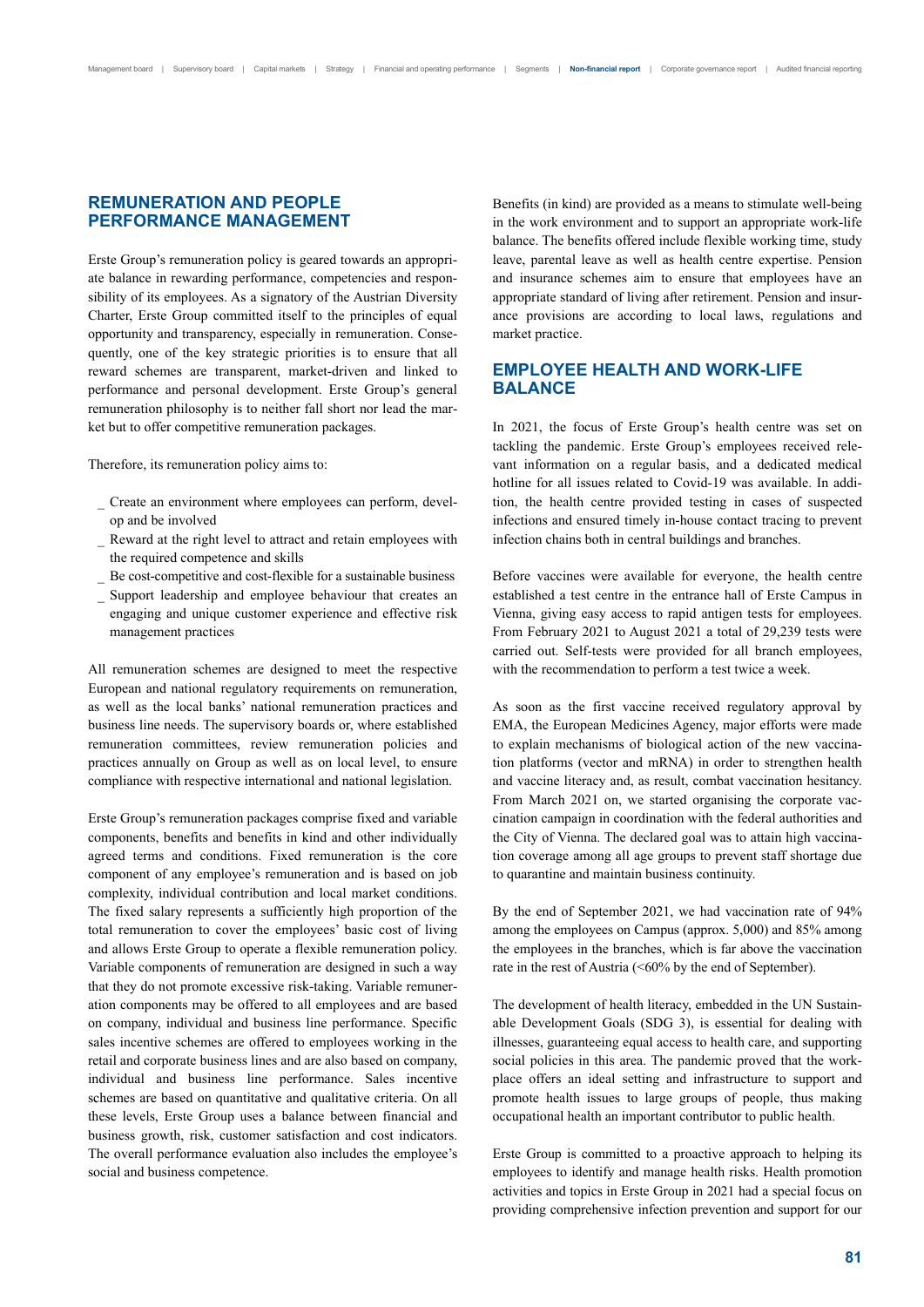## REMUNERATION AND PEOPLE PERFORMANCE MANAGEMENT

Erste Group's remuneration policy is geared towards an appropriate balance in rewarding performance, competencies and responsibility of its employees. As a signatory of the Austrian Diversity Charter, Erste Group committed itself to the principles of equal opportunity and transparency, especially in remuneration. Consequently, one of the key strategic priorities is to ensure that all reward schemes are transparent, market-driven and linked to performance and personal development. Erste Group's general remuneration philosophy is to neither fall short nor lead the market but to offer competitive remuneration packages.

Therefore, its remuneration policy aims to:

- Create an environment where employees can perform, develop and be involved
- Reward at the right level to attract and retain employees with the required competence and skills
- Be cost-competitive and cost-flexible for a sustainable business
- Support leadership and employee behaviour that creates an engaging and unique customer experience and effective risk management practices

All remuneration schemes are designed to meet the respective European and national regulatory requirements on remuneration, as well as the local banks' national remuneration practices and business line needs. The supervisory boards or, where established remuneration committees, review remuneration policies and practices annually on Group as well as on local level, to ensure compliance with respective international and national legislation.

Erste Group's remuneration packages comprise fixed and variable components, benefits and benefits in kind and other individually agreed terms and conditions. Fixed remuneration is the core component of any employee's remuneration and is based on job complexity, individual contribution and local market conditions. The fixed salary represents a sufficiently high proportion of the total remuneration to cover the employees' basic cost of living and allows Erste Group to operate a flexible remuneration policy. Variable components of remuneration are designed in such a way that they do not promote excessive risk-taking. Variable remuneration components may be offered to all employees and are based on company, individual and business line performance. Specific sales incentive schemes are offered to employees working in the retail and corporate business lines and are also based on company, individual and business line performance. Sales incentive schemes are based on quantitative and qualitative criteria. On all these levels, Erste Group uses a balance between financial and business growth, risk, customer satisfaction and cost indicators. The overall performance evaluation also includes the employee's social and business competence.

Benefits (in kind) are provided as a means to stimulate well-being in the work environment and to support an appropriate work-life balance. The benefits offered include flexible working time, study leave, parental leave as well as health centre expertise. Pension and insurance schemes aim to ensure that employees have an appropriate standard of living after retirement. Pension and insurance provisions are according to local laws, regulations and market practice.

## EMPLOYEE HEALTH AND WORK-LIFE BALANCE

In 2021, the focus of Erste Group's health centre was set on tackling the pandemic. Erste Group's employees received relevant information on a regular basis, and a dedicated medical hotline for all issues related to Covid-19 was available. In addition, the health centre provided testing in cases of suspected infections and ensured timely in-house contact tracing to prevent infection chains both in central buildings and branches.

Before vaccines were available for everyone, the health centre established a test centre in the entrance hall of Erste Campus in Vienna, giving easy access to rapid antigen tests for employees. From February 2021 to August 2021 a total of 29,239 tests were carried out. Self-tests were provided for all branch employees, with the recommendation to perform a test twice a week.

As soon as the first vaccine received regulatory approval by EMA, the European Medicines Agency, major efforts were made to explain mechanisms of biological action of the new vaccination platforms (vector and mRNA) in order to strengthen health and vaccine literacy and, as result, combat vaccination hesitancy. From March 2021 on, we started organising the corporate vaccination campaign in coordination with the federal authorities and the City of Vienna. The declared goal was to attain high vaccination coverage among all age groups to prevent staff shortage due to quarantine and maintain business continuity.

By the end of September 2021, we had vaccination rate of 94% among the employees on Campus (approx. 5,000) and 85% among the employees in the branches, which is far above the vaccination rate in the rest of Austria (<60% by the end of September).

The development of health literacy, embedded in the UN Sustainable Development Goals (SDG 3), is essential for dealing with illnesses, guaranteeing equal access to health care, and supporting social policies in this area. The pandemic proved that the workplace offers an ideal setting and infrastructure to support and promote health issues to large groups of people, thus making occupational health an important contributor to public health.

Erste Group is committed to a proactive approach to helping its employees to identify and manage health risks. Health promotion activities and topics in Erste Group in 2021 had a special focus on providing comprehensive infection prevention and support for our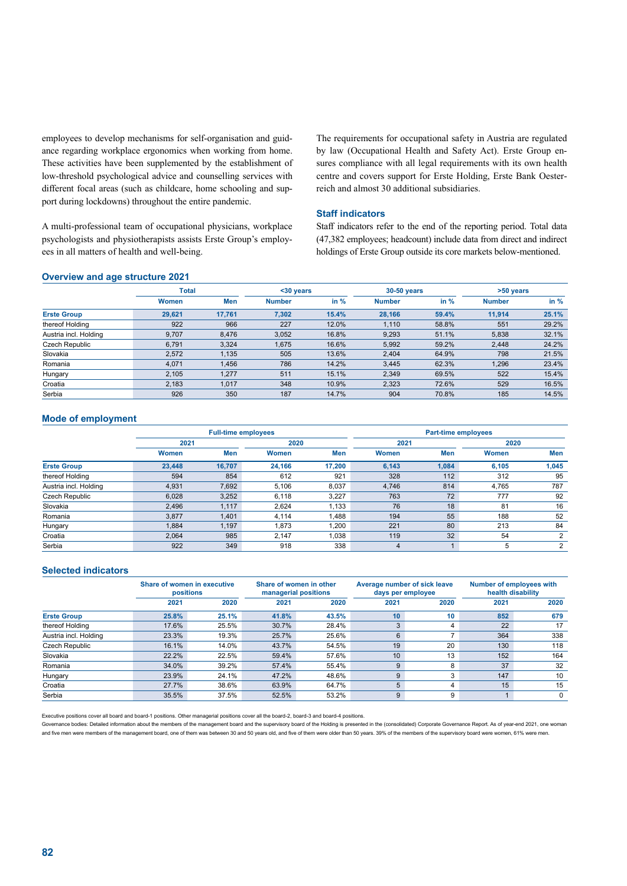employees to develop mechanisms for self-organisation and guidance regarding workplace ergonomics when working from home. These activities have been supplemented by the establishment of low-threshold psychological advice and counselling services with different focal areas (such as childcare, home schooling and support during lockdowns) throughout the entire pandemic.

A multi-professional team of occupational physicians, workplace psychologists and physiotherapists assists Erste Group's employees in all matters of health and well-being.

The requirements for occupational safety in Austria are regulated by law (Occupational Health and Safety Act). Erste Group ensures compliance with all legal requirements with its own health centre and covers support for Erste Holding, Erste Bank Oesterreich and almost 30 additional subsidiaries.

### Staff indicators

Staff indicators refer to the end of the reporting period. Total data (47,382 employees; headcount) include data from direct and indirect holdings of Erste Group outside its core markets below-mentioned.

### Overview and age structure 2021

| | Total | | <30 years | | 30-50 years | | >50 years | |
|---|---|---|---|---|---|---|---|---|
| | Women | Men | Number | in % | Number | in % | Number | in % |
| **Erste Group** | **29,621** | **17,761** | **7,302** | **15.4%** | **28,166** | **59.4%** | **11,914** | **25.1%** |
| thereof Holding | 922 | 966 | 227 | 12.0% | 1,110 | 58.8% | 551 | 29.2% |
| Austria incl. Holding | 9,707 | 8,476 | 3,052 | 16.8% | 9,293 | 51.1% | 5,838 | 32.1% |
| Czech Republic | 6,791 | 3,324 | 1,675 | 16.6% | 5,992 | 59.2% | 2,448 | 24.2% |
| Slovakia | 2,572 | 1,135 | 505 | 13.6% | 2,404 | 64.9% | 798 | 21.5% |
| Romania | 4,071 | 1,456 | 786 | 14.2% | 3,445 | 62.3% | 1,296 | 23.4% |
| Hungary | 2,105 | 1,277 | 511 | 15.1% | 2,349 | 69.5% | 522 | 15.4% |
| Croatia | 2,183 | 1,017 | 348 | 10.9% | 2,323 | 72.6% | 529 | 16.5% |
| Serbia | 926 | 350 | 187 | 14.7% | 904 | 70.8% | 185 | 14.5% |

### Mode of employment

| | Full-time employees | | | | Part-time employees | | | |
|---|---|---|---|---|---|---|---|---|
| | 2021 | | 2020 | | 2021 | | 2020 | |
| | Women | Men | Women | Men | Women | Men | Women | Men |
| **Erste Group** | **23,448** | **16,707** | **24,166** | **17,200** | **6,143** | **1,084** | **6,105** | **1,045** |
| thereof Holding | 594 | 854 | 612 | 921 | 328 | 112 | 312 | 95 |
| Austria incl. Holding | 4,931 | 7,692 | 5,106 | 8,037 | 4,746 | 814 | 4,765 | 787 |
| Czech Republic | 6,028 | 3,252 | 6,118 | 3,227 | 763 | 72 | 777 | 92 |
| Slovakia | 2,496 | 1,117 | 2,624 | 1,133 | 76 | 18 | 81 | 16 |
| Romania | 3,877 | 1,401 | 4,114 | 1,488 | 194 | 55 | 188 | 52 |
| Hungary | 1,884 | 1,197 | 1,873 | 1,200 | 221 | 80 | 213 | 84 |
| Croatia | 2,064 | 985 | 2,147 | 1,038 | 119 | 32 | 54 | 2 |
| Serbia | 922 | 349 | 918 | 338 | 4 | 1 | 5 | 2 |

### Selected indicators

| | Share of women in executive positions | | Share of women in other managerial positions | | Average number of sick leave days per employee | | Number of employees with health disability | |
|---|---|---|---|---|---|---|---|---|
| | 2021 | 2020 | 2021 | 2020 | 2021 | 2020 | 2021 | 2020 |
| **Erste Group** | **25.8%** | **25.1%** | **41.8%** | **43.5%** | **10** | **10** | **852** | **679** |
| thereof Holding | 17.6% | 25.5% | 30.7% | 28.4% | 3 | 4 | 22 | 17 |
| Austria incl. Holding | 23.3% | 19.3% | 25.7% | 25.6% | 6 | 7 | 364 | 338 |
| Czech Republic | 16.1% | 14.0% | 43.7% | 54.5% | 19 | 20 | 130 | 118 |
| Slovakia | 22.2% | 22.5% | 59.4% | 57.6% | 10 | 13 | 152 | 164 |
| Romania | 34.0% | 39.2% | 57.4% | 55.4% | 9 | 8 | 37 | 32 |
| Hungary | 23.9% | 24.1% | 47.2% | 48.6% | 9 | 3 | 147 | 10 |
| Croatia | 27.7% | 38.6% | 63.9% | 64.7% | 5 | 4 | 15 | 15 |
| Serbia | 35.5% | 37.5% | 52.5% | 53.2% | 9 | 9 | 1 | 0 |

Executive positions cover all board and board-1 positions. Other managerial positions cover all the board-2, board-3 and board-4 positions.

Governance bodies: Detailed information about the members of the management board and the supervisory board of the Holding is presented in the (consolidated) Corporate Governance Report. As of year-end 2021, one woman and five men were members of the management board, one of them was between 30 and 50 years old, and five of them were older than 50 years. 39% of the members of the supervisory board were women, 61% were men.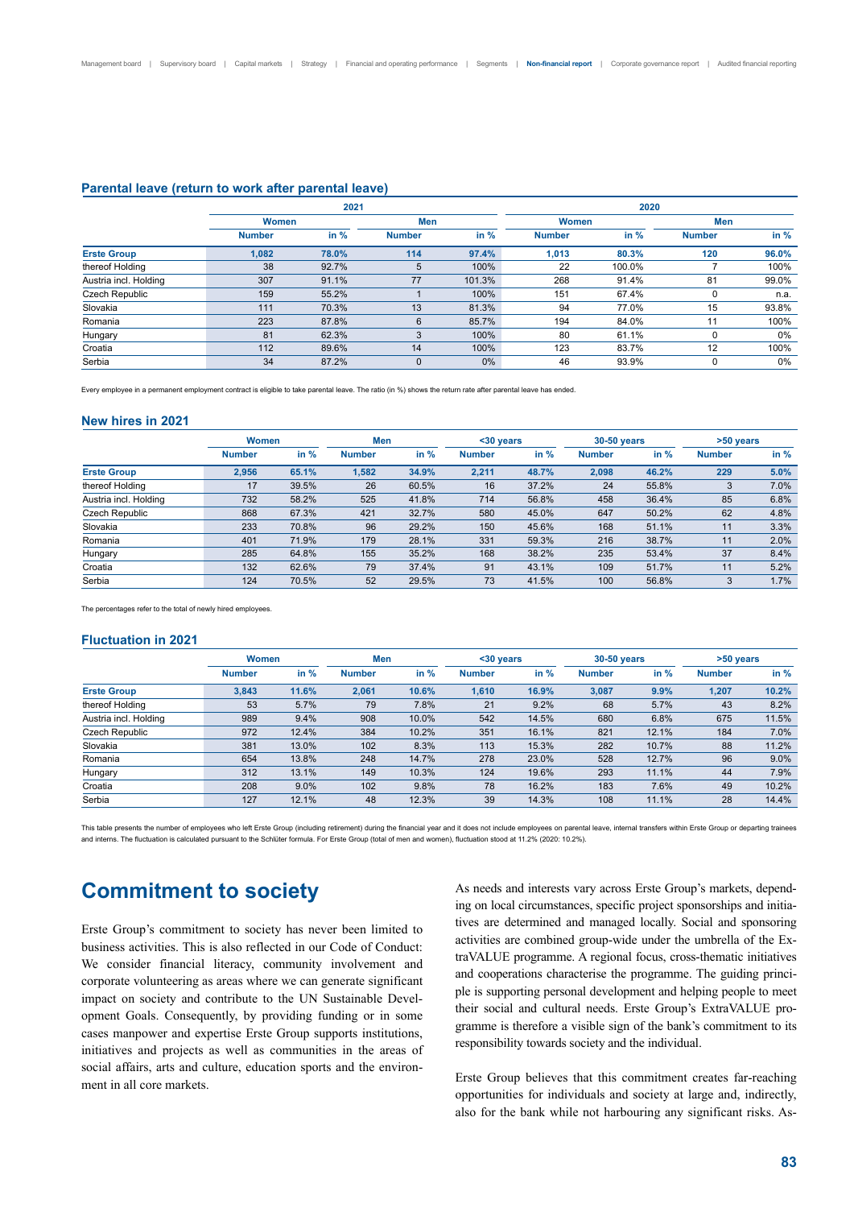### Parental leave (return to work after parental leave)

| | 2021 | | | | 2020 | | | |
|---|---|---|---|---|---|---|---|---|
| | Women | | Men | | Women | | Men | |
| | Number | in % | Number | in % | Number | in % | Number | in % |
| **Erste Group** | **1,082** | **78.0%** | **114** | **97.4%** | **1,013** | **80.3%** | **120** | **96.0%** |
| thereof Holding | 38 | 92.7% | 5 | 100% | 22 | 100.0% | 7 | 100% |
| Austria incl. Holding | 307 | 91.1% | 77 | 101.3% | 268 | 91.4% | 81 | 99.0% |
| Czech Republic | 159 | 55.2% | 1 | 100% | 151 | 67.4% | 0 | n.a. |
| Slovakia | 111 | 70.3% | 13 | 81.3% | 94 | 77.0% | 15 | 93.8% |
| Romania | 223 | 87.8% | 6 | 85.7% | 194 | 84.0% | 11 | 100% |
| Hungary | 81 | 62.3% | 3 | 100% | 80 | 61.1% | 0 | 0% |
| Croatia | 112 | 89.6% | 14 | 100% | 123 | 83.7% | 12 | 100% |
| Serbia | 34 | 87.2% | 0 | 0% | 46 | 93.9% | 0 | 0% |

Every employee in a permanent employment contract is eligible to take parental leave. The ratio (in %) shows the return rate after parental leave has ended.

### New hires in 2021

| | Women | | Men | | <30 years | | 30-50 years | | >50 years | |
|---|---|---|---|---|---|---|---|---|---|---|
| | Number | in % | Number | in % | Number | in % | Number | in % | Number | in % |
| **Erste Group** | **2,956** | **65.1%** | **1,582** | **34.9%** | **2,211** | **48.7%** | **2,098** | **46.2%** | **229** | **5.0%** |
| thereof Holding | 17 | 39.5% | 26 | 60.5% | 16 | 37.2% | 24 | 55.8% | 3 | 7.0% |
| Austria incl. Holding | 732 | 58.2% | 525 | 41.8% | 714 | 56.8% | 458 | 36.4% | 85 | 6.8% |
| Czech Republic | 868 | 67.3% | 421 | 32.7% | 580 | 45.0% | 647 | 50.2% | 62 | 4.8% |
| Slovakia | 233 | 70.8% | 96 | 29.2% | 150 | 45.6% | 168 | 51.1% | 11 | 3.3% |
| Romania | 401 | 71.9% | 179 | 28.1% | 331 | 59.3% | 216 | 38.7% | 11 | 2.0% |
| Hungary | 285 | 64.8% | 155 | 35.2% | 168 | 38.2% | 235 | 53.4% | 37 | 8.4% |
| Croatia | 132 | 62.6% | 79 | 37.4% | 91 | 43.1% | 109 | 51.7% | 11 | 5.2% |
| Serbia | 124 | 70.5% | 52 | 29.5% | 73 | 41.5% | 100 | 56.8% | 3 | 1.7% |

The percentages refer to the total of newly hired employees.

### Fluctuation in 2021

| | Women | | Men | | <30 years | | 30-50 years | | >50 years | |
|---|---|---|---|---|---|---|---|---|---|---|
| | Number | in % | Number | in % | Number | in % | Number | in % | Number | in % |
| **Erste Group** | **3,843** | **11.6%** | **2,061** | **10.6%** | **1,610** | **16.9%** | **3,087** | **9.9%** | **1,207** | **10.2%** |
| thereof Holding | 53 | 5.7% | 79 | 7.8% | 21 | 9.2% | 68 | 5.7% | 43 | 8.2% |
| Austria incl. Holding | 989 | 9.4% | 908 | 10.0% | 542 | 14.5% | 680 | 6.8% | 675 | 11.5% |
| Czech Republic | 972 | 12.4% | 384 | 10.2% | 351 | 16.1% | 821 | 12.1% | 184 | 7.0% |
| Slovakia | 381 | 13.0% | 102 | 8.3% | 113 | 15.3% | 282 | 10.7% | 88 | 11.2% |
| Romania | 654 | 13.8% | 248 | 14.7% | 278 | 23.0% | 528 | 12.7% | 96 | 9.0% |
| Hungary | 312 | 13.1% | 149 | 10.3% | 124 | 19.6% | 293 | 11.1% | 44 | 7.9% |
| Croatia | 208 | 9.0% | 102 | 9.8% | 78 | 16.2% | 183 | 7.6% | 49 | 10.2% |
| Serbia | 127 | 12.1% | 48 | 12.3% | 39 | 14.3% | 108 | 11.1% | 28 | 14.4% |

This table presents the number of employees who left Erste Group (including retirement) during the financial year and it does not include employees on parental leave, internal transfers within Erste Group or departing trainees and interns. The fluctuation is calculated pursuant to the Schlüter formula. For Erste Group (total of men and women), fluctuation stood at 11.2% (2020: 10.2%).

## Commitment to society

Erste Group's commitment to society has never been limited to business activities. This is also reflected in our Code of Conduct: We consider financial literacy, community involvement and corporate volunteering as areas where we can generate significant impact on society and contribute to the UN Sustainable Development Goals. Consequently, by providing funding or in some cases manpower and expertise Erste Group supports institutions, initiatives and projects as well as communities in the areas of social affairs, arts and culture, education sports and the environment in all core markets.

As needs and interests vary across Erste Group's markets, depending on local circumstances, specific project sponsorships and initiatives are determined and managed locally. Social and sponsoring activities are combined group-wide under the umbrella of the ExtraVALUE programme. A regional focus, cross-thematic initiatives and cooperations characterise the programme. The guiding principle is supporting personal development and helping people to meet their social and cultural needs. Erste Group's ExtraVALUE programme is therefore a visible sign of the bank's commitment to its responsibility towards society and the individual.

Erste Group believes that this commitment creates far-reaching opportunities for individuals and society at large and, indirectly, also for the bank while not harbouring any significant risks. As-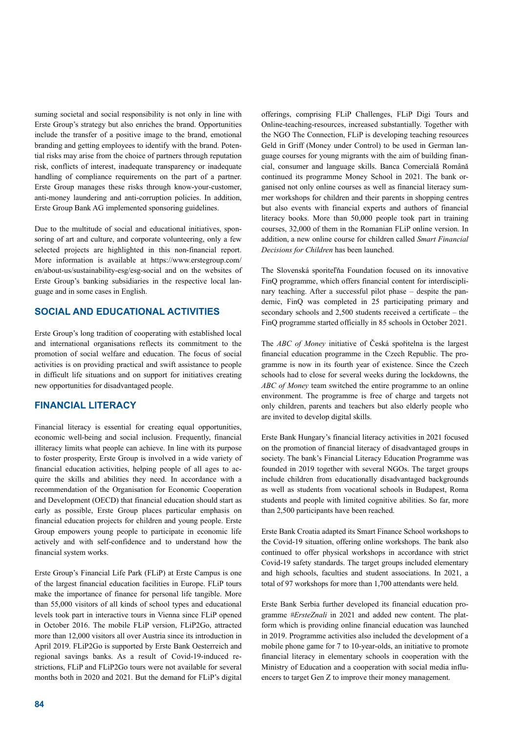suming societal and social responsibility is not only in line with Erste Group's strategy but also enriches the brand. Opportunities include the transfer of a positive image to the brand, emotional branding and getting employees to identify with the brand. Potential risks may arise from the choice of partners through reputation risk, conflicts of interest, inadequate transparency or inadequate handling of compliance requirements on the part of a partner. Erste Group manages these risks through know-your-customer, anti-money laundering and anti-corruption policies. In addition, Erste Group Bank AG implemented sponsoring guidelines.

Due to the multitude of social and educational initiatives, sponsoring of art and culture, and corporate volunteering, only a few selected projects are highlighted in this non-financial report. More information is available at https://www.erstegroup.com/en/about-us/sustainability-esg/esg-social and on the websites of Erste Group's banking subsidiaries in the respective local language and in some cases in English.

## SOCIAL AND EDUCATIONAL ACTIVITIES

Erste Group's long tradition of cooperating with established local and international organisations reflects its commitment to the promotion of social welfare and education. The focus of social activities is on providing practical and swift assistance to people in difficult life situations and on support for initiatives creating new opportunities for disadvantaged people.

## FINANCIAL LITERACY

Financial literacy is essential for creating equal opportunities, economic well-being and social inclusion. Frequently, financial illiteracy limits what people can achieve. In line with its purpose to foster prosperity, Erste Group is involved in a wide variety of financial education activities, helping people of all ages to acquire the skills and abilities they need. In accordance with a recommendation of the Organisation for Economic Cooperation and Development (OECD) that financial education should start as early as possible, Erste Group places particular emphasis on financial education projects for children and young people. Erste Group empowers young people to participate in economic life actively and with self-confidence and to understand how the financial system works.

Erste Group's Financial Life Park (FLiP) at Erste Campus is one of the largest financial education facilities in Europe. FLiP tours make the importance of finance for personal life tangible. More than 55,000 visitors of all kinds of school types and educational levels took part in interactive tours in Vienna since FLiP opened in October 2016. The mobile FLiP version, FLiP2Go, attracted more than 12,000 visitors all over Austria since its introduction in April 2019. FLiP2Go is supported by Erste Bank Oesterreich and regional savings banks. As a result of Covid-19-induced restrictions, FLiP and FLiP2Go tours were not available for several months both in 2020 and 2021. But the demand for FLiP's digital offerings, comprising FLiP Challenges, FLiP Digi Tours and Online-teaching-resources, increased substantially. Together with the NGO The Connection, FLiP is developing teaching resources Geld in Griff (Money under Control) to be used in German language courses for young migrants with the aim of building financial, consumer and language skills. Banca Comercială Română continued its programme Money School in 2021. The bank organised not only online courses as well as financial literacy summer workshops for children and their parents in shopping centres but also events with financial experts and authors of financial literacy books. More than 50,000 people took part in training courses, 32,000 of them in the Romanian FLiP online version. In addition, a new online course for children called *Smart Financial Decisions for Children* has been launched.

The Slovenská sporiteľňa Foundation focused on its innovative FinQ programme, which offers financial content for interdisciplinary teaching. After a successful pilot phase – despite the pandemic, FinQ was completed in 25 participating primary and secondary schools and 2,500 students received a certificate – the FinQ programme started officially in 85 schools in October 2021.

The *ABC of Money* initiative of Česká spořitelna is the largest financial education programme in the Czech Republic. The programme is now in its fourth year of existence. Since the Czech schools had to close for several weeks during the lockdowns, the *ABC of Money* team switched the entire programme to an online environment. The programme is free of charge and targets not only children, parents and teachers but also elderly people who are invited to develop digital skills.

Erste Bank Hungary's financial literacy activities in 2021 focused on the promotion of financial literacy of disadvantaged groups in society. The bank's Financial Literacy Education Programme was founded in 2019 together with several NGOs. The target groups include children from educationally disadvantaged backgrounds as well as students from vocational schools in Budapest, Roma students and people with limited cognitive abilities. So far, more than 2,500 participants have been reached.

Erste Bank Croatia adapted its Smart Finance School workshops to the Covid-19 situation, offering online workshops. The bank also continued to offer physical workshops in accordance with strict Covid-19 safety standards. The target groups included elementary and high schools, faculties and student associations. In 2021, a total of 97 workshops for more than 1,700 attendants were held.

Erste Bank Serbia further developed its financial education programme *#ErsteZnali* in 2021 and added new content. The platform which is providing online financial education was launched in 2019. Programme activities also included the development of a mobile phone game for 7 to 10-year-olds, an initiative to promote financial literacy in elementary schools in cooperation with the Ministry of Education and a cooperation with social media influencers to target Gen Z to improve their money management.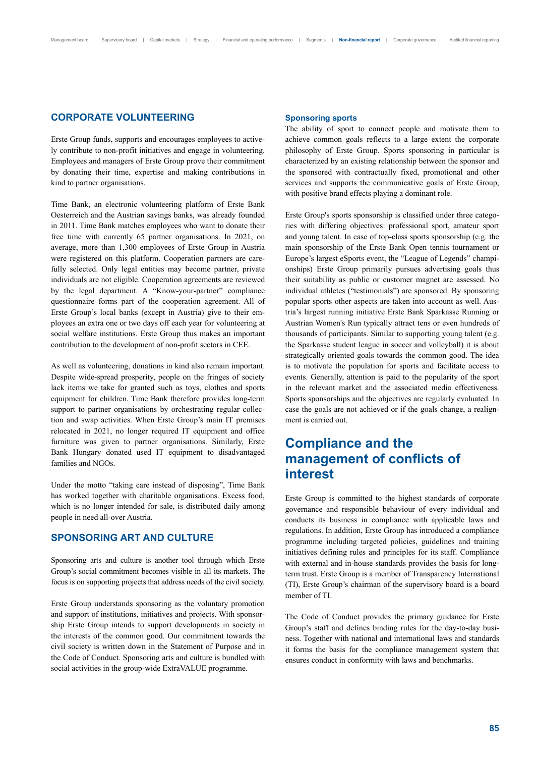## CORPORATE VOLUNTEERING

Erste Group funds, supports and encourages employees to actively contribute to non-profit initiatives and engage in volunteering. Employees and managers of Erste Group prove their commitment by donating their time, expertise and making contributions in kind to partner organisations.

Time Bank, an electronic volunteering platform of Erste Bank Oesterreich and the Austrian savings banks, was already founded in 2011. Time Bank matches employees who want to donate their free time with currently 65 partner organisations. In 2021, on average, more than 1,300 employees of Erste Group in Austria were registered on this platform. Cooperation partners are carefully selected. Only legal entities may become partner, private individuals are not eligible. Cooperation agreements are reviewed by the legal department. A "Know-your-partner" compliance questionnaire forms part of the cooperation agreement. All of Erste Group's local banks (except in Austria) give to their employees an extra one or two days off each year for volunteering at social welfare institutions. Erste Group thus makes an important contribution to the development of non-profit sectors in CEE.

As well as volunteering, donations in kind also remain important. Despite wide-spread prosperity, people on the fringes of society lack items we take for granted such as toys, clothes and sports equipment for children. Time Bank therefore provides long-term support to partner organisations by orchestrating regular collection and swap activities. When Erste Group's main IT premises relocated in 2021, no longer required IT equipment and office furniture was given to partner organisations. Similarly, Erste Bank Hungary donated used IT equipment to disadvantaged families and NGOs.

Under the motto "taking care instead of disposing", Time Bank has worked together with charitable organisations. Excess food, which is no longer intended for sale, is distributed daily among people in need all-over Austria.

## SPONSORING ART AND CULTURE

Sponsoring arts and culture is another tool through which Erste Group's social commitment becomes visible in all its markets. The focus is on supporting projects that address needs of the civil society.

Erste Group understands sponsoring as the voluntary promotion and support of institutions, initiatives and projects. With sponsorship Erste Group intends to support developments in society in the interests of the common good. Our commitment towards the civil society is written down in the Statement of Purpose and in the Code of Conduct. Sponsoring arts and culture is bundled with social activities in the group-wide ExtraVALUE programme.

### Sponsoring sports

The ability of sport to connect people and motivate them to achieve common goals reflects to a large extent the corporate philosophy of Erste Group. Sports sponsoring in particular is characterized by an existing relationship between the sponsor and the sponsored with contractually fixed, promotional and other services and supports the communicative goals of Erste Group, with positive brand effects playing a dominant role.

Erste Group's sports sponsorship is classified under three categories with differing objectives: professional sport, amateur sport and young talent. In case of top-class sports sponsorship (e.g. the main sponsorship of the Erste Bank Open tennis tournament or Europe's largest eSports event, the "League of Legends" championships) Erste Group primarily pursues advertising goals thus their suitability as public or customer magnet are assessed. No individual athletes ("testimonials") are sponsored. By sponsoring popular sports other aspects are taken into account as well. Austria's largest running initiative Erste Bank Sparkasse Running or Austrian Women's Run typically attract tens or even hundreds of thousands of participants. Similar to supporting young talent (e.g. the Sparkasse student league in soccer and volleyball) it is about strategically oriented goals towards the common good. The idea is to motivate the population for sports and facilitate access to events. Generally, attention is paid to the popularity of the sport in the relevant market and the associated media effectiveness. Sports sponsorships and the objectives are regularly evaluated. In case the goals are not achieved or if the goals change, a realignment is carried out.

# Compliance and the management of conflicts of interest

Erste Group is committed to the highest standards of corporate governance and responsible behaviour of every individual and conducts its business in compliance with applicable laws and regulations. In addition, Erste Group has introduced a compliance programme including targeted policies, guidelines and training initiatives defining rules and principles for its staff. Compliance with external and in-house standards provides the basis for long-term trust. Erste Group is a member of Transparency International (TI), Erste Group's chairman of the supervisory board is a board member of TI.

The Code of Conduct provides the primary guidance for Erste Group's staff and defines binding rules for the day-to-day business. Together with national and international laws and standards it forms the basis for the compliance management system that ensures conduct in conformity with laws and benchmarks.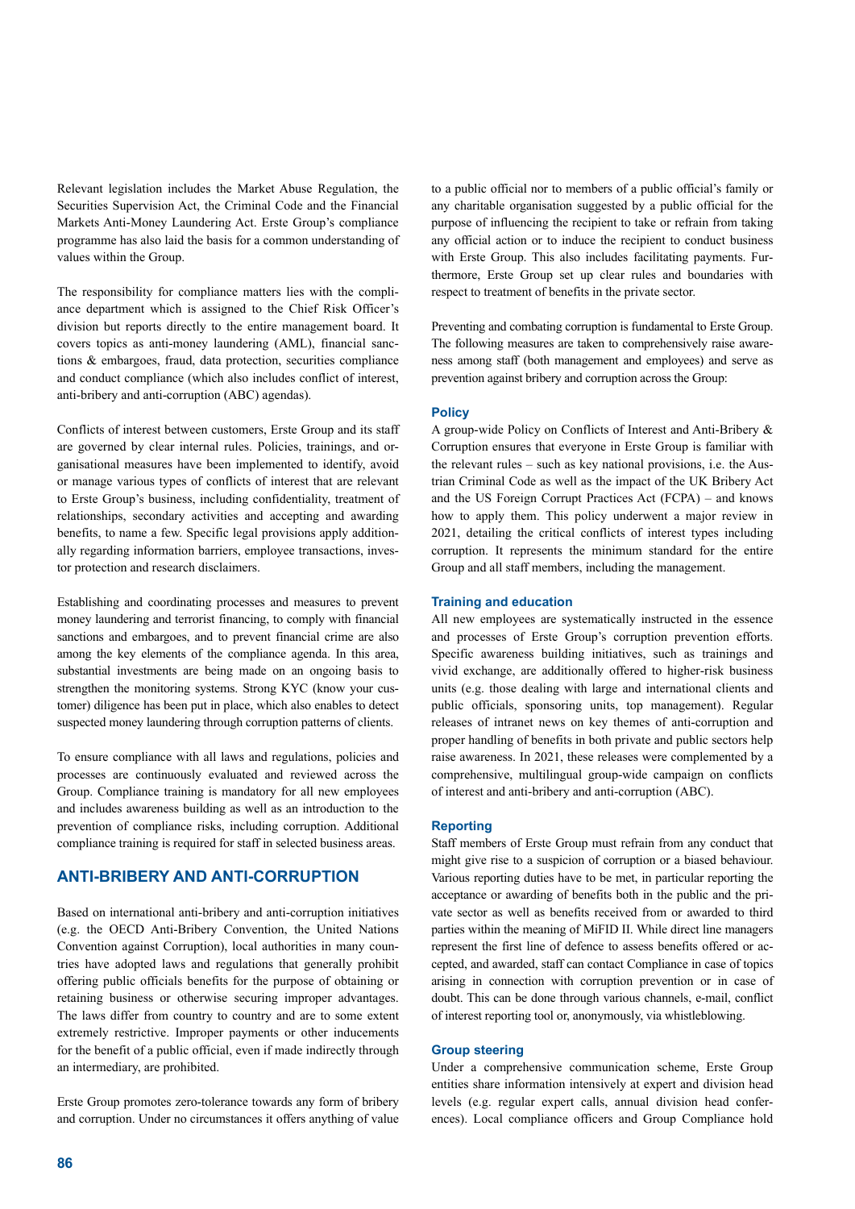Relevant legislation includes the Market Abuse Regulation, the Securities Supervision Act, the Criminal Code and the Financial Markets Anti-Money Laundering Act. Erste Group's compliance programme has also laid the basis for a common understanding of values within the Group.

The responsibility for compliance matters lies with the compliance department which is assigned to the Chief Risk Officer's division but reports directly to the entire management board. It covers topics as anti-money laundering (AML), financial sanctions & embargoes, fraud, data protection, securities compliance and conduct compliance (which also includes conflict of interest, anti-bribery and anti-corruption (ABC) agendas).

Conflicts of interest between customers, Erste Group and its staff are governed by clear internal rules. Policies, trainings, and organisational measures have been implemented to identify, avoid or manage various types of conflicts of interest that are relevant to Erste Group's business, including confidentiality, treatment of relationships, secondary activities and accepting and awarding benefits, to name a few. Specific legal provisions apply additionally regarding information barriers, employee transactions, investor protection and research disclaimers.

Establishing and coordinating processes and measures to prevent money laundering and terrorist financing, to comply with financial sanctions and embargoes, and to prevent financial crime are also among the key elements of the compliance agenda. In this area, substantial investments are being made on an ongoing basis to strengthen the monitoring systems. Strong KYC (know your customer) diligence has been put in place, which also enables to detect suspected money laundering through corruption patterns of clients.

To ensure compliance with all laws and regulations, policies and processes are continuously evaluated and reviewed across the Group. Compliance training is mandatory for all new employees and includes awareness building as well as an introduction to the prevention of compliance risks, including corruption. Additional compliance training is required for staff in selected business areas.

## ANTI-BRIBERY AND ANTI-CORRUPTION

Based on international anti-bribery and anti-corruption initiatives (e.g. the OECD Anti-Bribery Convention, the United Nations Convention against Corruption), local authorities in many countries have adopted laws and regulations that generally prohibit offering public officials benefits for the purpose of obtaining or retaining business or otherwise securing improper advantages. The laws differ from country to country and are to some extent extremely restrictive. Improper payments or other inducements for the benefit of a public official, even if made indirectly through an intermediary, are prohibited.

Erste Group promotes zero-tolerance towards any form of bribery and corruption. Under no circumstances it offers anything of value to a public official nor to members of a public official's family or any charitable organisation suggested by a public official for the purpose of influencing the recipient to take or refrain from taking any official action or to induce the recipient to conduct business with Erste Group. This also includes facilitating payments. Furthermore, Erste Group set up clear rules and boundaries with respect to treatment of benefits in the private sector.

Preventing and combating corruption is fundamental to Erste Group. The following measures are taken to comprehensively raise awareness among staff (both management and employees) and serve as prevention against bribery and corruption across the Group:

### Policy

A group-wide Policy on Conflicts of Interest and Anti-Bribery & Corruption ensures that everyone in Erste Group is familiar with the relevant rules – such as key national provisions, i.e. the Austrian Criminal Code as well as the impact of the UK Bribery Act and the US Foreign Corrupt Practices Act (FCPA) – and knows how to apply them. This policy underwent a major review in 2021, detailing the critical conflicts of interest types including corruption. It represents the minimum standard for the entire Group and all staff members, including the management.

### Training and education

All new employees are systematically instructed in the essence and processes of Erste Group's corruption prevention efforts. Specific awareness building initiatives, such as trainings and vivid exchange, are additionally offered to higher-risk business units (e.g. those dealing with large and international clients and public officials, sponsoring units, top management). Regular releases of intranet news on key themes of anti-corruption and proper handling of benefits in both private and public sectors help raise awareness. In 2021, these releases were complemented by a comprehensive, multilingual group-wide campaign on conflicts of interest and anti-bribery and anti-corruption (ABC).

### Reporting

Staff members of Erste Group must refrain from any conduct that might give rise to a suspicion of corruption or a biased behaviour. Various reporting duties have to be met, in particular reporting the acceptance or awarding of benefits both in the public and the private sector as well as benefits received from or awarded to third parties within the meaning of MiFID II. While direct line managers represent the first line of defence to assess benefits offered or accepted, and awarded, staff can contact Compliance in case of topics arising in connection with corruption prevention or in case of doubt. This can be done through various channels, e-mail, conflict of interest reporting tool or, anonymously, via whistleblowing.

### Group steering

Under a comprehensive communication scheme, Erste Group entities share information intensively at expert and division head levels (e.g. regular expert calls, annual division head conferences). Local compliance officers and Group Compliance hold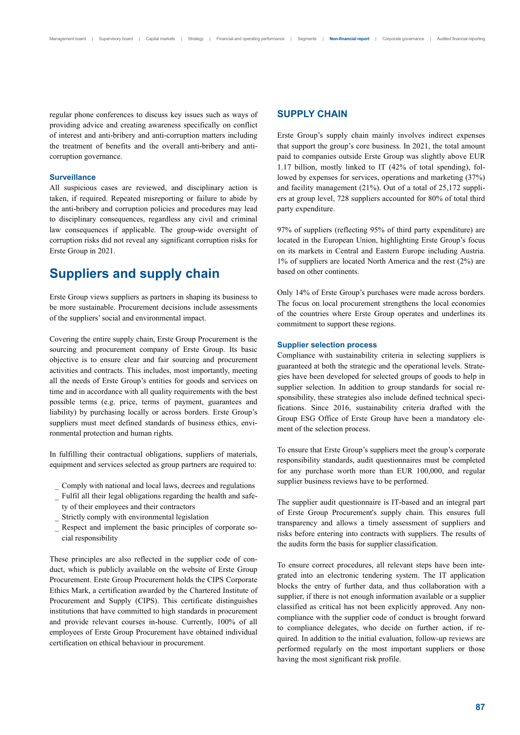regular phone conferences to discuss key issues such as ways of providing advice and creating awareness specifically on conflict of interest and anti-bribery and anti-corruption matters including the treatment of benefits and the overall anti-bribery and anti-corruption governance.

### Surveillance

All suspicious cases are reviewed, and disciplinary action is taken, if required. Repeated misreporting or failure to abide by the anti-bribery and corruption policies and procedures may lead to disciplinary consequences, regardless any civil and criminal law consequences if applicable. The group-wide oversight of corruption risks did not reveal any significant corruption risks for Erste Group in 2021.

# Suppliers and supply chain

Erste Group views suppliers as partners in shaping its business to be more sustainable. Procurement decisions include assessments of the suppliers' social and environmental impact.

Covering the entire supply chain, Erste Group Procurement is the sourcing and procurement company of Erste Group. Its basic objective is to ensure clear and fair sourcing and procurement activities and contracts. This includes, most importantly, meeting all the needs of Erste Group's entities for goods and services on time and in accordance with all quality requirements with the best possible terms (e.g. price, terms of payment, guarantees and liability) by purchasing locally or across borders. Erste Group's suppliers must meet defined standards of business ethics, environmental protection and human rights.

In fulfilling their contractual obligations, suppliers of materials, equipment and services selected as group partners are required to:

- Comply with national and local laws, decrees and regulations
- Fulfil all their legal obligations regarding the health and safety of their employees and their contractors
- Strictly comply with environmental legislation
- Respect and implement the basic principles of corporate social responsibility

These principles are also reflected in the supplier code of conduct, which is publicly available on the website of Erste Group Procurement. Erste Group Procurement holds the CIPS Corporate Ethics Mark, a certification awarded by the Chartered Institute of Procurement and Supply (CIPS). This certificate distinguishes institutions that have committed to high standards in procurement and provide relevant courses in-house. Currently, 100% of all employees of Erste Group Procurement have obtained individual certification on ethical behaviour in procurement.

## SUPPLY CHAIN

Erste Group's supply chain mainly involves indirect expenses that support the group's core business. In 2021, the total amount paid to companies outside Erste Group was slightly above EUR 1.17 billion, mostly linked to IT (42% of total spending), followed by expenses for services, operations and marketing (37%) and facility management (21%). Out of a total of 25,172 suppliers at group level, 728 suppliers accounted for 80% of total third party expenditure.

97% of suppliers (reflecting 95% of third party expenditure) are located in the European Union, highlighting Erste Group's focus on its markets in Central and Eastern Europe including Austria. 1% of suppliers are located North America and the rest (2%) are based on other continents.

Only 14% of Erste Group's purchases were made across borders. The focus on local procurement strengthens the local economies of the countries where Erste Group operates and underlines its commitment to support these regions.

### Supplier selection process

Compliance with sustainability criteria in selecting suppliers is guaranteed at both the strategic and the operational levels. Strategies have been developed for selected groups of goods to help in supplier selection. In addition to group standards for social responsibility, these strategies also include defined technical specifications. Since 2016, sustainability criteria drafted with the Group ESG Office of Erste Group have been a mandatory element of the selection process.

To ensure that Erste Group's suppliers meet the group's corporate responsibility standards, audit questionnaires must be completed for any purchase worth more than EUR 100,000, and regular supplier business reviews have to be performed.

The supplier audit questionnaire is IT-based and an integral part of Erste Group Procurement's supply chain. This ensures full transparency and allows a timely assessment of suppliers and risks before entering into contracts with suppliers. The results of the audits form the basis for supplier classification.

To ensure correct procedures, all relevant steps have been integrated into an electronic tendering system. The IT application blocks the entry of further data, and thus collaboration with a supplier, if there is not enough information available or a supplier classified as critical has not been explicitly approved. Any non-compliance with the supplier code of conduct is brought forward to compliance delegates, who decide on further action, if required. In addition to the initial evaluation, follow-up reviews are performed regularly on the most important suppliers or those having the most significant risk profile.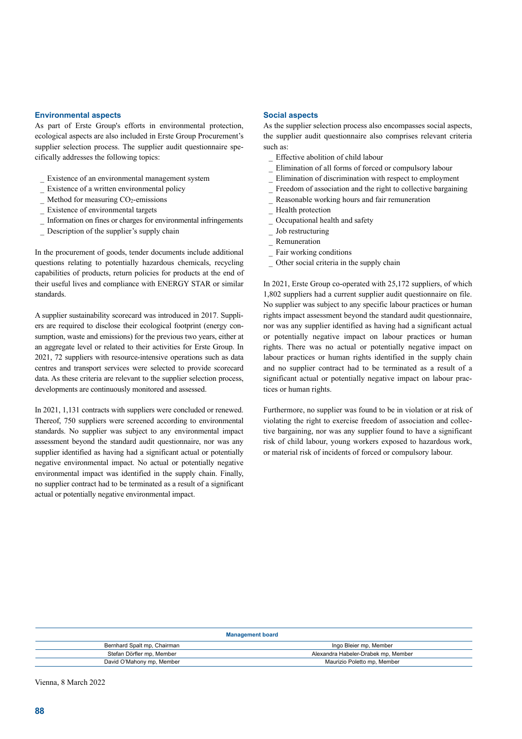### Environmental aspects

As part of Erste Group's efforts in environmental protection, ecological aspects are also included in Erste Group Procurement's supplier selection process. The supplier audit questionnaire specifically addresses the following topics:

- Existence of an environmental management system
- Existence of a written environmental policy
- Method for measuring $CO_2$-emissions
- Existence of environmental targets
- Information on fines or charges for environmental infringements
- Description of the supplier's supply chain

In the procurement of goods, tender documents include additional questions relating to potentially hazardous chemicals, recycling capabilities of products, return policies for products at the end of their useful lives and compliance with ENERGY STAR or similar standards.

A supplier sustainability scorecard was introduced in 2017. Suppliers are required to disclose their ecological footprint (energy consumption, waste and emissions) for the previous two years, either at an aggregate level or related to their activities for Erste Group. In 2021, 72 suppliers with resource-intensive operations such as data centres and transport services were selected to provide scorecard data. As these criteria are relevant to the supplier selection process, developments are continuously monitored and assessed.

In 2021, 1,131 contracts with suppliers were concluded or renewed. Thereof, 750 suppliers were screened according to environmental standards. No supplier was subject to any environmental impact assessment beyond the standard audit questionnaire, nor was any supplier identified as having had a significant actual or potentially negative environmental impact. No actual or potentially negative environmental impact was identified in the supply chain. Finally, no supplier contract had to be terminated as a result of a significant actual or potentially negative environmental impact.

### Social aspects

As the supplier selection process also encompasses social aspects, the supplier audit questionnaire also comprises relevant criteria such as:

- Effective abolition of child labour
- Elimination of all forms of forced or compulsory labour
- Elimination of discrimination with respect to employment
- Freedom of association and the right to collective bargaining
- Reasonable working hours and fair remuneration
- Health protection
- Occupational health and safety
- Job restructuring
- Remuneration
- Fair working conditions
- Other social criteria in the supply chain

In 2021, Erste Group co-operated with 25,172 suppliers, of which 1,802 suppliers had a current supplier audit questionnaire on file. No supplier was subject to any specific labour practices or human rights impact assessment beyond the standard audit questionnaire, nor was any supplier identified as having had a significant actual or potentially negative impact on labour practices or human rights. There was no actual or potentially negative impact on labour practices or human rights identified in the supply chain and no supplier contract had to be terminated as a result of a significant actual or potentially negative impact on labour practices or human rights.

Furthermore, no supplier was found to be in violation or at risk of violating the right to exercise freedom of association and collective bargaining, nor was any supplier found to have a significant risk of child labour, young workers exposed to hazardous work, or material risk of incidents of forced or compulsory labour.

| Management board | |
|---|---|
| Bernhard Spalt mp, Chairman | Ingo Bleier mp, Member |
| Stefan Dörfler mp, Member | Alexandra Habeler-Drabek mp, Member |
| David O'Mahony mp, Member | Maurizio Poletto mp, Member |

Vienna, 8 March 2022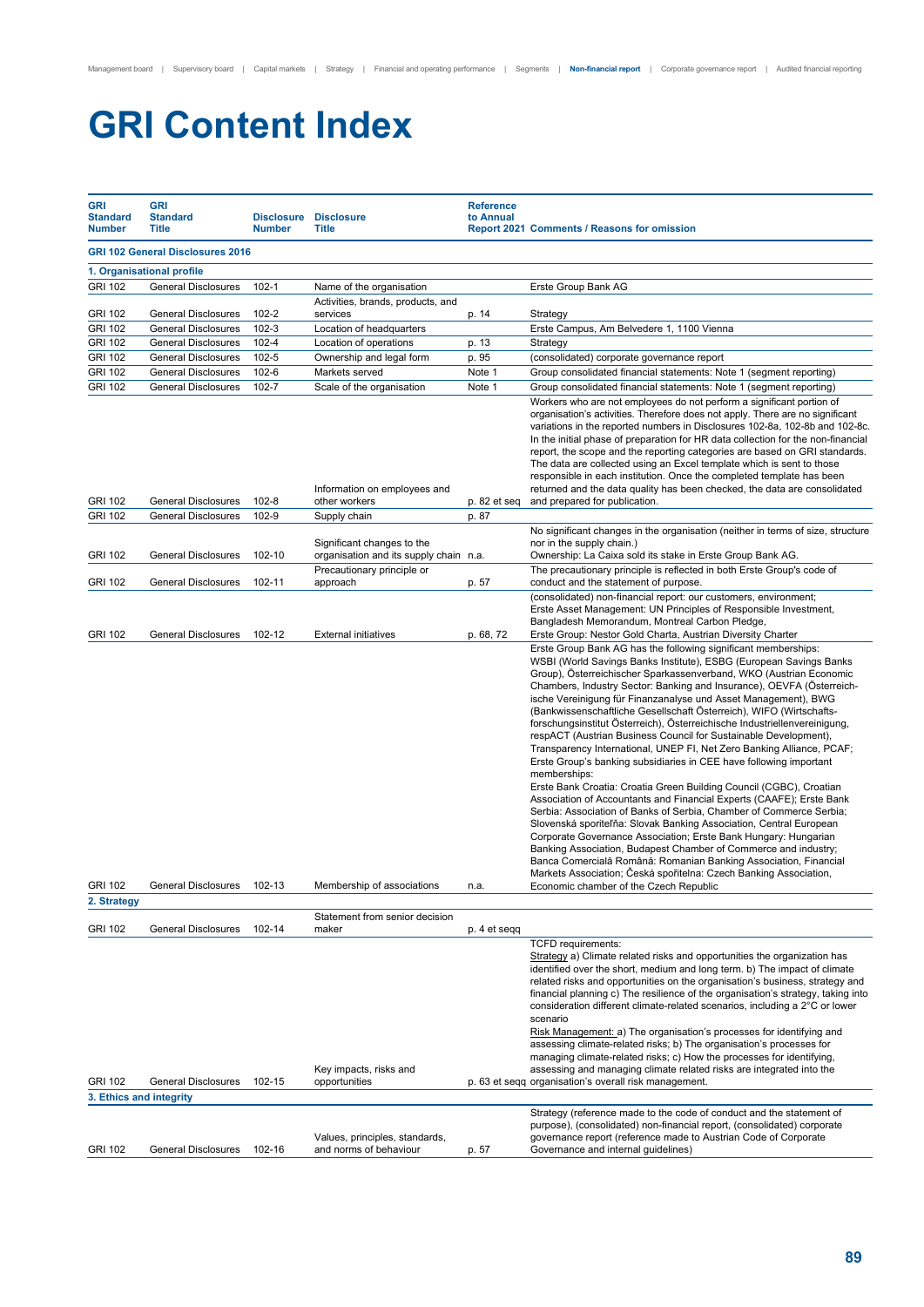# GRI Content Index

| GRI Standard Number | GRI Standard Title | Disclosure Number | Disclosure Title | Reference to Annual Report 2021 | Comments / Reasons for omission |
|---|---|---|---|---|---|
| **GRI 102 General Disclosures 2016** | | | | | |
| **1. Organisational profile** | | | | | |
| GRI 102 | General Disclosures | 102-1 | Name of the organisation | | Erste Group Bank AG |
| GRI 102 | General Disclosures | 102-2 | Activities, brands, products, and services | p. 14 | Strategy |
| GRI 102 | General Disclosures | 102-3 | Location of headquarters | | Erste Campus, Am Belvedere 1, 1100 Vienna |
| GRI 102 | General Disclosures | 102-4 | Location of operations | p. 13 | Strategy |
| GRI 102 | General Disclosures | 102-5 | Ownership and legal form | p. 95 | (consolidated) corporate governance report |
| GRI 102 | General Disclosures | 102-6 | Markets served | Note 1 | Group consolidated financial statements: Note 1 (segment reporting) |
| GRI 102 | General Disclosures | 102-7 | Scale of the organisation | Note 1 | Group consolidated financial statements: Note 1 (segment reporting) |
| GRI 102 | General Disclosures | 102-8 | Information on employees and other workers | p. 82 et seq | Workers who are not employees do not perform a significant portion of organisation's activities. Therefore does not apply. There are no significant variations in the reported numbers in Disclosures 102-8a, 102-8b and 102-8c. In the initial phase of preparation for HR data collection for the non-financial report, the scope and the reporting categories are based on GRI standards. The data are collected using an Excel template which is sent to those responsible in each institution. Once the completed template has been returned and the data quality has been checked, the data are consolidated and prepared for publication. |
| GRI 102 | General Disclosures | 102-9 | Supply chain | p. 87 | |
| GRI 102 | General Disclosures | 102-10 | Significant changes to the organisation and its supply chain | n.a. | No significant changes in the organisation (neither in terms of size, structure nor in the supply chain.) Ownership: La Caixa sold its stake in Erste Group Bank AG. |
| GRI 102 | General Disclosures | 102-11 | Precautionary principle or approach | p. 57 | The precautionary principle is reflected in both Erste Group's code of conduct and the statement of purpose. |
| GRI 102 | General Disclosures | 102-12 | External initiatives | p. 68, 72 | (consolidated) non-financial report: our customers, environment; Erste Asset Management: UN Principles of Responsible Investment, Bangladesh Memorandum, Montreal Carbon Pledge, Erste Group: Nestor Gold Charta, Austrian Diversity Charter |
| GRI 102 | General Disclosures | 102-13 | Membership of associations | n.a. | Erste Group Bank AG has the following significant memberships: WSBI (World Savings Banks Institute), ESBG (European Savings Banks Group), Österreichischer Sparkassenverband, WKO (Austrian Economic Chambers, Industry Sector: Banking and Insurance), OEVFA (Österreichische Vereinigung für Finanzanalyse und Asset Management), BWG (Bankwissenschaftliche Gesellschaft Österreich), WIFO (Wirtschaftsforschungsinstitut Österreich), Österreichische Industriellenvereinigung, respACT (Austrian Business Council for Sustainable Development), Transparency International, UNEP FI, Net Zero Banking Alliance, PCAF; Erste Group's banking subsidiaries in CEE have following important memberships: Erste Bank Croatia: Croatia Green Building Council (CGBC), Croatian Association of Accountants and Financial Experts (CAAFE); Erste Bank Serbia: Association of Banks of Serbia, Chamber of Commerce Serbia; Slovenská sporiteľňa: Slovak Banking Association, Central European Corporate Governance Association; Erste Bank Hungary: Hungarian Banking Association, Budapest Chamber of Commerce and industry; Banca Comercială Română: Romanian Banking Association, Financial Markets Association; Česká spořitelna: Czech Banking Association, Economic chamber of the Czech Republic |
| **2. Strategy** | | | | | |
| GRI 102 | General Disclosures | 102-14 | Statement from senior decision maker | p. 4 et seqq | |
| GRI 102 | General Disclosures | 102-15 | Key impacts, risks and opportunities | p. 63 et seqq | TCFD requirements: Strategy a) Climate related risks and opportunities the organization has identified over the short, medium and long term. b) The impact of climate related risks and opportunities on the organisation's business, strategy and financial planning c) The resilience of the organisation's strategy, taking into consideration different climate-related scenarios, including a 2°C or lower scenario Risk Management: a) The organisation's processes for identifying and assessing climate-related risks; b) The organisation's processes for managing climate-related risks; c) How the processes for identifying, assessing and managing climate related risks are integrated into the organisation's overall risk management. |
| **3. Ethics and integrity** | | | | | |
| GRI 102 | General Disclosures | 102-16 | Values, principles, standards, and norms of behaviour | p. 57 | Strategy (reference made to the code of conduct and the statement of purpose), (consolidated) non-financial report, (consolidated) corporate governance report (reference made to Austrian Code of Corporate Governance and internal guidelines) |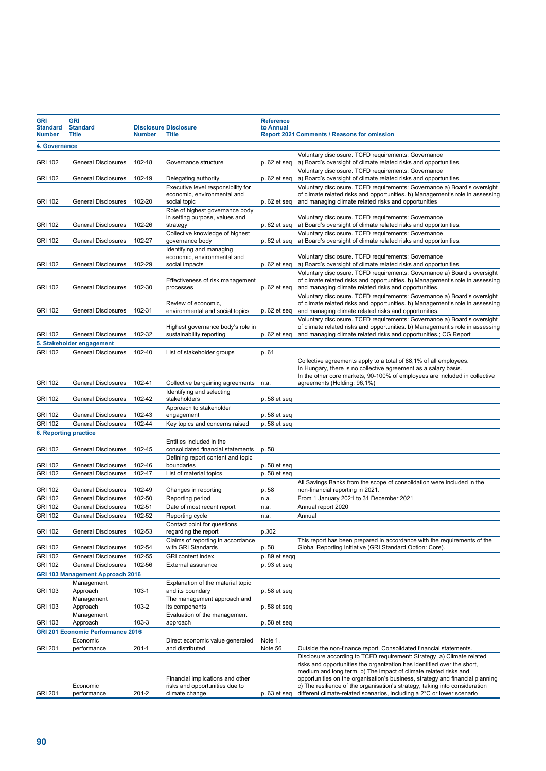| GRI Standard Number | GRI Standard Title | Disclosure Number | Disclosure Title | Reference to Annual Report 2021 | Comments / Reasons for omission |
|---|---|---|---|---|---|
| **4. Governance** | | | | | |
| GRI 102 | General Disclosures | 102-18 | Governance structure | p. 62 et seq | Voluntary disclosure. TCFD requirements: Governance a) Board's oversight of climate related risks and opportunities. |
| GRI 102 | General Disclosures | 102-19 | Delegating authority | p. 62 et seq | Voluntary disclosure. TCFD requirements: Governance a) Board's oversight of climate related risks and opportunities. |
| GRI 102 | General Disclosures | 102-20 | Executive level responsibility for economic, environmental and social topic | p. 62 et seq | Voluntary disclosure. TCFD requirements: Governance a) Board's oversight of climate related risks and opportunities. b) Management's role in assessing and managing climate related risks and opportunities |
| GRI 102 | General Disclosures | 102-26 | Role of highest governance body in setting purpose, values and strategy | p. 62 et seq | Voluntary disclosure. TCFD requirements: Governance a) Board's oversight of climate related risks and opportunities. |
| GRI 102 | General Disclosures | 102-27 | Collective knowledge of highest governance body | p. 62 et seq | Voluntary disclosure. TCFD requirements: Governance a) Board's oversight of climate related risks and opportunities. |
| GRI 102 | General Disclosures | 102-29 | Identifying and managing economic, environmental and social impacts | p. 62 et seq | Voluntary disclosure. TCFD requirements: Governance a) Board's oversight of climate related risks and opportunities. |
| GRI 102 | General Disclosures | 102-30 | Effectiveness of risk management processes | p. 62 et seq | Voluntary disclosure. TCFD requirements: Governance a) Board's oversight of climate related risks and opportunities. b) Management's role in assessing and managing climate related risks and opportunities. |
| GRI 102 | General Disclosures | 102-31 | Review of economic, environmental and social topics | p. 62 et seq | Voluntary disclosure. TCFD requirements: Governance a) Board's oversight of climate related risks and opportunities. b) Management's role in assessing and managing climate related risks and opportunities. |
| GRI 102 | General Disclosures | 102-32 | Highest governance body's role in sustainability reporting | p. 62 et seq | Voluntary disclosure. TCFD requirements: Governance a) Board's oversight of climate related risks and opportunities. b) Management's role in assessing and managing climate related risks and opportunities.; CG Report |
| **5. Stakeholder engagement** | | | | | |
| GRI 102 | General Disclosures | 102-40 | List of stakeholder groups | p. 61 | |
| GRI 102 | General Disclosures | 102-41 | Collective bargaining agreements | n.a. | Collective agreements apply to a total of 88,1% of all employees. In Hungary, there is no collective agreement as a salary basis. In the other core markets, 90-100% of employees are included in collective agreements (Holding: 96,1%) |
| GRI 102 | General Disclosures | 102-42 | Identifying and selecting stakeholders | p. 58 et seq | |
| GRI 102 | General Disclosures | 102-43 | Approach to stakeholder engagement | p. 58 et seq | |
| GRI 102 | General Disclosures | 102-44 | Key topics and concerns raised | p. 58 et seq | |
| **6. Reporting practice** | | | | | |
| GRI 102 | General Disclosures | 102-45 | Entities included in the consolidated financial statements | p. 58 | |
| GRI 102 | General Disclosures | 102-46 | Defining report content and topic boundaries | p. 58 et seq | |
| GRI 102 | General Disclosures | 102-47 | List of material topics | p. 58 et seq | |
| GRI 102 | General Disclosures | 102-49 | Changes in reporting | p. 58 | All Savings Banks from the scope of consolidation were included in the non-financial reporting in 2021. |
| GRI 102 | General Disclosures | 102-50 | Reporting period | n.a. | From 1 January 2021 to 31 December 2021 |
| GRI 102 | General Disclosures | 102-51 | Date of most recent report | n.a. | Annual report 2020 |
| GRI 102 | General Disclosures | 102-52 | Reporting cycle | n.a. | Annual |
| GRI 102 | General Disclosures | 102-53 | Contact point for questions regarding the report | p.302 | |
| GRI 102 | General Disclosures | 102-54 | Claims of reporting in accordance with GRI Standards | p. 58 | This report has been prepared in accordance with the requirements of the Global Reporting Initiative (GRI Standard Option: Core). |
| GRI 102 | General Disclosures | 102-55 | GRI content index | p. 89 et seqq | |
| GRI 102 | General Disclosures | 102-56 | External assurance | p. 93 et seq | |
| **GRI 103 Management Approach 2016** | | | | | |
| GRI 103 | Management Approach | 103-1 | Explanation of the material topic and its boundary | p. 58 et seq | |
| GRI 103 | Management Approach | 103-2 | The management approach and its components | p. 58 et seq | |
| GRI 103 | Management Approach | 103-3 | Evaluation of the management approach | p. 58 et seq | |
| **GRI 201 Economic Performance 2016** | | | | | |
| GRI 201 | Economic performance | 201-1 | Direct economic value generated and distributed | Note 1, Note 56 | Outside the non-finance report. Consolidated financial statements. |
| GRI 201 | Economic performance | 201-2 | Financial implications and other risks and opportunities due to climate change | p. 63 et seq | Disclosure according to TCFD requirement: Strategy a) Climate related risks and opportunities the organization has identified over the short, medium and long term. b) The impact of climate related risks and opportunities on the organisation's business, strategy and financial planning c) The resilience of the organisation's strategy, taking into consideration different climate-related scenarios, including a 2°C or lower scenario |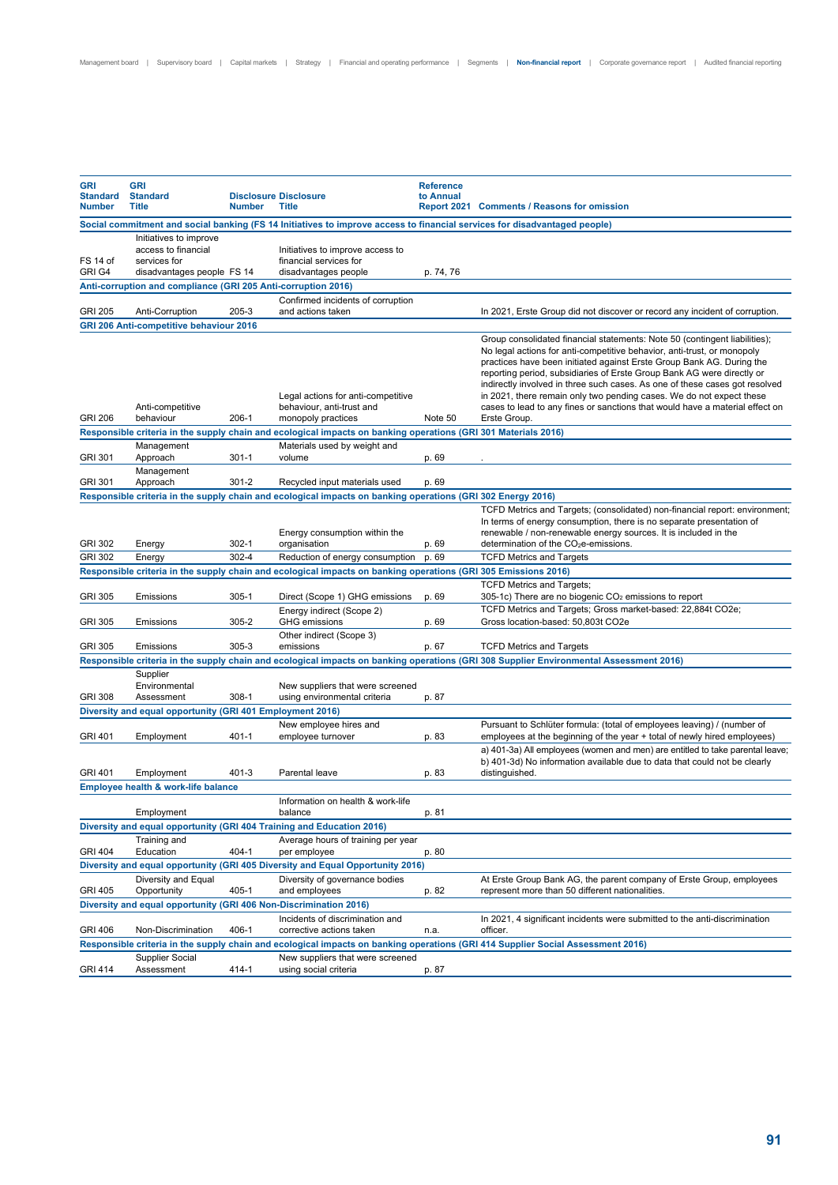| GRI Standard Number | GRI Standard Title | Disclosure Number | Disclosure Title | Reference to Annual Report 2021 | Comments / Reasons for omission |
|---|---|---|---|---|---|
| **Social commitment and social banking (FS 14 Initiatives to improve access to financial services for disadvantaged people)** | | | | | |
| FS 14 of GRI G4 | Initiatives to improve access to financial services for disadvantages people | FS 14 | Initiatives to improve access to financial services for disadvantages people | p. 74, 76 | |
| **Anti-corruption and compliance (GRI 205 Anti-corruption 2016)** | | | | | |
| GRI 205 | Anti-Corruption | 205-3 | Confirmed incidents of corruption and actions taken | | In 2021, Erste Group did not discover or record any incident of corruption. |
| **GRI 206 Anti-competitive behaviour 2016** | | | | | |
| GRI 206 | Anti-competitive behaviour | 206-1 | Legal actions for anti-competitive behaviour, anti-trust and monopoly practices | Note 50 | Group consolidated financial statements: Note 50 (contingent liabilities); No legal actions for anti-competitive behavior, anti-trust, or monopoly practices have been initiated against Erste Group Bank AG. During the reporting period, subsidiaries of Erste Group Bank AG were directly or indirectly involved in three such cases. As one of these cases got resolved in 2021, there remain only two pending cases. We do not expect these cases to lead to any fines or sanctions that would have a material effect on Erste Group. |
| **Responsible criteria in the supply chain and ecological impacts on banking operations (GRI 301 Materials 2016)** | | | | | |
| GRI 301 | Management Approach | 301-1 | Materials used by weight and volume | p. 69 | . |
| GRI 301 | Management Approach | 301-2 | Recycled input materials used | p. 69 | |
| **Responsible criteria in the supply chain and ecological impacts on banking operations (GRI 302 Energy 2016)** | | | | | |
| GRI 302 | Energy | 302-1 | Energy consumption within the organisation | p. 69 | TCFD Metrics and Targets; (consolidated) non-financial report: environment; In terms of energy consumption, there is no separate presentation of renewable / non-renewable energy sources. It is included in the determination of the $CO_2e$-emissions. |
| GRI 302 | Energy | 302-4 | Reduction of energy consumption | p. 69 | TCFD Metrics and Targets |
| **Responsible criteria in the supply chain and ecological impacts on banking operations (GRI 305 Emissions 2016)** | | | | | |
| GRI 305 | Emissions | 305-1 | Direct (Scope 1) GHG emissions | p. 69 | TCFD Metrics and Targets; 305-1c) There are no biogenic $CO_2$ emissions to report |
| GRI 305 | Emissions | 305-2 | Energy indirect (Scope 2) GHG emissions | p. 69 | TCFD Metrics and Targets; Gross market-based: 22,884t CO2e; Gross location-based: 50,803t CO2e |
| GRI 305 | Emissions | 305-3 | Other indirect (Scope 3) emissions | p. 67 | TCFD Metrics and Targets |
| **Responsible criteria in the supply chain and ecological impacts on banking operations (GRI 308 Supplier Environmental Assessment 2016)** | | | | | |
| GRI 308 | Supplier Environmental Assessment | 308-1 | New suppliers that were screened using environmental criteria | p. 87 | |
| **Diversity and equal opportunity (GRI 401 Employment 2016)** | | | | | |
| GRI 401 | Employment | 401-1 | New employee hires and employee turnover | p. 83 | Pursuant to Schlüter formula: (total of employees leaving) / (number of employees at the beginning of the year + total of newly hired employees) |
| GRI 401 | Employment | 401-3 | Parental leave | p. 83 | a) 401-3a) All employees (women and men) are entitled to take parental leave; b) 401-3d) No information available due to data that could not be clearly distinguished. |
| **Employee health & work-life balance** | | | | | |
| | Employment | | Information on health & work-life balance | p. 81 | |
| **Diversity and equal opportunity (GRI 404 Training and Education 2016)** | | | | | |
| GRI 404 | Training and Education | 404-1 | Average hours of training per year per employee | p. 80 | |
| **Diversity and equal opportunity (GRI 405 Diversity and Equal Opportunity 2016)** | | | | | |
| GRI 405 | Diversity and Equal Opportunity | 405-1 | Diversity of governance bodies and employees | p. 82 | At Erste Group Bank AG, the parent company of Erste Group, employees represent more than 50 different nationalities. |
| **Diversity and equal opportunity (GRI 406 Non-Discrimination 2016)** | | | | | |
| GRI 406 | Non-Discrimination | 406-1 | Incidents of discrimination and corrective actions taken | n.a. | In 2021, 4 significant incidents were submitted to the anti-discrimination officer. |
| **Responsible criteria in the supply chain and ecological impacts on banking operations (GRI 414 Supplier Social Assessment 2016)** | | | | | |
| GRI 414 | Supplier Social Assessment | 414-1 | New suppliers that were screened using social criteria | p. 87 | |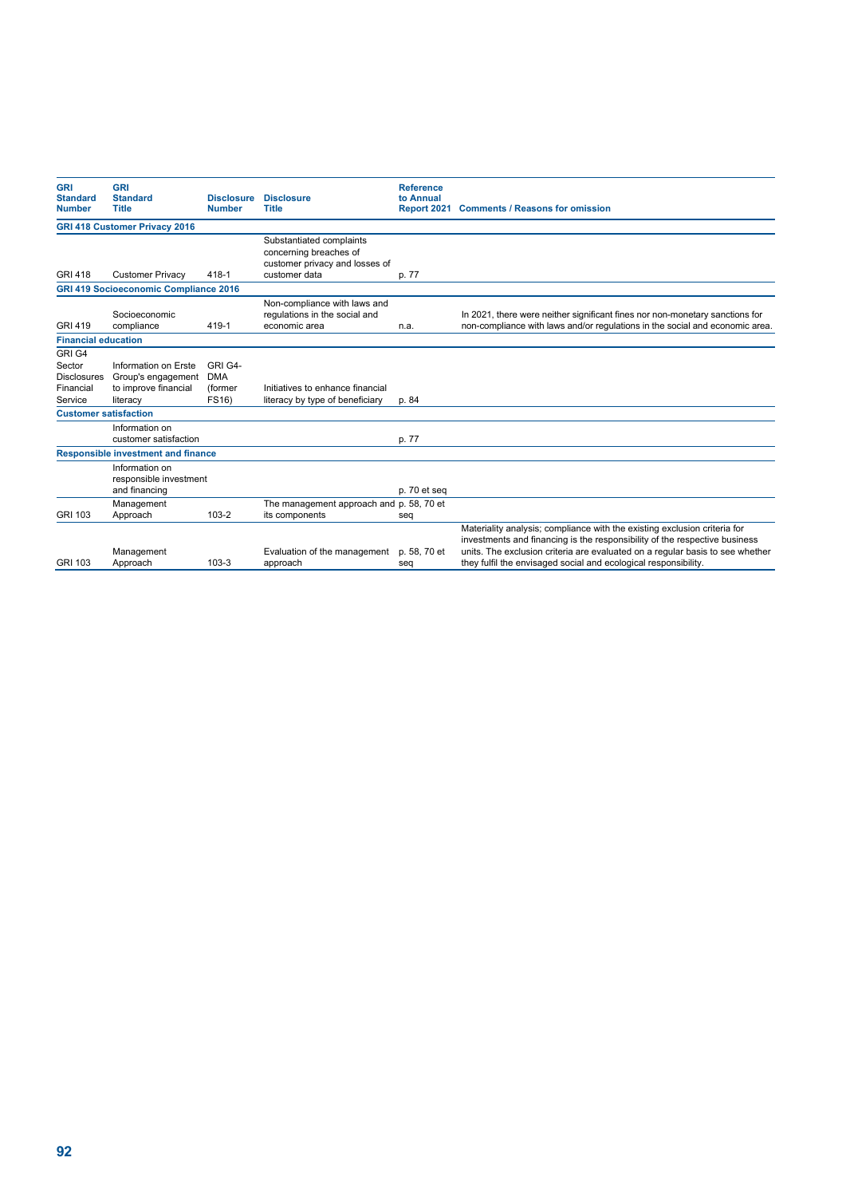| GRI Standard Number | GRI Standard Title | Disclosure Number | Disclosure Title | Reference to Annual Report 2021 | Comments / Reasons for omission |
|---|---|---|---|---|---|
| **GRI 418 Customer Privacy 2016** | | | | | |
| GRI 418 | Customer Privacy | 418-1 | Substantiated complaints concerning breaches of customer privacy and losses of customer data | p. 77 | |
| **GRI 419 Socioeconomic Compliance 2016** | | | | | |
| GRI 419 | Socioeconomic compliance | 419-1 | Non-compliance with laws and regulations in the social and economic area | n.a. | In 2021, there were neither significant fines nor non-monetary sanctions for non-compliance with laws and/or regulations in the social and economic area. |
| **Financial education** | | | | | |
| GRI G4 Sector Disclosures Financial Service | Information on Erste Group's engagement to improve financial literacy | GRI G4-DMA (former FS16) | Initiatives to enhance financial literacy by type of beneficiary | p. 84 | |
| **Customer satisfaction** | | | | | |
| | Information on customer satisfaction | | | p. 77 | |
| **Responsible investment and finance** | | | | | |
| | Information on responsible investment and financing | | | p. 70 et seq | |
| GRI 103 | Management Approach | 103-2 | The management approach and its components | p. 58, 70 et seq | |
| GRI 103 | Management Approach | 103-3 | Evaluation of the management approach | p. 58, 70 et seq | Materiality analysis; compliance with the existing exclusion criteria for investments and financing is the responsibility of the respective business units. The exclusion criteria are evaluated on a regular basis to see whether they fulfil the envisaged social and ecological responsibility. |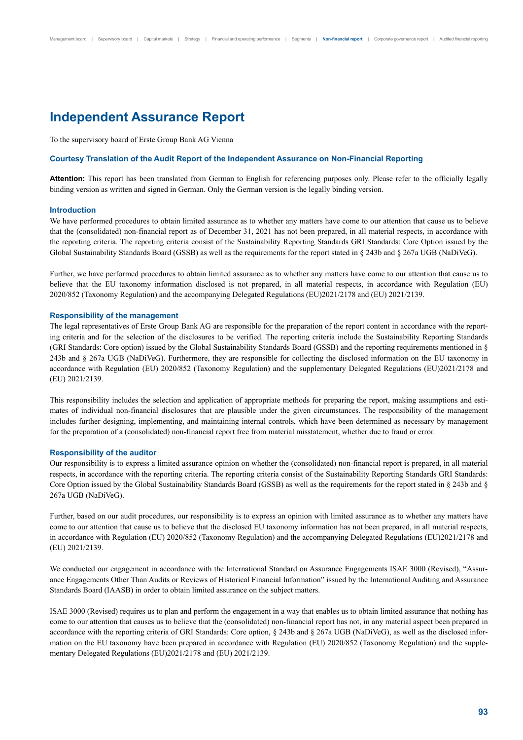# Independent Assurance Report

To the supervisory board of Erste Group Bank AG Vienna

### Courtesy Translation of the Audit Report of the Independent Assurance on Non-Financial Reporting

**Attention:** This report has been translated from German to English for referencing purposes only. Please refer to the officially legally binding version as written and signed in German. Only the German version is the legally binding version.

### Introduction

We have performed procedures to obtain limited assurance as to whether any matters have come to our attention that cause us to believe that the (consolidated) non-financial report as of December 31, 2021 has not been prepared, in all material respects, in accordance with the reporting criteria. The reporting criteria consist of the Sustainability Reporting Standards GRI Standards: Core Option issued by the Global Sustainability Standards Board (GSSB) as well as the requirements for the report stated in § 243b and § 267a UGB (NaDiVeG).

Further, we have performed procedures to obtain limited assurance as to whether any matters have come to our attention that cause us to believe that the EU taxonomy information disclosed is not prepared, in all material respects, in accordance with Regulation (EU) 2020/852 (Taxonomy Regulation) and the accompanying Delegated Regulations (EU)2021/2178 and (EU) 2021/2139.

### Responsibility of the management

The legal representatives of Erste Group Bank AG are responsible for the preparation of the report content in accordance with the reporting criteria and for the selection of the disclosures to be verified. The reporting criteria include the Sustainability Reporting Standards (GRI Standards: Core option) issued by the Global Sustainability Standards Board (GSSB) and the reporting requirements mentioned in § 243b and § 267a UGB (NaDiVeG). Furthermore, they are responsible for collecting the disclosed information on the EU taxonomy in accordance with Regulation (EU) 2020/852 (Taxonomy Regulation) and the supplementary Delegated Regulations (EU)2021/2178 and (EU) 2021/2139.

This responsibility includes the selection and application of appropriate methods for preparing the report, making assumptions and estimates of individual non-financial disclosures that are plausible under the given circumstances. The responsibility of the management includes further designing, implementing, and maintaining internal controls, which have been determined as necessary by management for the preparation of a (consolidated) non-financial report free from material misstatement, whether due to fraud or error.

### Responsibility of the auditor

Our responsibility is to express a limited assurance opinion on whether the (consolidated) non-financial report is prepared, in all material respects, in accordance with the reporting criteria. The reporting criteria consist of the Sustainability Reporting Standards GRI Standards: Core Option issued by the Global Sustainability Standards Board (GSSB) as well as the requirements for the report stated in § 243b and § 267a UGB (NaDiVeG).

Further, based on our audit procedures, our responsibility is to express an opinion with limited assurance as to whether any matters have come to our attention that cause us to believe that the disclosed EU taxonomy information has not been prepared, in all material respects, in accordance with Regulation (EU) 2020/852 (Taxonomy Regulation) and the accompanying Delegated Regulations (EU)2021/2178 and (EU) 2021/2139.

We conducted our engagement in accordance with the International Standard on Assurance Engagements ISAE 3000 (Revised), "Assurance Engagements Other Than Audits or Reviews of Historical Financial Information" issued by the International Auditing and Assurance Standards Board (IAASB) in order to obtain limited assurance on the subject matters.

ISAE 3000 (Revised) requires us to plan and perform the engagement in a way that enables us to obtain limited assurance that nothing has come to our attention that causes us to believe that the (consolidated) non-financial report has not, in any material aspect been prepared in accordance with the reporting criteria of GRI Standards: Core option, § 243b and § 267a UGB (NaDiVeG), as well as the disclosed information on the EU taxonomy have been prepared in accordance with Regulation (EU) 2020/852 (Taxonomy Regulation) and the supplementary Delegated Regulations (EU)2021/2178 and (EU) 2021/2139.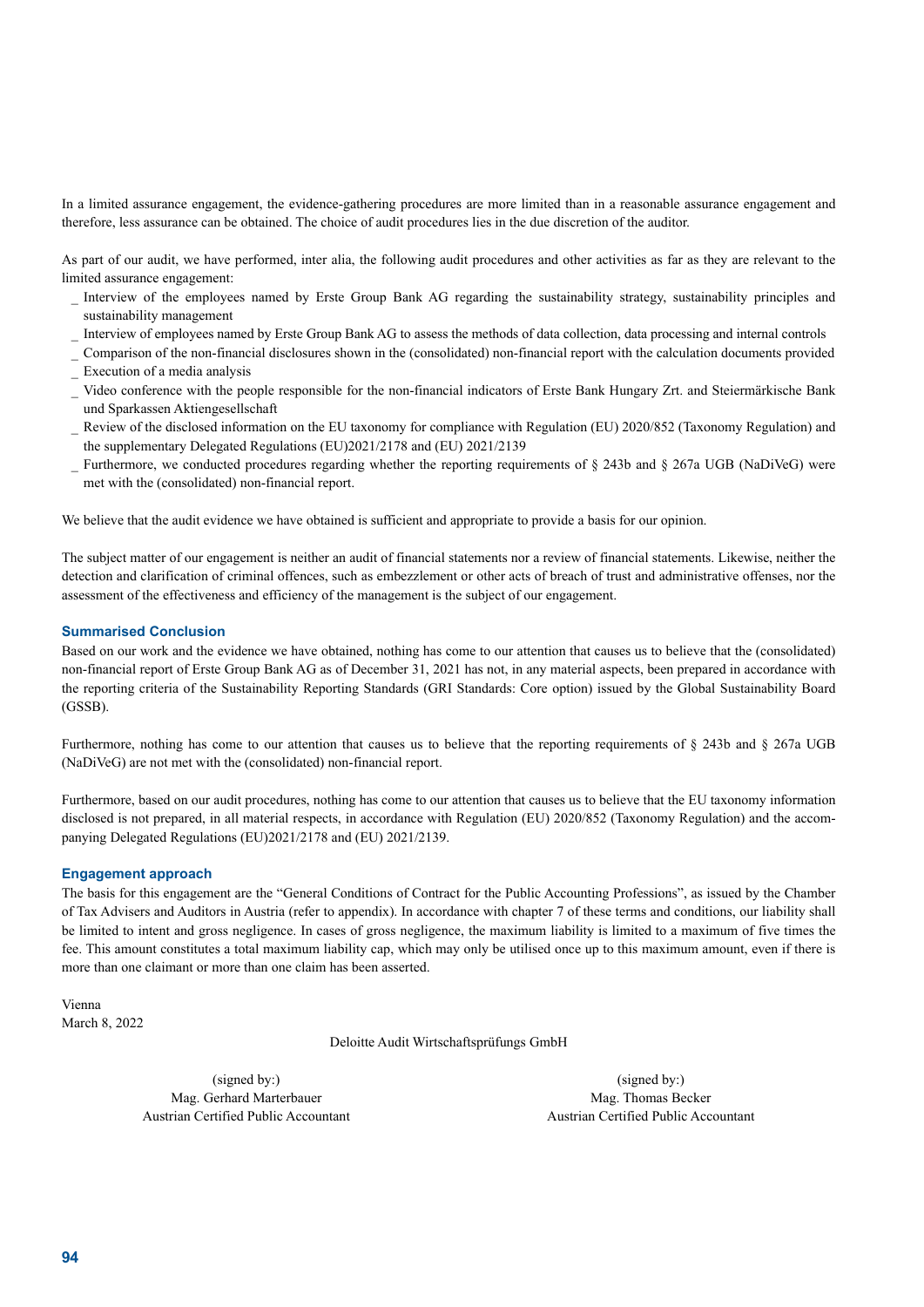In a limited assurance engagement, the evidence-gathering procedures are more limited than in a reasonable assurance engagement and therefore, less assurance can be obtained. The choice of audit procedures lies in the due discretion of the auditor.

As part of our audit, we have performed, inter alia, the following audit procedures and other activities as far as they are relevant to the limited assurance engagement:

- Interview of the employees named by Erste Group Bank AG regarding the sustainability strategy, sustainability principles and sustainability management
- Interview of employees named by Erste Group Bank AG to assess the methods of data collection, data processing and internal controls
- Comparison of the non-financial disclosures shown in the (consolidated) non-financial report with the calculation documents provided
- Execution of a media analysis
- Video conference with the people responsible for the non-financial indicators of Erste Bank Hungary Zrt. and Steiermärkische Bank und Sparkassen Aktiengesellschaft
- Review of the disclosed information on the EU taxonomy for compliance with Regulation (EU) 2020/852 (Taxonomy Regulation) and the supplementary Delegated Regulations (EU)2021/2178 and (EU) 2021/2139
- Furthermore, we conducted procedures regarding whether the reporting requirements of § 243b and § 267a UGB (NaDiVeG) were met with the (consolidated) non-financial report.

We believe that the audit evidence we have obtained is sufficient and appropriate to provide a basis for our opinion.

The subject matter of our engagement is neither an audit of financial statements nor a review of financial statements. Likewise, neither the detection and clarification of criminal offences, such as embezzlement or other acts of breach of trust and administrative offenses, nor the assessment of the effectiveness and efficiency of the management is the subject of our engagement.

## Summarised Conclusion

Based on our work and the evidence we have obtained, nothing has come to our attention that causes us to believe that the (consolidated) non-financial report of Erste Group Bank AG as of December 31, 2021 has not, in any material aspects, been prepared in accordance with the reporting criteria of the Sustainability Reporting Standards (GRI Standards: Core option) issued by the Global Sustainability Board (GSSB).

Furthermore, nothing has come to our attention that causes us to believe that the reporting requirements of § 243b and § 267a UGB (NaDiVeG) are not met with the (consolidated) non-financial report.

Furthermore, based on our audit procedures, nothing has come to our attention that causes us to believe that the EU taxonomy information disclosed is not prepared, in all material respects, in accordance with Regulation (EU) 2020/852 (Taxonomy Regulation) and the accompanying Delegated Regulations (EU)2021/2178 and (EU) 2021/2139.

## Engagement approach

The basis for this engagement are the "General Conditions of Contract for the Public Accounting Professions", as issued by the Chamber of Tax Advisers and Auditors in Austria (refer to appendix). In accordance with chapter 7 of these terms and conditions, our liability shall be limited to intent and gross negligence. In cases of gross negligence, the maximum liability is limited to a maximum of five times the fee. This amount constitutes a total maximum liability cap, which may only be utilised once up to this maximum amount, even if there is more than one claimant or more than one claim has been asserted.

Vienna
March 8, 2022

Deloitte Audit Wirtschaftsprüfungs GmbH

(signed by:)
Mag. Gerhard Marterbauer
Austrian Certified Public Accountant

(signed by:)
Mag. Thomas Becker
Austrian Certified Public Accountant